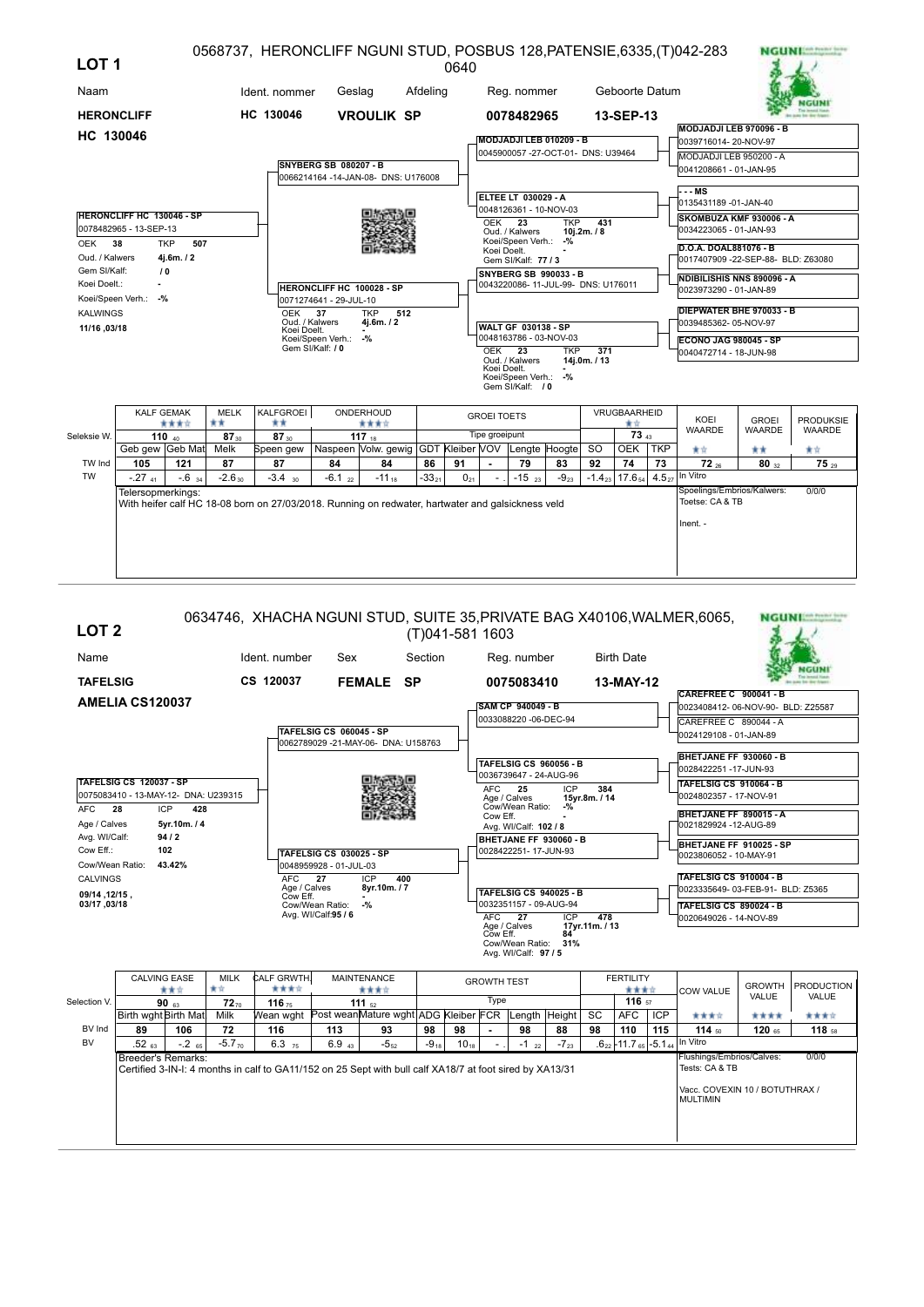# LOT 1

0568737, HERONCLIFF NGUNI STUD, POSBUS 128,PATENSIE,6335,(T)042-283 0640

| Naam | Ident. nommer | Geslag | Afdeling | Reg. nommer | Geboorte Datum |
|---|---|---|---|---|---|
| **HERONCLIFF HC 130046** | **HC 130046** | **VROULIK** | **SP** | **0078482965** | **13-SEP-13** |

**HERONCLIFF HC 130046 - SP**
0078482965 - 13-SEP-13
OEK 38 TKP 507
Oud. / Kalwers 4j.6m. / 2
Gem Sl/Kalf: / 0
Koei Doelt.: -
Koei/Speen Verh.: -%
KALWINGS
11/16 ,03/18

**Pedigree:**

- **Sire: SNYBERG SB 080207 - B** — 0066214164 -14-JAN-08- DNS: U176008
  - **MODJADJI LEB 010209 - B** — 0045900057 -27-OCT-01- DNS: U39464
    - **MODJADJI LEB 970096 - B** — 0039716014- 20-NOV-97
    - MODJADJI LEB 950200 - A — 0041208661 - 01-JAN-95
  - **ELTEE LT 030029 - A** — 0048126361 - 10-NOV-03; OEK 23, TKP 431, Oud. / Kalwers 10j.2m. / 8, Koei/Speen Verh.: -%, Koei Doelt. -, Gem Sl/Kalf: 77 / 3
    - **- - MS** — 0135431189 -01-JAN-40
    - **SKOMBUZA KMF 930006 - A** — 0034223065 - 01-JAN-93
- **Dam: HERONCLIFF HC 100028 - SP** — 0071274641 - 29-JUL-10; OEK 37, TKP 512, Oud. / Kalwers 4j.6m. / 2, Koei Doelt. -, Koei/Speen Verh.: -%, Gem Sl/Kalf: / 0
  - **SNYBERG SB 990033 - B** — 0043220086- 11-JUL-99- DNS: U176011
    - **D.O.A. DOAL881076 - B** — 0017407909 -22-SEP-88- BLD: Z63080
    - **NDIBILISHIS NNS 890096 - A** — 0023973290 - 01-JAN-89
  - **WALT GF 030138 - SP** — 0048163786 - 03-NOV-03; OEK 23, TKP 371, Oud. / Kalwers 14j.0m. / 13, Koei Doelt. -, Koei/Speen Verh.: -%, Gem Sl/Kalf: / 0
    - **DIEPWATER BHE 970033 - B** — 0039485362- 05-NOV-97
    - **ECONO JAG 980045 - SP** — 0040472714 - 18-JUN-98

| | KALF GEMAK ★★★☆ | | MELK ★★ | KALFGROEI ★★ | ONDERHOUD ★★★☆ | | GROEI TOETS | | | | | VRUGBAARHEID ★☆ | | | KOEI WAARDE | GROEI WAARDE | PRODUKSIE WAARDE |
|---|---|---|---|---|---|---|---|---|---|---|---|---|---|---|---|---|---|
| Seleksie W. | 110 40 | | 87 30 | 87 30 | 117 18 | | Tipe groeipunt | | | | | | 73 43 | | ★☆ | ★★ | ★☆ |
| | Geb gew | Geb Mat | Melk | Speen gew | Naspeen | Volw. gewig | GDT | Kleiber | VOV | Lengte | Hoogte | SO | OEK | TKP | | | |
| TW Ind | 105 | 121 | 87 | 87 | 84 | 84 | 86 | 91 | - | 79 | 83 | 92 | 74 | 73 | 72 26 | 80 32 | 75 29 |
| TW | -.27 41 | -.6 34 | -2.6 30 | -3.4 30 | -6.1 22 | -11 18 | -33 21 | 0 21 | - . | -15 23 | -9 23 | -1.4 23 | 17.6 54 | 4.5 27 | In Vitro | | |

Telersopmerkings:
With heifer calf HC 18-08 born on 27/03/2018. Running on redwater, hartwater and galsickness veld

Spoelings/Embrios/Kalwers: 0/0/0
Toetse: CA & TB
Inent. -

# LOT 2

0634746, XHACHA NGUNI STUD, SUITE 35,PRIVATE BAG X40106,WALMER,6065, (T)041-581 1603

| Name | Ident. number | Sex | Section | Reg. number | Birth Date |
|---|---|---|---|---|---|
| **TAFELSIG AMELIA CS120037** | **CS 120037** | **FEMALE** | **SP** | **0075083410** | **13-MAY-12** |

**TAFELSIG CS 120037 - SP**
0075083410 - 13-MAY-12- DNA: U239315
AFC 28 ICP 428
Age / Calves 5yr.10m. / 4
Avg. Wl/Calf: 94 / 2
Cow Eff.: 102
Cow/Wean Ratio: 43.42%
CALVINGS
09/14 ,12/15 ,
03/17 ,03/18

**Pedigree:**

- **Sire: TAFELSIG CS 060045 - SP** — 0062789029 -21-MAY-06- DNA: U158763
  - **SAM CP 940049 - B** — 0033088220 -06-DEC-94
    - **CAREFREE C 900041 - B** — 0023408412- 06-NOV-90- BLD: Z25587
    - CAREFREE C 890044 - A — 0024129108 - 01-JAN-89
  - **TAFELSIG CS 960056 - B** — 0036739647 - 24-AUG-96; AFC 25, ICP 384, Age / Calves 15yr.8m. / 14, Cow/Wean Ratio: -%, Cow Eff. -, Avg. Wl/Calf: 102 / 8
    - **BHETJANE FF 930060 - B** — 0028422251 -17-JUN-93
    - **TAFELSIG CS 910064 - B** — 0024802357 - 17-NOV-91
- **Dam: TAFELSIG CS 030025 - SP** — 0048959928 - 01-JUL-03; AFC 27, ICP 400, Age / Calves 8yr.10m. / 7, Cow Eff. -, Cow/Wean Ratio: -%, Avg. Wl/Calf: 95 / 6
  - **BHETJANE FF 930060 - B** — 0028422251- 17-JUN-93
    - **BHETJANE FF 890015 - A** — 0021829924 -12-AUG-89
    - **BHETJANE FF 910025 - SP** — 0023806052 - 10-MAY-91
  - **TAFELSIG CS 940025 - B** — 0032351157 - 09-AUG-94; AFC 27, ICP 478, Age / Calves 17yr.11m. / 13, Cow Eff. 84, Cow/Wean Ratio: 31%, Avg. Wl/Calf: 97 / 5
    - **TAFELSIG CS 910004 - B** — 0023335649- 03-FEB-91- BLD: Z5365
    - **TAFELSIG CS 890024 - B** — 0020649026 - 14-NOV-89

| | CALVING EASE ★★☆ | | MILK ★☆ | CALF GRWTH ★★★☆ | MAINTENANCE ★★★☆ | | GROWTH TEST | | | | | FERTILITY ★★★☆ | | | COW VALUE | GROWTH VALUE | PRODUCTION VALUE |
|---|---|---|---|---|---|---|---|---|---|---|---|---|---|---|---|---|---|
| Selection V. | 90 63 | | 72 70 | 116 75 | 111 52 | | Type | | | | | | 116 57 | | ★★★☆ | ★★★★ | ★★★☆ |
| | Birth wght | Birth Mat | Milk | Wean wght | Post wean | Mature wght | ADG | Kleiber | FCR | Length | Height | SC | AFC | ICP | | | |
| BV Ind | 89 | 106 | 72 | 116 | 113 | 93 | 98 | 98 | - | 98 | 88 | 98 | 110 | 115 | 114 50 | 120 65 | 118 58 |
| BV | .52 63 | -.2 65 | -5.7 70 | 6.3 75 | 6.9 43 | -5 52 | -9 18 | 10 18 | - . | -1 22 | -7 23 | .6 22 | -11.7 65 | -5.1 44 | In Vitro | | |

Breeder's Remarks:
Certified 3-IN-I: 4 months in calf to GA11/152 on 25 Sept with bull calf XA18/7 at foot sired by XA13/31

Flushings/Embrios/Calves: 0/0/0
Tests: CA & TB
Vacc. COVEXIN 10 / BOTUTHRAX / MULTIMIN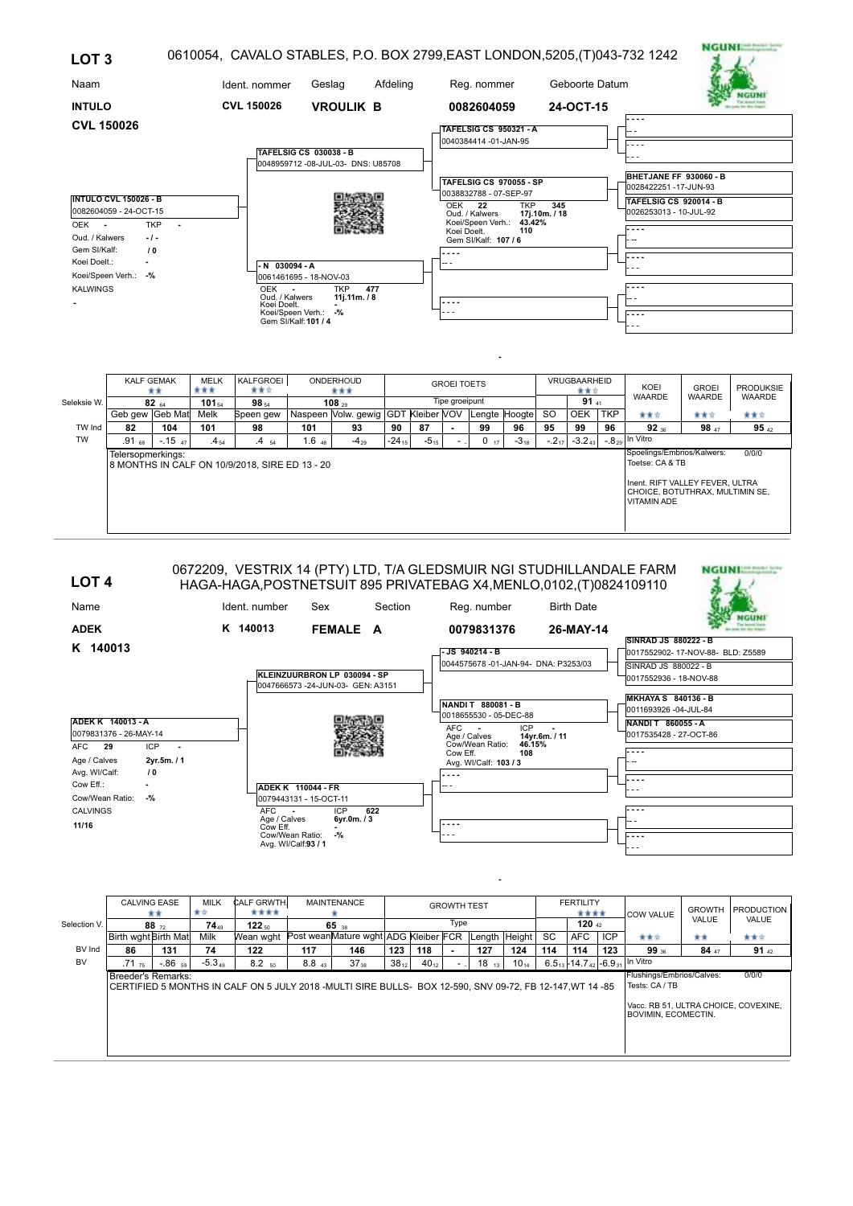## LOT 3

0610054, CAVALO STABLES, P.O. BOX 2799,EAST LONDON,5205,(T)043-732 1242

| Naam | Ident. nommer | Geslag | Afdeling | Reg. nommer | Geboorte Datum |
|---|---|---|---|---|---|
| **INTULO** | **CVL 150026** | **VROULIK B** | | **0082604059** | **24-OCT-15** |

**CVL 150026**

**INTULO CVL 150026 - B**
0082604059 - 24-OCT-15
OEK - TKP -
Oud. / Kalwers -/-
Gem Sl/Kalf: /0
Koei Doelt.: -
Koei/Speen Verh.: -%
KALWINGS
-

**Stamboom:**

- Vaar: **TAFELSIG CS 030038 - B** — 0048959712 -08-JUL-03- DNS: U85708
  - **TAFELSIG CS 950321 - A** — 0040384414 -01-JAN-95
    - - - - -
    - - - - -
  - **TAFELSIG CS 970055 - SP** — 0038832788 - 07-SEP-97; OEK 22, TKP 345; Oud. / Kalwers 17j.10m. / 18; Koei/Speen Verh.: 43.42%; Koei Doelt. 110; Gem Sl/Kalf: 107 / 6
    - **BHETJANE FF 930060 - B** — 0028422251 -17-JUN-93
    - **TAFELSIG CS 920014 - B** — 0026253013 - 10-JUL-92
- Moer: **- N 030094 - A** — 0061461695 - 18-NOV-03; OEK -, TKP 477; Oud. / Kalwers 11j.11m. / 8; Koei Doelt. -; Koei/Speen Verh.: -%; Gem Sl/Kalf: 101 / 4
  - - - - -
    - - - - -
    - - - - -
  - - - - -
    - - - - -
    - - - - -

| | KALF GEMAK ★★ | | MELK ★★★ | KALFGROEI ★★☆ | ONDERHOUD ★★★ | | GROEI TOETS | | | | | VRUGBAARHEID ★★☆ | | | KOEI WAARDE | GROEI WAARDE | PRODUKSIE WAARDE |
|---|---|---|---|---|---|---|---|---|---|---|---|---|---|---|---|---|---|
| Seleksie W. | 82 [64] | | 101 [54] | 98 [54] | 108 [29] | | Tipe groeipunt | | | | | | 91 [41] | | | | |
| | Geb gew | Geb Mat | Melk | Speen gew | Naspeen | Volw. gewig | GDT | Kleiber | VOV | Lengte | Hoogte | SO | OEK | TKP | ★★☆ | ★★☆ | ★★☆ |
| TW Ind | 82 | 104 | 101 | 98 | 101 | 93 | 90 | 87 | - | 99 | 96 | 95 | 99 | 96 | 92 [36] | 98 [47] | 95 [42] |
| TW | .91 [68] | -.15 [47] | .4 [54] | .4 [54] | 1.6 [48] | -4 [29] | -24 [15] | -5 [15] | - . | 0 [17] | -3 [18] | -.2 [17] | -3.2 [43] | -.8 [29] | In Vitro | | |

Telersopmerkings:
8 MONTHS IN CALF ON 10/9/2018, SIRE ED 13 - 20

Spoelings/Embrios/Kalwers: 0/0/0
Toetse: CA & TB

Inent. RIFT VALLEY FEVER, ULTRA CHOICE, BOTUTHRAX, MULTIMIN SE, VITAMIN ADE

## LOT 4

0672209, VESTRIX 14 (PTY) LTD, T/A GLEDSMUIR NGI STUDHILLANDALE FARM HAGA-HAGA,POSTNETSUIT 895 PRIVATEBAG X4,MENLO,0102,(T)0824109110

| Name | Ident. number | Sex | Section | Reg. number | Birth Date |
|---|---|---|---|---|---|
| **ADEK** | **K 140013** | **FEMALE** | **A** | **0079831376** | **26-MAY-14** |

**K 140013**

**ADEK K 140013 - A**
0079831376 - 26-MAY-14
AFC 29 ICP -
Age / Calves 2yr.5m. / 1
Avg. Wl/Calf: /0
Cow Eff.: -
Cow/Wean Ratio: -%
CALVINGS
11/16

**Pedigree:**

- Sire: **KLEINZUURBRON LP 030094 - SP** — 0047666573 -24-JUN-03- GEN: A3151
  - **- JS 940214 - B** — 0044575678 -01-JAN-94- DNA: P3253/03
    - **SINRAD JS 880022 - B** — 0017552902- 17-NOV-88- BLD: Z5589
    - **SINRAD JS 880022 - B** — 0017552936 - 18-NOV-88
  - **NANDI T 880081 - B** — 0018655530 - 05-DEC-88; AFC -, ICP -; Age / Calves 14yr.6m. / 11; Cow/Wean Ratio: 46.15%; Cow Eff. 108; Avg. Wl/Calf: 103 / 3
    - **MKHAYA S 840136 - B** — 0011693926 -04-JUL-84
    - **NANDI T 860055 - A** — 0017535428 - 27-OCT-86
- Dam: **ADEK K 110044 - FR** — 0079443131 - 15-OCT-11; AFC -, ICP 622; Age / Calves 6yr.0m. / 3; Cow Eff. -; Cow/Wean Ratio: -%; Avg. Wl/Calf: 93 / 1
  - - - - -
    - - - - -
    - - - - -
  - - - - -
    - - - - -
    - - - - -

| | CALVING EASE ★★ | | MILK ★☆ | CALF GRWTH ★★★★ | MAINTENANCE ★ | | GROWTH TEST | | | | | FERTILITY ★★★★ | | | COW VALUE | GROWTH VALUE | PRODUCTION VALUE |
|---|---|---|---|---|---|---|---|---|---|---|---|---|---|---|---|---|---|
| Selection V. | 88 [72] | | 74 [49] | 122 [50] | 65 [38] | | Type | | | | | | 120 [42] | | | | |
| | Birth wght | Birth Mat | Milk | Wean wght | Post wean | Mature wght | ADG | Kleiber | FCR | Length | Height | SC | AFC | ICP | ★★☆ | ★★ | ★★☆ |
| BV Ind | 86 | 131 | 74 | 122 | 117 | 146 | 123 | 118 | - | 127 | 124 | 114 | 114 | 123 | 99 [36] | 84 [47] | 91 [42] |
| BV | .71 [75] | -.86 [59] | -5.3 [49] | 8.2 [50] | 8.8 [43] | 37 [38] | 38 [12] | 40 [12] | - . | 18 [13] | 10 [14] | 6.5 [13] | -14.7 [42] | -6.9 [31] | In Vitro | | |

Breeder's Remarks:
CERTIFIED 5 MONTHS IN CALF ON 5 JULY 2018 -MULTI SIRE BULLS- BOX 12-590, SNV 09-72, FB 12-147,WT 14 -85

Flushings/Embrios/Calves: 0/0/0
Tests: CA / TB

Vacc. RB 51, ULTRA CHOICE, COVEXINE, BOVIMIN, ECOMECTIN.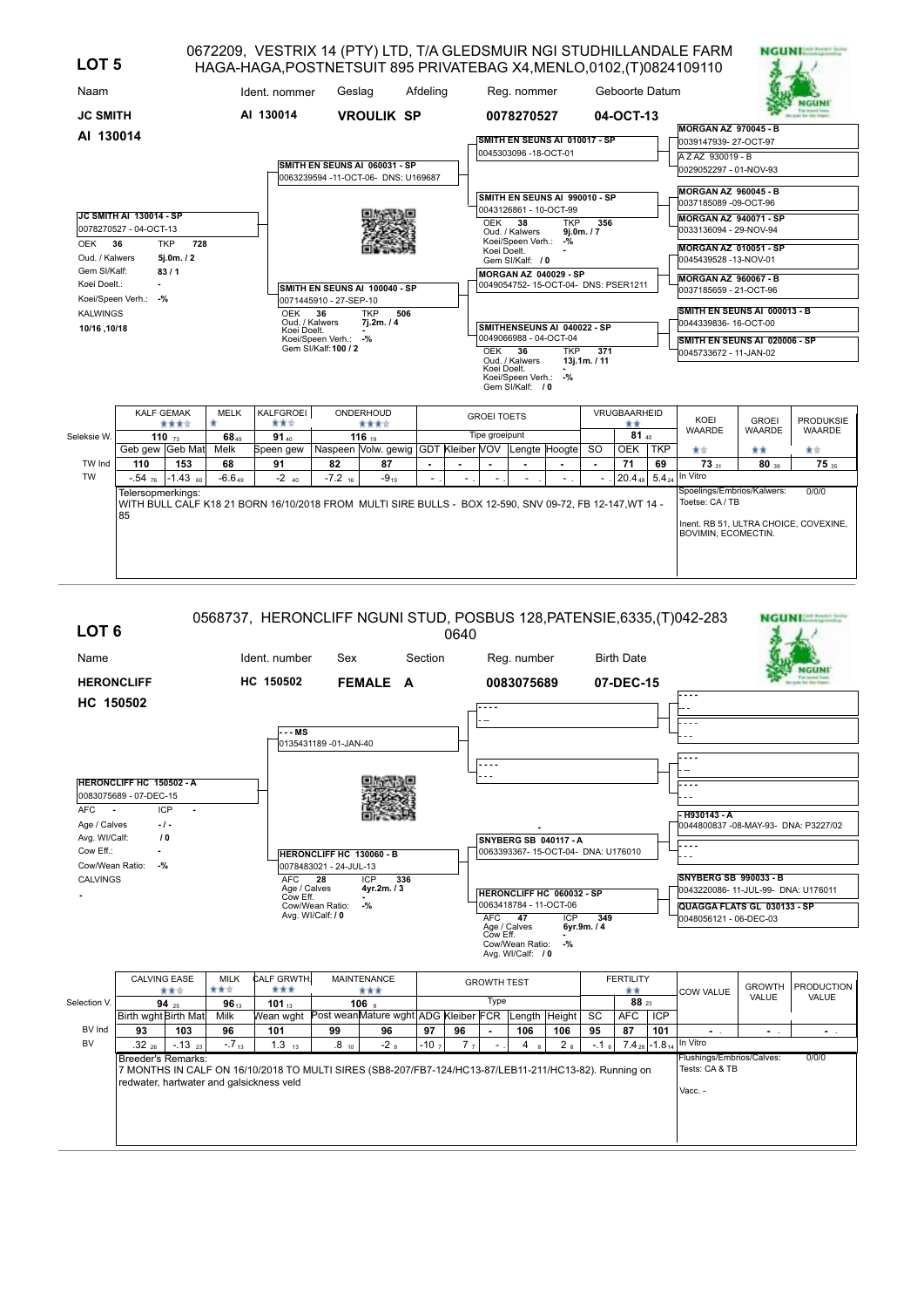## LOT 5

0672209, VESTRIX 14 (PTY) LTD, T/A GLEDSMUIR NGI STUDHILLANDALE FARM HAGA-HAGA,POSTNETSUIT 895 PRIVATEBAG X4,MENLO,0102,(T)0824109110

| Naam | Ident. nommer | Geslag | Afdeling | Reg. nommer | Geboorte Datum |
|---|---|---|---|---|---|
| **JC SMITH** | **AI 130014** | **VROULIK SP** | | **0078270527** | **04-OCT-13** |

**AI 130014**

**JC SMITH AI 130014 - SP**
0078270527 - 04-OCT-13
OEK 36 TKP 728
Oud. / Kalwers 5j.0m. / 2
Gem SI/Kalf: 83 / 1
Koei Doelt.: -
Koei/Speen Verh.: -%
KALWINGS
10/16 ,10/18

**Stamboom:**

- **SMITH EN SEUNS AI 060031 - SP** 0063239594 -11-OCT-06- DNS: U169687
  - **SMITH EN SEUNS AI 010017 - SP** 0045303096 -18-OCT-01
    - **MORGAN AZ 970045 - B** 0039147939- 27-OCT-97
    - A Z AZ 930019 - B 0029052297 - 01-NOV-93
  - **SMITH EN SEUNS AI 990010 - SP** 0043126861 - 10-OCT-99 — OEK 38, TKP 356, Oud. / Kalwers 9j.0m. / 7, Koei/Speen Verh.: -%, Koei Doelt. -, Gem SI/Kalf: / 0
    - **MORGAN AZ 960045 - B** 0037185089 -09-OCT-96
    - **MORGAN AZ 940071 - SP** 0033136094 - 29-NOV-94
- **SMITH EN SEUNS AI 100040 - SP** 0071445910 - 27-SEP-10 — OEK 36, TKP 506, Oud. / Kalwers 7j.2m. / 4, Koei Doelt. -, Koei/Speen Verh.: -%, Gem SI/Kalf: 100 / 2
  - **MORGAN AZ 040029 - SP** 0049054752- 15-OCT-04- DNS: PSER1211
    - **MORGAN AZ 010051 - SP** 0045439528 -13-NOV-01
    - **MORGAN AZ 960067 - B** 0037185659 - 21-OCT-96
  - **SMITHENSEUNS AI 040022 - SP** 0049066988 - 04-OCT-04 — OEK 36, TKP 371, Oud. / Kalwers 13j.1m. / 11, Koei Doelt. -, Koei/Speen Verh.: -%, Gem SI/Kalf: / 0
    - **SMITH EN SEUNS AI 000013 - B** 0044339836- 16-OCT-00
    - **SMITH EN SEUNS AI 020006 - SP** 0045733672 - 11-JAN-02

| | KALF GEMAK ★★★☆ | | MELK ★ | KALFGROEI ★★☆ | ONDERHOUD ★★★☆ | | GROEI TOETS | | | | | | VRUGBAARHEID ★★ | | | KOEI WAARDE ★☆ | GROEI WAARDE ★★ | PRODUKSIE WAARDE ★☆ |
|---|---|---|---|---|---|---|---|---|---|---|---|---|---|---|---|---|---|---|
| Seleksie W. | 110 ₇₃ | | 68 ₄₉ | 91 ₄₀ | 116 ₁₉ | | Tipe groeipunt | | | | | | | 81 ₄₀ | | | | |
| | Geb gew | Geb Mat | Melk | Speen gew | Naspeen | Volw. gewig | GDT | Kleiber | VOV | Lengte | Hoogte | SO | OEK | TKP | | | |
| TW Ind | 110 | 153 | 68 | 91 | 82 | 87 | - | - | - | - | - | - | 71 | 69 | 73 ₃₁ | 80 ₃₉ | 75 ₃₅ |
| TW | -.54 ₇₆ | -1.43 ₆₀ | -6.6 ₄₉ | -2 ₄₀ | -7.2 ₁₆ | -9 ₁₉ | - | - | - | - | - | - | 20.4 ₄₈ | 5.4 ₂₄ | In Vitro | | |

Telersopmerkings:
WITH BULL CALF K18 21 BORN 16/10/2018 FROM MULTI SIRE BULLS - BOX 12-590, SNV 09-72, FB 12-147,WT 14 - 85

Spoelings/Embrios/Kalwers: 0/0/0
Toetse: CA / TB

Inent. RB 51, ULTRA CHOICE, COVEXINE, BOVIMIN, ECOMECTIN.

## LOT 6

0568737, HERONCLIFF NGUNI STUD, POSBUS 128,PATENSIE,6335,(T)042-283 0640

| Name | Ident. number | Sex | Section | Reg. number | Birth Date |
|---|---|---|---|---|---|
| **HERONCLIFF** | **HC 150502** | **FEMALE** | **A** | **0083075689** | **07-DEC-15** |

**HC 150502**

**HERONCLIFF HC 150502 - A**
0083075689 - 07-DEC-15
AFC - ICP -
Age / Calves - / -
Avg. WI/Calf: / 0
Cow Eff.: -
Cow/Wean Ratio: -%
CALVINGS
-

**Pedigree:**

- **- - - MS** 0135431189 -01-JAN-40
  - - - - -
    - - - - -
    - - - - -
  - - - - -
    - - - - -
    - - - - -
- **HERONCLIFF HC 130060 - B** 0078483021 - 24-JUL-13 — AFC 28, ICP 336, Age / Calves 4yr.2m. / 3, Cow Eff. -, Cow/Wean Ratio: -%, Avg. WI/Calf: / 0
  - **SNYBERG SB 040117 - A** 0063393367- 15-OCT-04- DNA: U176010
    - **- H930143 - A** 0044800837 -08-MAY-93- DNA: P3227/02
    - - - - -
  - **HERONCLIFF HC 060032 - SP** 0063418784 - 11-OCT-06 — AFC 47, ICP 349, Age / Calves 6yr.9m. / 4, Cow Eff. -, Cow/Wean Ratio: -%, Avg. WI/Calf: / 0
    - **SNYBERG SB 990033 - B** 0043220086- 11-JUL-99- DNA: U176011
    - **QUAGGA FLATS GL 030133 - SP** 0048056121 - 06-DEC-03

| | CALVING EASE ★★☆ | | MILK ★★☆ | CALF GRWTH ★★★ | MAINTENANCE ★★★ | | GROWTH TEST | | | | | | FERTILITY ★★ | | | COW VALUE | GROWTH VALUE | PRODUCTION VALUE |
|---|---|---|---|---|---|---|---|---|---|---|---|---|---|---|---|---|---|---|
| Selection V. | 94 ₂₅ | | 96 ₁₃ | 101 ₁₃ | 106 ₉ | | Type | | | | | | | 88 ₂₃ | | | | |
| | Birth wght | Birth Mat | Milk | Wean wght | Post wean | Mature wght | ADG | Kleiber | FCR | Length | Height | SC | AFC | ICP | | | |
| BV Ind | 93 | 103 | 96 | 101 | 99 | 96 | 97 | 96 | - | 106 | 106 | 95 | 87 | 101 | - | - | - |
| BV | .32 ₂₆ | -.13 ₂₃ | -.7 ₁₃ | 1.3 ₁₃ | .8 ₁₀ | -2 ₉ | -10 ₇ | 7 ₇ | - | 4 ₈ | 2 ₈ | -.1 ₈ | 7.4 ₂₈ | -1.8 ₁₄ | In Vitro | | |

Breeder's Remarks:
7 MONTHS IN CALF ON 16/10/2018 TO MULTI SIRES (SB8-207/FB7-124/HC13-87/LEB11-211/HC13-82). Running on redwater, hartwater and galsickness veld

Flushings/Embrios/Calves: 0/0/0
Tests: CA & TB

Vacc. -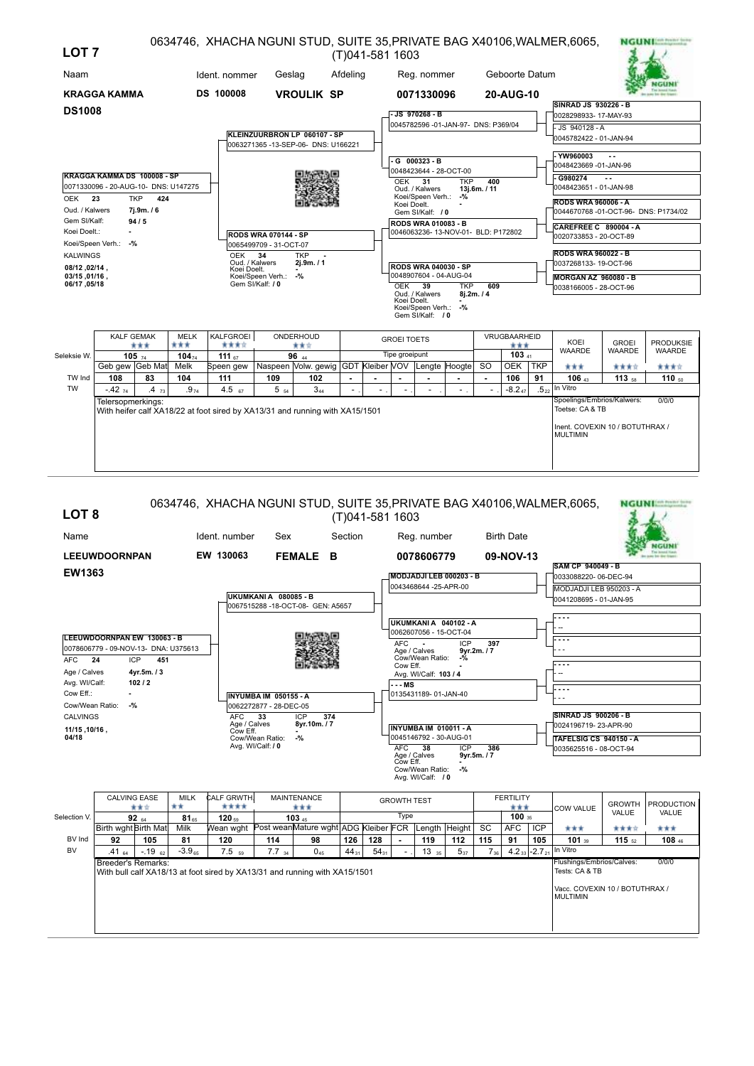# LOT 7

0634746, XHACHA NGUNI STUD, SUITE 35,PRIVATE BAG X40106,WALMER,6065, (T)041-581 1603

| Naam | Ident. nommer | Geslag | Afdeling | Reg. nommer | Geboorte Datum |
|---|---|---|---|---|---|
| **KRAGGA KAMMA** | **DS 100008** | **VROULIK SP** | | **0071330096** | **20-AUG-10** |

**DS1008**

**KRAGGA KAMMA DS 100008 - SP**
0071330096 - 20-AUG-10- DNS: U147275
OEK **23** TKP **424**
Oud. / Kalwers **7j.9m. / 6**
Gem SI/Kalf: **94 / 5**
Koei Doelt.: -
Koei/Speen Verh.: -%
KALWINGS
**08/12 ,02/14 , 03/15 ,01/16 , 06/17 ,05/18**

**Pedigree:**

- **KLEINZUURBRON LP 060107 - SP** 0063271365 -13-SEP-06- DNS: U166221
  - **JS 970268 - B** 0045782596 -01-JAN-97- DNS: P369/04
    - **SINRAD JS 930226 - B** 0028298933- 17-MAY-93
    - JS 940128 - A 0045782422 - 01-JAN-94
  - **G 000323 - B** 0048423644 - 28-OCT-00 — OEK **31**, TKP **400**, Oud. / Kalwers **13j.6m. / 11**, Koei/Speen Verh.: -%, Koei Doelt. -, Gem SI/Kalf: **/ 0**
    - YW960003 - - 0048423669 -01-JAN-96
    - G980274 - - 0048423651 - 01-JAN-98
- **RODS WRA 070144 - SP** 0065499709 - 31-OCT-07 — OEK **34**, TKP -, Oud. / Kalwers **2j.9m. / 1**, Koei Doelt. -, Koei/Speen Verh.: -%, Gem SI/Kalf: **/ 0**
  - **RODS WRA 010083 - B** 0046063236- 13-NOV-01- BLD: P172802
    - **RODS WRA 960006 - A** 0044670768 -01-OCT-96- DNS: P1734/02
    - **CAREFREE C 890004 - A** 0020733853 - 20-OCT-89
  - **RODS WRA 040030 - SP** 0048907604 - 04-AUG-04 — OEK **39**, TKP **609**, Oud. / Kalwers **8j.2m. / 4**, Koei Doelt. -, Koei/Speen Verh.: -%, Gem SI/Kalf: **/ 0**
    - **RODS WRA 960022 - B** 0037268133- 19-OCT-96
    - **MORGAN AZ 960080 - B** 0038166005 - 28-OCT-96

| | KALF GEMAK ★★★ | | MELK ★★★ | KALFGROEI ★★★☆ | ONDERHOUD ★★☆ | | GROEI TOETS | | | | | | VRUGBAARHEID ★★★ | | | KOEI WAARDE | GROEI WAARDE | PRODUKSIE WAARDE |
|---|---|---|---|---|---|---|---|---|---|---|---|---|---|---|---|---|---|---|
| Seleksie W. | 105 $_{74}$ | | 104$_{74}$ | 111 $_{67}$ | 96 $_{44}$ | | Tipe groeipunt | | | | | | 103 $_{41}$ | | | | | |
| | Geb gew | Geb Mat | Melk | Speen gew | Naspeen | Volw. gewig | GDT | Kleiber | VOV | Lengte | Hoogte | SO | OEK | TKP | ★★★ | ★★★☆ | ★★★ |
| TW Ind | 108 | 83 | 104 | 111 | 109 | 102 | - | - | - | - | - | - | 106 | 91 | 106 $_{43}$ | 113 $_{58}$ | 110 $_{50}$ |
| TW | -.42 $_{74}$ | .4 $_{73}$ | .9$_{74}$ | 4.5 $_{67}$ | 5 $_{54}$ | 3$_{44}$ | - | - | - | - | - | - | -8.2$_{47}$ | .5$_{22}$ | In Vitro | | |

Telersopmerkings:
With heifer calf XA18/22 at foot sired by XA13/31 and running with XA15/1501

Spoelings/Embrios/Kalwers: 0/0/0
Toetse: CA & TB

Inent. COVEXIN 10 / BOTUTHRAX / MULTIMIN

# LOT 8

0634746, XHACHA NGUNI STUD, SUITE 35,PRIVATE BAG X40106,WALMER,6065, (T)041-581 1603

| Name | Ident. number | Sex | Section | Reg. number | Birth Date |
|---|---|---|---|---|---|
| **LEEUWDOORNPAN** | **EW 130063** | **FEMALE** | **B** | **0078606779** | **09-NOV-13** |

**EW1363**

**LEEUWDOORNPAN EW 130063 - B**
0078606779 - 09-NOV-13- DNA: U375613
AFC **24** ICP **451**
Age / Calves **4yr.5m. / 3**
Avg. WI/Calf: **102 / 2**
Cow Eff.: -
Cow/Wean Ratio: -%
CALVINGS
**11/15 ,10/16 , 04/18**

**Pedigree:**

- **UKUMKANI A 080085 - B** 0067515288 -18-OCT-08- GEN: A5657
  - **MODJADJI LEB 000203 - B** 0043468644 -25-APR-00
    - **SAM CP 940049 - B** 0033088220- 06-DEC-94
    - MODJADJI LEB 950203 - A 0041208695 - 01-JAN-95
  - **UKUMKANI A 040102 - A** 0062607056 - 15-OCT-04 — AFC -, ICP **397**, Age / Calves **9yr.2m. / 7**, Cow/Wean Ratio: -%, Cow Eff. -, Avg. WI/Calf: **103 / 4**
    - - - - -
    - - - - -
- **INYUMBA IM 050155 - A** 0062272877 - 28-DEC-05 — AFC **33**, ICP **374**, Age / Calves **8yr.10m. / 7**, Cow Eff. -, Cow/Wean Ratio: -%, Avg. WI/Calf: **/ 0**
  - **- - - MS** 0135431189- 01-JAN-40
    - - - - -
    - - - - -
  - **INYUMBA IM 010011 - A** 0045146792 - 30-AUG-01 — AFC **38**, ICP **386**, Age / Calves **9yr.5m. / 7**, Cow Eff. -, Cow/Wean Ratio: -%, Avg. WI/Calf: **/ 0**
    - **SINRAD JS 900206 - B** 0024196719- 23-APR-90
    - **TAFELSIG CS 940150 - A** 0035625516 - 08-OCT-94

| | CALVING EASE ★★☆ | | MILK ★★ | CALF GRWTH ★★★★ | MAINTENANCE ★★★ | | GROWTH TEST | | | | | | FERTILITY ★★★ | | | COW VALUE | GROWTH VALUE | PRODUCTION VALUE |
|---|---|---|---|---|---|---|---|---|---|---|---|---|---|---|---|---|---|---|
| Selection V. | 92 $_{64}$ | | 81$_{65}$ | 120 $_{59}$ | 103 $_{45}$ | | Type | | | | | | 100 $_{35}$ | | | | | |
| | Birth wght | Birth Mat | Milk | Wean wght | Post wean | Mature wght | ADG | Kleiber | FCR | Length | Height | SC | AFC | ICP | ★★★ | ★★★☆ | ★★★ |
| BV Ind | 92 | 105 | 81 | 120 | 114 | 98 | 126 | 128 | - | 119 | 112 | 115 | 91 | 105 | 101 $_{39}$ | 115 $_{52}$ | 108 $_{46}$ |
| BV | .41 $_{64}$ | -.19 $_{62}$ | -3.9$_{65}$ | 7.5 $_{59}$ | 7.7 $_{34}$ | 0$_{45}$ | 44$_{31}$ | 54$_{31}$ | - | 13 $_{35}$ | 5$_{37}$ | 7$_{36}$ | 4.2$_{33}$ | -2.7$_{21}$ | In Vitro | | |

Breeder's Remarks:
With bull calf XA18/13 at foot sired by XA13/31 and running with XA15/1501

Flushings/Embrios/Calves: 0/0/0
Tests: CA & TB

Vacc. COVEXIN 10 / BOTUTHRAX / MULTIMIN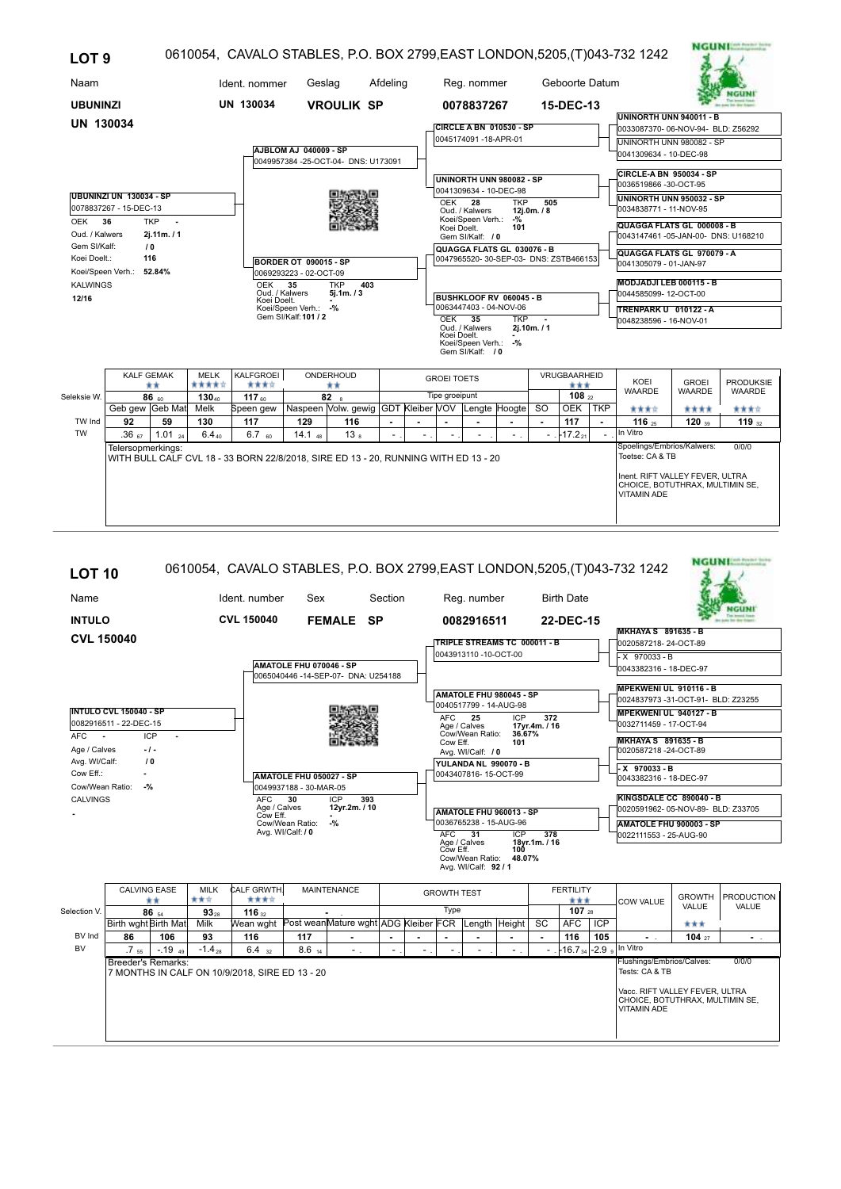## LOT 9

0610054, CAVALO STABLES, P.O. BOX 2799,EAST LONDON,5205,(T)043-732 1242

| Naam | Ident. nommer | Geslag | Afdeling | Reg. nommer | Geboorte Datum |
|---|---|---|---|---|---|
| **UBUNINZI** | **UN 130034** | **VROULIK** | **SP** | **0078837267** | **15-DEC-13** |

**UN 130034**

**UBUNINZI UN 130034 - SP**
0078837267 - 15-DEC-13
OEK 36 TKP -
Oud. / Kalwers 2j.11m. / 1
Gem Sl/Kalf: / 0
Koei Doelt.: 116
Koei/Speen Verh.: 52.84%
KALWINGS
12/16

**Pedigree:**

- **AJBLOM AJ 040009 - SP** — 0049957384 -25-OCT-04- DNS: U173091
  - **CIRCLE A BN 010530 - SP** — 0045174091 -18-APR-01
    - UNINORTH UNN 940011 - B — 0033087370- 06-NOV-94- BLD: Z56292
    - UNINORTH UNN 980082 - SP — 0041309634 - 10-DEC-98
  - **UNINORTH UNN 980082 - SP** — 0041309634 - 10-DEC-98; OEK 28, TKP 505, Oud. / Kalwers 12j.0m. / 8, Koei/Speen Verh.: -%, Koei Doelt. 101, Gem Sl/Kalf: / 0
    - CIRCLE-A BN 950034 - SP — 0036519866 -30-OCT-95
    - UNINORTH UNN 950032 - SP — 0034838771 - 11-NOV-95
- **BORDER OT 090015 - SP** — 0069293223 - 02-OCT-09; OEK 35, TKP 403, Oud. / Kalwers 5j.1m. / 3, Koei Doelt. -, Koei/Speen Verh.: -%, Gem Sl/Kalf: 101 / 2
  - **QUAGGA FLATS GL 030076 - B** — 0047965520- 30-SEP-03- DNS: ZSTB466153
    - QUAGGA FLATS GL 000008 - B — 0043147461 -05-JAN-00- DNS: U168210
    - QUAGGA FLATS GL 970079 - A — 0041305079 - 01-JAN-97
  - **BUSHKLOOF RV 060045 - B** — 0063447403 - 04-NOV-06; OEK 35, TKP -, Oud. / Kalwers 2j.10m. / 1, Koei Doelt. -, Koei/Speen Verh.: -%, Gem Sl/Kalf: / 0
    - MODJADJI LEB 000115 - B — 0044585099- 12-OCT-00
    - TRENPARK U 010122 - A — 0048238596 - 16-NOV-01

| | KALF GEMAK ★★ | | MELK ★★★★☆ | KALFGROEI ★★★☆ | ONDERHOUD ★★ | | GROEI TOETS | | | | | | VRUGBAARHEID ★★★ | | | KOEI WAARDE ★★★☆ | GROEI WAARDE ★★★★ | PRODUKSIE WAARDE ★★★☆ |
|---|---|---|---|---|---|---|---|---|---|---|---|---|---|---|---|---|---|---|
| Seleksie W. | 86 ₆₀ | | 130 ₄₀ | 117 ₆₀ | 82 ₈ | | Tipe groeipunt | | | | | | | 108 ₂₂ | | | | |
| | Geb gew | Geb Mat | Melk | Speen gew | Naspeen | Volw. gewig | GDT | Kleiber | VOV | Lengte | Hoogte | SO | OEK | TKP | | | |
| TW Ind | 92 | 59 | 130 | 117 | 129 | 116 | - | - | - | - | - | - | 117 | - | 116 ₂₅ | 120 ₃₉ | 119 ₃₂ |
| TW | .36 ₆₇ | 1.01 ₂₄ | 6.4 ₄₀ | 6.7 ₆₀ | 14.1 ₄₈ | 13 ₈ | - | - | - | - | - | - | -17.2 ₂₁ | - | In Vitro | | |

Telersopmerkings:
WITH BULL CALF CVL 18 - 33 BORN 22/8/2018, SIRE ED 13 - 20, RUNNING WITH ED 13 - 20

Spoelings/Embrios/Kalwers: 0/0/0
Toetse: CA & TB

Inent. RIFT VALLEY FEVER, ULTRA CHOICE, BOTUTHRAX, MULTIMIN SE, VITAMIN ADE

## LOT 10

0610054, CAVALO STABLES, P.O. BOX 2799,EAST LONDON,5205,(T)043-732 1242

| Name | Ident. number | Sex | Section | Reg. number | Birth Date |
|---|---|---|---|---|---|
| **INTULO** | **CVL 150040** | **FEMALE** | **SP** | **0082916511** | **22-DEC-15** |

**CVL 150040**

**INTULO CVL 150040 - SP**
0082916511 - 22-DEC-15
AFC - ICP -
Age / Calves - / -
Avg. Wl/Calf: / 0
Cow Eff.: -
Cow/Wean Ratio: -%
CALVINGS
-

**Pedigree:**

- **AMATOLE FHU 070046 - SP** — 0065040446 -14-SEP-07- DNA: U254188
  - **TRIPLE STREAMS TC 000011 - B** — 0043913110 -10-OCT-00
    - MKHAYA S 891635 - B — 0020587218- 24-OCT-89
    - - X 970033 - B — 0043382316 - 18-DEC-97
  - **AMATOLE FHU 980045 - SP** — 0040517799 - 14-AUG-98; AFC 25, ICP 372, Age / Calves 17yr.4m. / 16, Cow/Wean Ratio: 36.67%, Cow Eff. 101, Avg. Wl/Calf: / 0
    - MPEKWENI UL 910116 - B — 0024837973 -31-OCT-91- BLD: Z23255
    - MPEKWENI UL 940127 - B — 0032711459 - 17-OCT-94
- **AMATOLE FHU 050027 - SP** — 0049937188 - 30-MAR-05; AFC 30, ICP 393, Age / Calves 12yr.2m. / 10, Cow Eff. -, Cow/Wean Ratio: -%, Avg. Wl/Calf: / 0
  - **YULANDA NL 990070 - B** — 0043407816- 15-OCT-99
    - MKHAYA S 891635 - B — 0020587218 -24-OCT-89
    - - X 970033 - B — 0043382316 - 18-DEC-97
  - **AMATOLE FHU 960013 - SP** — 0036765238 - 15-AUG-96; AFC 31, ICP 378, Age / Calves 18yr.1m. / 16, Cow Eff. 100, Cow/Wean Ratio: 48.07%, Avg. Wl/Calf: 92 / 1
    - KINGSDALE CC 890040 - B — 0020591962- 05-NOV-89- BLD: Z33705
    - AMATOLE FHU 900003 - SP — 0022111553 - 25-AUG-90

| | CALVING EASE ★★ | | MILK ★★☆ | CALF GRWTH ★★★☆ | MAINTENANCE | | GROWTH TEST | | | | | | FERTILITY ★★★ | | | COW VALUE | GROWTH VALUE ★★★ | PRODUCTION VALUE |
|---|---|---|---|---|---|---|---|---|---|---|---|---|---|---|---|---|---|---|
| Selection V. | 86 ₅₄ | | 93 ₂₈ | 116 ₃₂ | - | | Type | | | | | | | 107 ₂₈ | | | | |
| | Birth wght | Birth Mat | Milk | Wean wght | Post wean | Mature wght | ADG | Kleiber | FCR | Length | Height | SC | AFC | ICP | | | |
| BV Ind | 86 | 106 | 93 | 116 | 117 | - | - | - | - | - | - | - | 116 | 105 | - | 104 ₂₇ | - |
| BV | .7 ₅₅ | -.19 ₄₉ | -1.4 ₂₈ | 6.4 ₃₂ | 8.6 ₁₄ | - | - | - | - | - | - | - | -16.7 ₃₄ | -2.9 ₉ | In Vitro | | |

Breeder's Remarks:
7 MONTHS IN CALF ON 10/9/2018, SIRE ED 13 - 20

Flushings/Embrios/Calves: 0/0/0
Tests: CA & TB

Vacc. RIFT VALLEY FEVER, ULTRA CHOICE, BOTUTHRAX, MULTIMIN SE, VITAMIN ADE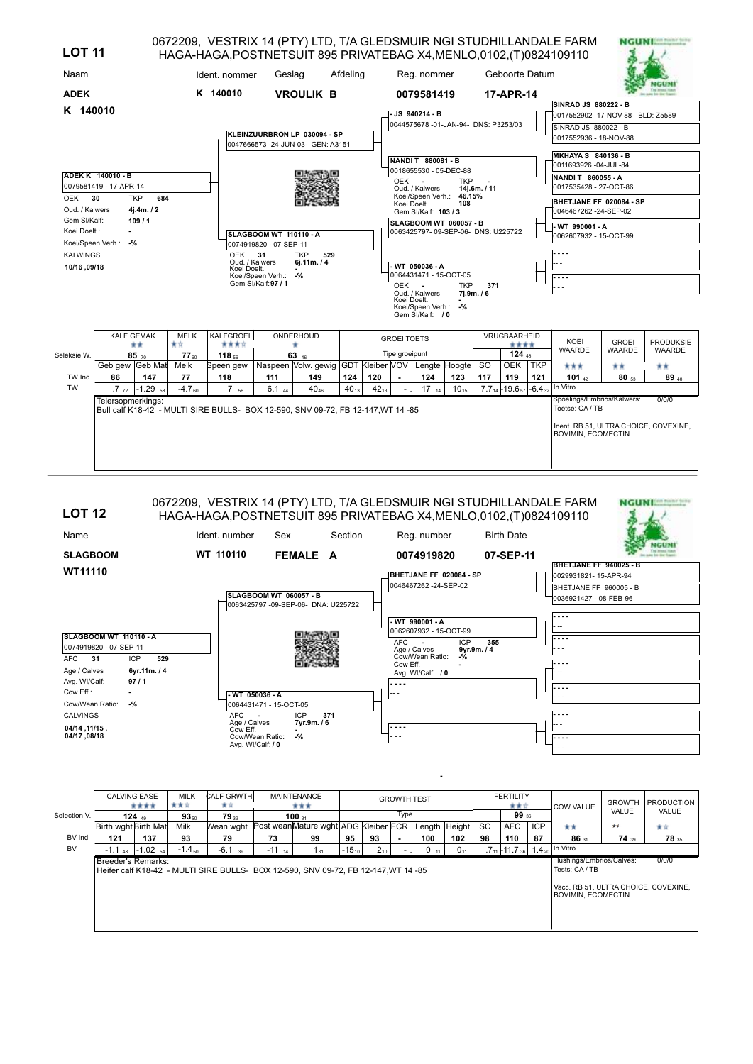## LOT 11

0672209, VESTRIX 14 (PTY) LTD, T/A GLEDSMUIR NGI STUDHILLANDALE FARM
HAGA-HAGA,POSTNETSUIT 895 PRIVATEBAG X4,MENLO,0102,(T)0824109110

| Naam | Ident. nommer | Geslag | Afdeling | Reg. nommer | Geboorte Datum |
|---|---|---|---|---|---|
| **ADEK** | **K 140010** | **VROULIK B** | | **0079581419** | **17-APR-14** |

**K 140010**

**ADEK K 140010 - B**
0079581419 - 17-APR-14
OEK 30 TKP 684
Oud. / Kalwers 4j.4m. / 2
Gem Sl/Kalf: 109 / 1
Koei Doelt.: -
Koei/Speen Verh.: -%
KALWINGS
10/16 ,09/18

**Pedigree:**

- Sire: **KLEINZUURBRON LP 030094 - SP** — 0047666573 -24-JUN-03- GEN: A3151
  - **- JS 940214 - B** — 0044575678 -01-JAN-94- DNS: P3253/03
    - **SINRAD JS 880222 - B** — 0017552902- 17-NOV-88- BLD: Z5589
    - SINRAD JS 880022 - B — 0017552936 - 18-NOV-88
  - **NANDI T 880081 - B** — 0018655530 - 05-DEC-88; OEK - TKP -; Oud. / Kalwers 14j.6m. / 11; Koei/Speen Verh.: 46.15%; Koei Doelt. 108; Gem Sl/Kalf: 103 / 3
    - **MKHAYA S 840136 - B** — 0011693926 -04-JUL-84
    - **NANDI T 860055 - A** — 0017535428 - 27-OCT-86
- Dam: **SLAGBOOM WT 110110 - A** — 0074919820 - 07-SEP-11; OEK 31 TKP 529; Oud. / Kalwers 6j.11m. / 4; Koei Doelt. -; Koei/Speen Verh.: -%; Gem Sl/Kalf: 97 / 1
  - **SLAGBOOM WT 060057 - B** — 0063425797- 09-SEP-06- DNS: U225722
    - **BHETJANE FF 020084 - SP** — 0046467262 -24-SEP-02
    - **- WT 990001 - A** — 0062607932 - 15-OCT-99
  - **- WT 050036 - A** — 0064431471 - 15-OCT-05; OEK - TKP 371; Oud. / Kalwers 7j.9m. / 6; Koei Doelt. -; Koei/Speen Verh.: -%; Gem Sl/Kalf: / 0
    - - - - -
    - - - - -

| | KALF GEMAK ★★ | | MELK ★☆ | KALFGROEI ★★★☆ | ONDERHOUD ★ | | GROEI TOETS | | | | | | VRUGBAARHEID ★★★★ | | | KOEI WAARDE | GROEI WAARDE | PRODUKSIE WAARDE |
|---|---|---|---|---|---|---|---|---|---|---|---|---|---|---|---|---|---|---|
| Seleksie W. | 85 70 | | 77 60 | 118 56 | 63 46 | | Tipe groeipunt | | | | | | | 124 48 | | ★★★ | ★★ | ★★ |
| | Geb gew | Geb Mat | Melk | Speen gew | Naspeen | Volw. gewig | GDT | Kleiber | VOV | Lengte | Hoogte | SO | OEK | TKP | | | | |
| TW Ind | 86 | 147 | 77 | 118 | 111 | 149 | 124 | 120 | - | 124 | 123 | 117 | 119 | 121 | 101 42 | 80 53 | 89 48 |
| TW | .7 72 | -1.29 58 | -4.7 60 | 7 56 | 6.1 44 | 40 46 | 40 13 | 42 13 | - | 17 14 | 10 15 | 7.7 14 | -19.6 57 | -6.4 32 | In Vitro | | |

Telersopmerkings:
Bull calf K18-42 - MULTI SIRE BULLS- BOX 12-590, SNV 09-72, FB 12-147,WT 14 -85

Spoelings/Embrios/Kalwers: 0/0/0
Toetse: CA / TB

Inent. RB 51, ULTRA CHOICE, COVEXINE, BOVIMIN, ECOMECTIN.

## LOT 12

0672209, VESTRIX 14 (PTY) LTD, T/A GLEDSMUIR NGI STUDHILLANDALE FARM
HAGA-HAGA,POSTNETSUIT 895 PRIVATEBAG X4,MENLO,0102,(T)0824109110

| Name | Ident. number | Sex | Section | Reg. number | Birth Date |
|---|---|---|---|---|---|
| **SLAGBOOM** | **WT 110110** | **FEMALE** | **A** | **0074919820** | **07-SEP-11** |

**WT11110**

**SLAGBOOM WT 110110 - A**
0074919820 - 07-SEP-11
AFC 31 ICP 529
Age / Calves 6yr.11m. / 4
Avg. Wl/Calf: 97 / 1
Cow Eff.: -
Cow/Wean Ratio: -%
CALVINGS
04/14 ,11/15 ,
04/17 ,08/18

**Pedigree:**

- Sire: **SLAGBOOM WT 060057 - B** — 0063425797 -09-SEP-06- DNA: U225722
  - **BHETJANE FF 020084 - SP** — 0046467262 -24-SEP-02
    - **BHETJANE FF 940025 - B** — 0029931821- 15-APR-94
    - BHETJANE FF 960005 - B — 0036921427 - 08-FEB-96
  - **- WT 990001 - A** — 0062607932 - 15-OCT-99; AFC - ICP 355; Age / Calves 9yr.9m. / 4; Cow/Wean Ratio: -%; Cow Eff. -; Avg. Wl/Calf: / 0
    - - - - -
    - - - - -
- Dam: **- WT 050036 - A** — 0064431471 - 15-OCT-05; AFC - ICP 371; Age / Calves 7yr.9m. / 6; Cow Eff. -; Cow/Wean Ratio: -%; Avg. Wl/Calf: / 0
  - - - - -
    - - - - -
    - - - - -
  - - - - -
    - - - - -
    - - - - -

| | CALVING EASE ★★★★ | | MILK ★★☆ | CALF GRWTH ★☆ | MAINTENANCE ★★★ | | GROWTH TEST | | | | | | FERTILITY ★★☆ | | | COW VALUE | GROWTH VALUE | PRODUCTION VALUE |
|---|---|---|---|---|---|---|---|---|---|---|---|---|---|---|---|---|---|---|
| Selection V. | 124 49 | | 93 50 | 79 39 | 100 31 | | Type | | | | | | | 99 36 | | ★★ | ★ | ★☆ |
| | Birth wght | Birth Mat | Milk | Wean wght | Post wean | Mature wght | ADG | Kleiber | FCR | Length | Height | SC | AFC | ICP | | | | |
| BV Ind | 121 | 137 | 93 | 79 | 73 | 99 | 95 | 93 | - | 100 | 102 | 98 | 110 | 87 | 86 31 | 74 39 | 78 35 |
| BV | -1.1 48 | -1.02 54 | -1.4 50 | -6.1 39 | -11 14 | 1 31 | -15 10 | 2 10 | - | 0 11 | 0 11 | .7 11 | -11.7 36 | 1.4 20 | In Vitro | | |

Breeder's Remarks:
Heifer calf K18-42 - MULTI SIRE BULLS- BOX 12-590, SNV 09-72, FB 12-147,WT 14 -85

Flushings/Embrios/Calves: 0/0/0
Tests: CA / TB

Vacc. RB 51, ULTRA CHOICE, COVEXINE, BOVIMIN, ECOMECTIN.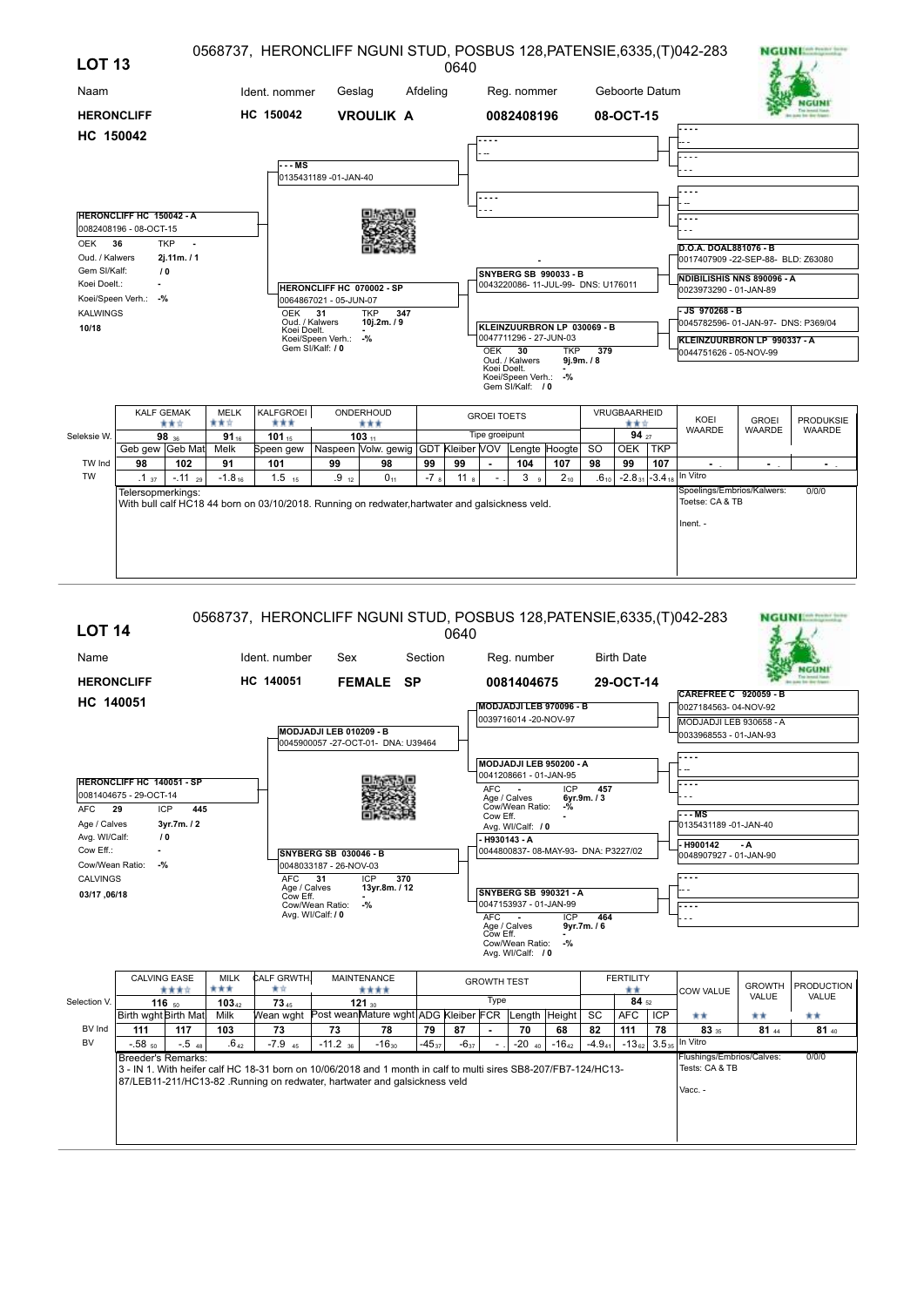## LOT 13

0568737, HERONCLIFF NGUNI STUD, POSBUS 128,PATENSIE,6335,(T)042-283 0640

| Naam | Ident. nommer | Geslag | Afdeling | Reg. nommer | Geboorte Datum |
|---|---|---|---|---|---|
| **HERONCLIFF HC 150042** | **HC 150042** | **VROULIK** | **A** | **0082408196** | **08-OCT-15** |

**HERONCLIFF HC 150042 - A**
0082408196 - 08-OCT-15
OEK 36 TKP -
Oud. / Kalwers 2j.11m. / 1
Gem Sl/Kalf: / 0
Koei Doelt.: -
Koei/Speen Verh.: -%
KALWINGS
10/18

**Stamboom:**

- Vaar: --- MS — 0135431189 -01-JAN-40
  - ----
    - ----
    - ----
  - ----
    - ----
    - ----
- Moer: HERONCLIFF HC 070002 - SP — 0064867021 - 05-JUN-07 — OEK 31, TKP 347, Oud. / Kalwers 10j.2m. / 9, Koei Doelt. -, Koei/Speen Verh.: -%, Gem Sl/Kalf: / 0
  - SNYBERG SB 990033 - B — 0043220086- 11-JUL-99- DNS: U176011
    - D.O.A. DOAL881076 - B — 0017407909 -22-SEP-88- BLD: Z63080
    - NDIBILISHIS NNS 890096 - A — 0023973290 - 01-JAN-89
  - KLEINZUURBRON LP 030069 - B — 0047711296 - 27-JUN-03 — OEK 30, TKP 379, Oud. / Kalwers 9j.9m. / 8, Koei Doelt. -, Koei/Speen Verh.: -%, Gem Sl/Kalf: / 0
    - JS 970268 - B — 0045782596- 01-JAN-97- DNS: P369/04
    - KLEINZUURBRON LP 990337 - A — 0044751626 - 05-NOV-99

| | KALF GEMAK ★★☆ | | MELK ★★☆ | KALFGROEI ★★★ | ONDERHOUD ★★★ | | GROEI TOETS | | | | | | VRUGBAARHEID ★★☆ | | | KOEI WAARDE | GROEI WAARDE | PRODUKSIE WAARDE |
|---|---|---|---|---|---|---|---|---|---|---|---|---|---|---|---|---|---|---|
| Seleksie W. | 98 $_{36}$ | | 91 $_{16}$ | 101 $_{15}$ | 103 $_{11}$ | | Tipe groeipunt | | | | | | | 94 $_{27}$ | | | | |
| | Geb gew | Geb Mat | Melk | Speen gew | Naspeen | Volw. gewig | GDT | Kleiber | VOV | Lengte | Hoogte | SO | OEK | TKP | | | | |
| TW Ind | 98 | 102 | 91 | 101 | 99 | 98 | 99 | 99 | - | 104 | 107 | 98 | 99 | 107 | - | - | - |
| TW | .1 $_{37}$ | -.11 $_{29}$ | -1.8 $_{16}$ | 1.5 $_{15}$ | .9 $_{12}$ | 0 $_{11}$ | -7 $_{8}$ | 11 $_{8}$ | - | 3 $_{9}$ | 2 $_{10}$ | .6 $_{10}$ | -2.8 $_{31}$ | -3.4 $_{18}$ | In Vitro | | |

Telersopmerkings:
With bull calf HC18 44 born on 03/10/2018. Running on redwater,hartwater and galsickness veld.

Spoelings/Embrios/Kalwers: 0/0/0
Toetse: CA & TB
Inent. -

## LOT 14

0568737, HERONCLIFF NGUNI STUD, POSBUS 128,PATENSIE,6335,(T)042-283 0640

| Name | Ident. number | Sex | Section | Reg. number | Birth Date |
|---|---|---|---|---|---|
| **HERONCLIFF HC 140051** | **HC 140051** | **FEMALE** | **SP** | **0081404675** | **29-OCT-14** |

**HERONCLIFF HC 140051 - SP**
0081404675 - 29-OCT-14
AFC 29 ICP 445
Age / Calves 3yr.7m. / 2
Avg. Wl/Calf: / 0
Cow Eff.: -
Cow/Wean Ratio: -%
CALVINGS
03/17 ,06/18

**Pedigree:**

- Sire: MODJADJI LEB 010209 - B — 0045900057 -27-OCT-01- DNA: U39464
  - MODJADJI LEB 970096 - B — 0039716014 -20-NOV-97
    - CAREFREE C 920059 - B — 0027184563- 04-NOV-92
    - MODJADJI LEB 930658 - A — 0033968553 - 01-JAN-93
  - MODJADJI LEB 950200 - A — 0041208661 - 01-JAN-95 — AFC -, ICP 457, Age / Calves 6yr.9m. / 3, Cow/Wean Ratio: -%, Cow Eff. -, Avg. Wl/Calf: / 0
    - ----
    - ----
- Dam: SNYBERG SB 030046 - B — 0048033187 - 26-NOV-03 — AFC 31, ICP 370, Age / Calves 13yr.8m. / 12, Cow Eff. -, Cow/Wean Ratio: -%, Avg. Wl/Calf: / 0
  - H930143 - A — 0044800837- 08-MAY-93- DNA: P3227/02
    - --- MS — 0135431189 -01-JAN-40
    - H900142 - A — 0048907927 - 01-JAN-90
  - SNYBERG SB 990321 - A — 0047153937 - 01-JAN-99 — AFC -, ICP 464, Age / Calves 9yr.7m. / 6, Cow Eff. -, Cow/Wean Ratio: -%, Avg. Wl/Calf: / 0
    - ----
    - ----

| | CALVING EASE ★★★☆ | | MILK ★★★ | CALF GRWTH ★☆ | MAINTENANCE ★★★★ | | GROWTH TEST | | | | | | FERTILITY ★★ | | | COW VALUE | GROWTH VALUE | PRODUCTION VALUE |
|---|---|---|---|---|---|---|---|---|---|---|---|---|---|---|---|---|---|---|
| Selection V. | 116 $_{50}$ | | 103 $_{42}$ | 73 $_{45}$ | 121 $_{30}$ | | Type | | | | | | | 84 $_{52}$ | | | | |
| | Birth wght | Birth Mat | Milk | Wean wght | Post wean | Mature wght | ADG | Kleiber | FCR | Length | Height | SC | AFC | ICP | ★★ | ★★ | ★★ |
| BV Ind | 111 | 117 | 103 | 73 | 73 | 78 | 79 | 87 | - | 70 | 68 | 82 | 111 | 78 | 83 $_{35}$ | 81 $_{44}$ | 81 $_{40}$ |
| BV | -.58 $_{50}$ | -.5 $_{48}$ | .6 $_{42}$ | -7.9 $_{45}$ | -11.2 $_{36}$ | -16 $_{30}$ | -45 $_{37}$ | -6 $_{37}$ | - | -20 $_{40}$ | -16 $_{42}$ | -4.9 $_{41}$ | -13 $_{62}$ | 3.5 $_{35}$ | In Vitro | | |

Breeder's Remarks:
3 - IN 1. With heifer calf HC 18-31 born on 10/06/2018 and 1 month in calf to multi sires SB8-207/FB7-124/HC13-87/LEB11-211/HC13-82 .Running on redwater, hartwater and galsickness veld

Flushings/Embrios/Calves: 0/0/0
Tests: CA & TB
Vacc. -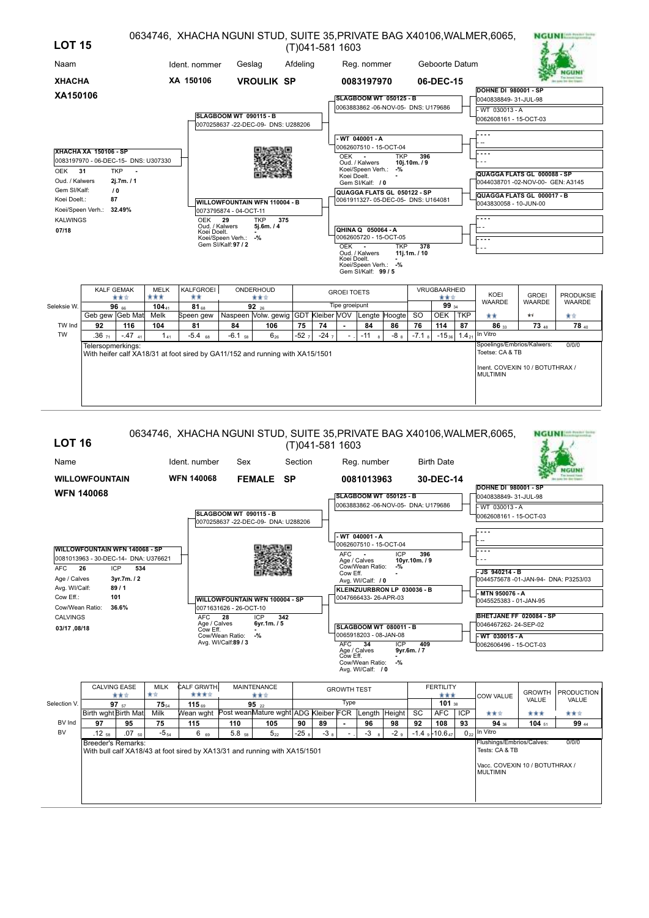## LOT 15

0634746, XHACHA NGUNI STUD, SUITE 35,PRIVATE BAG X40106,WALMER,6065, (T)041-581 1603

| Naam | Ident. nommer | Geslag | Afdeling | Reg. nommer | Geboorte Datum |
|---|---|---|---|---|---|
| **XHACHA XA150106** | **XA 150106** | **VROULIK** | **SP** | **0083197970** | **06-DEC-15** |

**XHACHA XA 150106 - SP**
0083197970 - 06-DEC-15- DNS: U307330
OEK **31** TKP **-**
Oud. / Kalwers **2j.7m. / 1**
Gem Sl/Kalf: **/ 0**
Koei Doelt.: **87**
Koei/Speen Verh.: **32.49%**
KALWINGS
**07/18**

**Stamboom:**

- **SLAGBOOM WT 090115 - B** — 0070258637 -22-DEC-09- DNS: U288206
  - **SLAGBOOM WT 050125 - B** — 0063883862 -06-NOV-05- DNS: U179686
    - **DOHNE DI 980001 - SP** — 0040838849- 31-JUL-98
    - **- WT 030013 - A** — 0062608161 - 15-OCT-03
  - **- WT 040001 - A** — 0062607510 - 15-OCT-04; OEK -, TKP 396, Oud. / Kalwers 10j.10m. / 9, Koei/Speen Verh.: -%, Koei Doelt. -, Gem Sl/Kalf: / 0
    - - - - -
    - - - - -
- **WILLOWFOUNTAIN WFN 110004 - B** — 0073795874 - 04-OCT-11; OEK 29, TKP 375, Oud. / Kalwers 5j.6m. / 4, Koei Doelt. -, Koei/Speen Verh.: -%, Gem Sl/Kalf: 97 / 2
  - **QUAGGA FLATS GL 050122 - SP** — 0061911327- 05-DEC-05- DNS: U164081
    - **QUAGGA FLATS GL 000088 - SP** — 0044038701 -02-NOV-00- GEN: A3145
    - **QUAGGA FLATS GL 000017 - B** — 0043830058 - 10-JUN-00
  - **QHINA Q 050064 - A** — 0062605720 - 15-OCT-05; OEK -, TKP 378, Oud. / Kalwers 11j.1m. / 10, Koei Doelt. -, Koei/Speen Verh.: -%, Gem Sl/Kalf: 99 / 5
    - - - - -
    - - - - -

| | KALF GEMAK | | MELK | KALFGROEI | ONDERHOUD | | GROEI TOETS | | | | | | VRUGBAARHEID | | | KOEI WAARDE | GROEI WAARDE | PRODUKSIE WAARDE |
|---|---|---|---|---|---|---|---|---|---|---|---|---|---|---|---|---|---|---|
| | ★★☆ | | ★★★ | ★★ | ★★☆ | | | | | | | | | ★★☆ | | | | |
| Seleksie W. | 96 ₆₆ | | 104 ₄₁ | 81 ₆₈ | 92 ₂₆ | | Tipe groeipunt | | | | | | | 99 ₃₄ | | ★★ | ★ | ★☆ |
| | Geb gew | Geb Mat | Melk | Speen gew | Naspeen | Volw. gewig | GDT | Kleiber | VOV | Lengte | Hoogte | SO | OEK | TKP | | | |
| TW Ind | 92 | 116 | 104 | 81 | 84 | 106 | 75 | 74 | - | 84 | 86 | 76 | 114 | 87 | 86 ₃₃ | 73 ₄₈ | 78 ₄₀ |
| TW | .36 ₇₁ | -.47 ₄₁ | 1 ₄₁ | -5.4 ₆₈ | -6.1 ₅₈ | 6 ₂₆ | -52 ₇ | -24 ₇ | - | -11 ₈ | -8 ₈ | -7.1 ₈ | -15 ₃₆ | 1.4 ₂₁ | In Vitro | | |

Telersopmerkings:
With heifer calf XA18/31 at foot sired by GA11/152 and running with XA15/1501

Spoelings/Embrios/Kalwers: 0/0/0
Toetse: CA & TB

Inent. COVEXIN 10 / BOTUTHRAX / MULTIMIN

## LOT 16

0634746, XHACHA NGUNI STUD, SUITE 35,PRIVATE BAG X40106,WALMER,6065, (T)041-581 1603

| Name | Ident. number | Sex | Section | Reg. number | Birth Date |
|---|---|---|---|---|---|
| **WILLOWFOUNTAIN WFN 140068** | **WFN 140068** | **FEMALE** | **SP** | **0081013963** | **30-DEC-14** |

**WILLOWFOUNTAIN WFN 140068 - SP**
0081013963 - 30-DEC-14- DNA: U376621
AFC **26** ICP **534**
Age / Calves **3yr.7m. / 2**
Avg. Wl/Calf: **89 / 1**
Cow Eff.: **101**
Cow/Wean Ratio: **36.6%**
CALVINGS
**03/17 ,08/18**

**Pedigree:**

- **SLAGBOOM WT 090115 - B** — 0070258637 -22-DEC-09- DNA: U288206
  - **SLAGBOOM WT 050125 - B** — 0063883862 -06-NOV-05- DNA: U179686
    - **DOHNE DI 980001 - SP** — 0040838849- 31-JUL-98
    - **- WT 030013 - A** — 0062608161 - 15-OCT-03
  - **- WT 040001 - A** — 0062607510 - 15-OCT-04; AFC -, ICP 396, Age / Calves 10yr.10m. / 9, Cow/Wean Ratio: -%, Cow Eff. -, Avg. Wl/Calf: / 0
    - - - - -
    - - - - -
- **WILLOWFOUNTAIN WFN 100004 - SP** — 0071631626 - 26-OCT-10; AFC 28, ICP 342, Age / Calves 6yr.1m. / 5, Cow Eff. -, Cow/Wean Ratio: -%, Avg. Wl/Calf: 89 / 3
  - **KLEINZUURBRON LP 030036 - B** — 0047666433- 26-APR-03
    - **- JS 940214 - B** — 0044575678 -01-JAN-94- DNA: P3253/03
    - **- MTN 950076 - A** — 0045525383 - 01-JAN-95
  - **SLAGBOOM WT 080011 - B** — 0065918203 - 08-JAN-08; AFC 34, ICP 409, Age / Calves 9yr.6m. / 7, Cow Eff. -, Cow/Wean Ratio: -%, Avg. Wl/Calf: / 0
    - **BHETJANE FF 020084 - SP** — 0046467262- 24-SEP-02
    - **- WT 030015 - A** — 0062606496 - 15-OCT-03

| | CALVING EASE | | MILK | CALF GRWTH | MAINTENANCE | | GROWTH TEST | | | | | | FERTILITY | | | COW VALUE | GROWTH VALUE | PRODUCTION VALUE |
|---|---|---|---|---|---|---|---|---|---|---|---|---|---|---|---|---|---|---|
| | ★★☆ | | ★☆ | ★★★☆ | ★★☆ | | | | | | | | | ★★★ | | | | |
| Selection V. | 97 ₅₇ | | 75 ₅₄ | 115 ₆₉ | 95 ₂₂ | | Type | | | | | | | 101 ₃₈ | | ★★☆ | ★★★ | ★★☆ |
| | Birth wght | Birth Mat | Milk | Wean wght | Post wean | Mature wght | ADG | Kleiber | FCR | Length | Height | SC | AFC | ICP | | | |
| BV Ind | 97 | 95 | 75 | 115 | 110 | 105 | 90 | 89 | - | 96 | 98 | 92 | 108 | 93 | 94 ₃₆ | 104 ₅₁ | 99 ₄₄ |
| BV | .12 ₅₈ | .07 ₅₀ | -5 ₅₄ | 6 ₆₉ | 5.8 ₅₈ | 5 ₂₂ | -25 ₈ | -3 ₈ | - | -3 ₈ | -2 ₉ | -1.4 ₉ | -10.6 ₄₇ | 0 ₂₂ | In Vitro | | |

Breeder's Remarks:
With bull calf XA18/43 at foot sired by XA13/31 and running with XA15/1501

Flushings/Embrios/Calves: 0/0/0
Tests: CA & TB

Vacc. COVEXIN 10 / BOTUTHRAX / MULTIMIN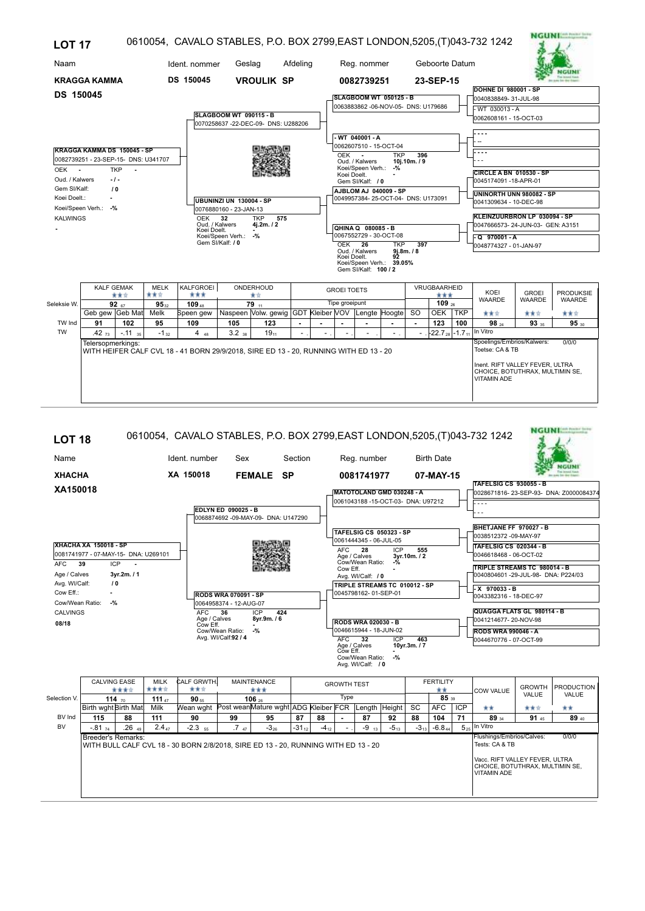## LOT 17

0610054, CAVALO STABLES, P.O. BOX 2799,EAST LONDON,5205,(T)043-732 1242

| Naam | Ident. nommer | Geslag | Afdeling | Reg. nommer | Geboorte Datum |
|---|---|---|---|---|---|
| **KRAGGA KAMMA** | **DS 150045** | **VROULIK** | **SP** | **0082739251** | **23-SEP-15** |

**DS 150045**

**KRAGGA KAMMA DS 150045 - SP**
0082739251 - 23-SEP-15- DNS: U341707
OEK - TKP -
Oud. / Kalwers -/-
Gem Sl/Kalf: / 0
Koei Doelt.: -
Koei/Speen Verh.: -%
KALWINGS
-

**Stamboom:**

- Vader: **SLAGBOOM WT 090115 - B** — 0070258637 -22-DEC-09- DNS: U288206
  - **SLAGBOOM WT 050125 - B** — 0063883862 -06-NOV-05- DNS: U179686
    - **DOHNE DI 980001 - SP** — 0040838849- 31-JUL-98
    - **- WT 030013 - A** — 0062608161 - 15-OCT-03
  - **- WT 040001 - A** — 0062607510 - 15-OCT-04; OEK -, TKP 396, Oud. / Kalwers 10j.10m. / 9, Koei/Speen Verh.: -%, Koei Doelt. -, Gem Sl/Kalf: / 0
    - - - -
    - - - -
- Moeder: **UBUNINZI UN 130004 - SP** — 0076880160 - 23-JAN-13; OEK 32, TKP 575, Oud. / Kalwers 4j.2m. / 2, Koei Doelt. -, Koei/Speen Verh.: -%, Gem Sl/Kalf: / 0
  - **AJBLOM AJ 040009 - SP** — 0049957384- 25-OCT-04- DNS: U173091
    - **CIRCLE A BN 010530 - SP** — 0045174091 -18-APR-01
    - **UNINORTH UNN 980082 - SP** — 0041309634 - 10-DEC-98
  - **QHINA Q 080085 - B** — 0067552729 - 30-OCT-08; OEK 26, TKP 397, Oud. / Kalwers 9j.8m. / 8, Koei Doelt. 92, Koei/Speen Verh.: 39.05%, Gem Sl/Kalf: 100 / 2
    - **KLEINZUURBRON LP 030094 - SP** — 0047666573- 24-JUN-03- GEN: A3151
    - **- Q 970001 - A** — 0048774327 - 01-JAN-97

| | KALF GEMAK ★★☆ | | MELK ★★☆ | KALFGROEI ★★★ | ONDERHOUD ★☆ | | GROEI TOETS | | | | | VRUGBAARHEID ★★★ | | | KOEI WAARDE | GROEI WAARDE | PRODUKSIE WAARDE |
|---|---|---|---|---|---|---|---|---|---|---|---|---|---|---|---|---|---|
| Seleksie W. | 92 $_{67}$ | | 95 $_{32}$ | 109 $_{48}$ | 79 $_{11}$ | | Tipe groeipunt | | | | | | 109 $_{26}$ | | ★★☆ | ★★☆ | ★★☆ |
| | Geb gew | Geb Mat | Melk | Speen gew | Naspeen | Volw. gewig | GDT | Kleiber | VOV | Lengte | Hoogte | SO | OEK | TKP | | | |
| TW Ind | 91 | 102 | 95 | 109 | 105 | 123 | - | - | - | - | - | - | 123 | 100 | 98 $_{24}$ | 93 $_{35}$ | 95 $_{30}$ |
| TW | .42 $_{73}$ | -.11 $_{35}$ | -1 $_{32}$ | 4 $_{48}$ | 3.2 $_{38}$ | 19 $_{11}$ | - | - | - | - | - | - | -22.7 $_{28}$ | -1.7 $_{11}$ | In Vitro | | |

Telersopmerkings:
WITH HEIFER CALF CVL 18 - 41 BORN 29/9/2018, SIRE ED 13 - 20, RUNNING WITH ED 13 - 20

Spoelings/Embrios/Kalwers: 0/0/0
Toetse: CA & TB

Inent. RIFT VALLEY FEVER, ULTRA CHOICE, BOTUTHRAX, MULTIMIN SE, VITAMIN ADE

---

## LOT 18

0610054, CAVALO STABLES, P.O. BOX 2799,EAST LONDON,5205,(T)043-732 1242

| Name | Ident. number | Sex | Section | Reg. number | Birth Date |
|---|---|---|---|---|---|
| **XHACHA** | **XA 150018** | **FEMALE** | **SP** | **0081741977** | **07-MAY-15** |

**XA150018**

**XHACHA XA 150018 - SP**
0081741977 - 07-MAY-15- DNA: U269101
AFC 39 ICP -
Age / Calves 3yr.2m. / 1
Avg. Wl/Calf: / 0
Cow Eff.: -
Cow/Wean Ratio: -%
CALVINGS
08/18

**Pedigree:**

- Sire: **EDLYN ED 090025 - B** — 0068874692 -09-MAY-09- DNA: U147290
  - **MATOTOLAND GMD 030248 - A** — 0061043188 -15-OCT-03- DNA: U97212
    - **TAFELSIG CS 930055 - B** — 0028671816- 23-SEP-93- DNA: Z0000084374
    - - - -
  - **TAFELSIG CS 050323 - SP** — 0061444345 - 06-JUL-05; AFC 28, ICP 555, Age / Calves 3yr.10m. / 2, Cow/Wean Ratio: -%, Cow Eff. -, Avg. Wl/Calf: / 0
    - **BHETJANE FF 970027 - B** — 0038512372 -09-MAY-97
    - **TAFELSIG CS 020344 - B** — 0046618468 - 06-OCT-02
- Dam: **RODS WRA 070091 - SP** — 0064958374 - 12-AUG-07; AFC 36, ICP 424, Age / Calves 8yr.9m. / 6, Cow Eff. -, Cow/Wean Ratio: -%, Avg. Wl/Calf: 92 / 4
  - **TRIPLE STREAMS TC 010012 - SP** — 0045798162- 01-SEP-01
    - **TRIPLE STREAMS TC 980014 - B** — 0040804601 -29-JUL-98- DNA: P224/03
    - **- X 970033 - B** — 0043382316 - 18-DEC-97
  - **RODS WRA 020030 - B** — 0046615944 - 18-JUN-02; AFC 32, ICP 463, Age / Calves 10yr.3m. / 7, Cow Eff. -, Cow/Wean Ratio: -%, Avg. Wl/Calf: / 0
    - **QUAGGA FLATS GL 980114 - B** — 0041214677- 20-NOV-98
    - **RODS WRA 990046 - A** — 0044670776 - 07-OCT-99

| | CALVING EASE ★★★☆ | | MILK ★★★☆ | CALF GRWTH ★★☆ | MAINTENANCE ★★★ | | GROWTH TEST | | | | | FERTILITY ★★ | | | COW VALUE | GROWTH VALUE | PRODUCTION VALUE |
|---|---|---|---|---|---|---|---|---|---|---|---|---|---|---|---|---|---|
| Selection V. | 114 $_{70}$ | | 111 $_{47}$ | 90 $_{55}$ | 106 $_{26}$ | | Type | | | | | | 85 $_{39}$ | | ★★ | ★★☆ | ★★ |
| | Birth wght | Birth Mat | Milk | Wean wght | Post wean | Mature wght | ADG | Kleiber | FCR | Length | Height | SC | AFC | ICP | | | |
| BV Ind | 115 | 88 | 111 | 90 | 99 | 95 | 87 | 88 | - | 87 | 92 | 88 | 104 | 71 | 89 $_{34}$ | 91 $_{45}$ | 89 $_{40}$ |
| BV | -.81 $_{74}$ | .26 $_{49}$ | 2.4 $_{47}$ | -2.3 $_{55}$ | .7 $_{47}$ | -3 $_{26}$ | -31 $_{12}$ | -4 $_{12}$ | - | -9 $_{13}$ | -5 $_{13}$ | -3 $_{13}$ | -6.8 $_{44}$ | 5 $_{25}$ | In Vitro | | |

Breeder's Remarks:
WITH BULL CALF CVL 18 - 30 BORN 2/8/2018, SIRE ED 13 - 20, RUNNING WITH ED 13 - 20

Flushings/Embrios/Calves: 0/0/0
Tests: CA & TB

Vacc. RIFT VALLEY FEVER, ULTRA CHOICE, BOTUTHRAX, MULTIMIN SE, VITAMIN ADE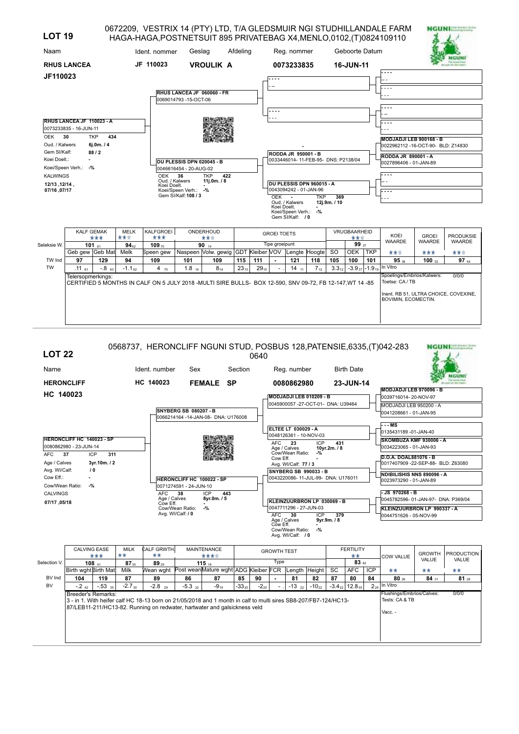# LOT 19

0672209, VESTRIX 14 (PTY) LTD, T/A GLEDSMUIR NGI STUDHILLANDALE FARM HAGA-HAGA,POSTNETSUIT 895 PRIVATEBAG X4,MENLO,0102,(T)0824109110

| Naam | Ident. nommer | Geslag | Afdeling | Reg. nommer | Geboorte Datum |
|---|---|---|---|---|---|
| **RHUS LANCEA** | **JF 110023** | **VROULIK A** | | **0073233835** | **16-JUN-11** |

**JF110023**

**RHUS LANCEA JF 110023 - A**
0073233835 - 16-JUN-11
OEK 30 TKP 434
Oud. / Kalwers 6j.0m. / 4
Gem Sl/Kalf: 88 / 2
Koei Doelt.: -
Koei/Speen Verh.: -%
KALWINGS
12/13 ,12/14 , 07/16 ,07/17

Pedigree:

- Sire: **RHUS LANCEA JF 060060 - FR** 0069014793 -15-OCT-06
  - ----
  - ----
- Dam: **DU PLESSIS DPN 020045 - B** 0046616454 - 20-AUG-02; OEK 36, TKP 422, Oud. / Kalwers 11j.0m. / 8, Koei Doelt. -, Koei/Speen Verh.: -%, Gem Sl/Kalf: 108 / 3
  - Sire: **RODDA JR 950001 - B** 0033446014- 11-FEB-95- DNS: P2138/04
    - **MODJADJI LEB 900168 - B** 0022962112 -16-OCT-90- BLD: Z14830
    - **RODDA JR 890001 - A** 0027896406 - 01-JAN-89
  - Dam: **DU PLESSIS DPN 960015 - A** 0043094242 - 01-JAN-96; OEK -, TKP 369, Oud. / Kalwers 12j.9m. / 10, Koei Doelt. -, Koei/Speen Verh.: -%, Gem Sl/Kalf: / 0
    - ----
    - ----

| | KALF GEMAK ★★★ | | MELK ★★☆ | KALFGROEI ★★★ | ONDERHOUD ★★☆ | | GROEI TOETS | | | | | | VRUGBAARHEID ★★☆ | | | KOEI WAARDE | GROEI WAARDE | PRODUKSIE WAARDE |
|---|---|---|---|---|---|---|---|---|---|---|---|---|---|---|---|---|---|---|
| Seleksie W. | 101 ₆₁ | | 94₆₂ | 109 ₇₀ | 90 ₁₄ | | Tipe groeipunt | | | | | | 99 ₃₇ | | | ★★☆ | ★★★ | ★★☆ |
| | Geb gew | Geb Mat | Melk | Speen gew | Naspeen | Volw. gewig | GDT | Kleiber | VOV | Lengte | Hoogte | SO | OEK | TKP | | | | |
| TW Ind | 97 | 129 | 94 | 109 | 101 | 109 | 115 | 111 | - | 121 | 118 | 105 | 100 | 101 | | 95 ₃₆ | 100 ₅₂ | 97 ₄₄ |
| TW | .11 ₆₁ | -.8 ₆₃ | -1.1₆₂ | 4 ₇₀ | 1.8 ₁₄ | 8₁₄ | 23₁₀ | 29₁₀ | - | 14 ₁₁ | 7₁₂ | 3.3₁₂ | -3.9₃₇ | -1.9₁₉ | In Vitro | | | |

Telersopmerkings:
CERTIFIED 5 MONTHS IN CALF ON 5 JULY 2018 -MULTI SIRE BULLS- BOX 12-590, SNV 09-72, FB 12-147,WT 14 -85

Spoelings/Embrios/Kalwers: 0/0/0
Toetse: CA / TB
Inent. RB 51, ULTRA CHOICE, COVEXINE, BOVIMIN, ECOMECTIN.

# LOT 22

0568737, HERONCLIFF NGUNI STUD, POSBUS 128,PATENSIE,6335,(T)042-283 0640

| Name | Ident. number | Sex | Section | Reg. number | Birth Date |
|---|---|---|---|---|---|
| **HERONCLIFF** | **HC 140023** | **FEMALE** | **SP** | **0080862980** | **23-JUN-14** |

**HC 140023**

**HERONCLIFF HC 140023 - SP**
0080862980 - 23-JUN-14
AFC 37 ICP 311
Age / Calves 3yr.10m. / 2
Avg. WI/Calf: / 0
Cow Eff.: -
Cow/Wean Ratio: -%
CALVINGS
07/17 ,05/18

Pedigree:

- Sire: **SNYBERG SB 080207 - B** 0066214164 -14-JAN-08- DNA: U176008
  - Sire: **MODJADJI LEB 010209 - B** 0045900057 -27-OCT-01- DNA: U39464
    - **MODJADJI LEB 970096 - B** 0039716014- 20-NOV-97
    - MODJADJI LEB 950200 - A 0041208661 - 01-JAN-95
  - Dam: **ELTEE LT 030029 - A** 0048126361 - 10-NOV-03; AFC 23, ICP 431, Age / Calves 10yr.2m. / 8, Cow/Wean Ratio: -%, Cow Eff. -, Avg. WI/Calf: 77 / 3
    - **- - MS** 0135431189 -01-JAN-40
    - **SKOMBUZA KMF 930006 - A** 0034223065 - 01-JAN-93
- Dam: **HERONCLIFF HC 100022 - SP** 0071274591 - 24-JUN-10; AFC 38, ICP 443, Age / Calves 8yr.0m. / 5, Cow Eff. -, Cow/Wean Ratio: -%, Avg. WI/Calf: / 0
  - Sire: **SNYBERG SB 990033 - B** 0043220086- 11-JUL-99- DNA: U176011
    - **D.O.A. DOAL881076 - B** 0017407909 -22-SEP-88- BLD: Z63080
    - **NDIBILISHIS NNS 890096 - A** 0023973290 - 01-JAN-89
  - Dam: **KLEINZUURBRON LP 030069 - B** 0047711296 - 27-JUN-03; AFC 30, ICP 379, Age / Calves 9yr.9m. / 8, Cow Eff. -, Cow/Wean Ratio: -%, Avg. WI/Calf: / 0
    - **- JS 970268 - B** 0045782596- 01-JAN-97- DNA: P369/04
    - **KLEINZUURBRON LP 990337 - A** 0044751626 - 05-NOV-99

| | CALVING EASE ★★★ | | MILK ★★ | CALF GRWTH ★★ | MAINTENANCE ★★★☆ | | GROWTH TEST | | | | | | FERTILITY ★★ | | | COW VALUE | GROWTH VALUE | PRODUCTION VALUE |
|---|---|---|---|---|---|---|---|---|---|---|---|---|---|---|---|---|---|---|
| Selection V. | 108 ₄₁ | | 87₃₀ | 89 ₂₉ | 115 ₁₈ | | Type | | | | | | 83 ₄₂ | | | ★★ | ★★ | ★★ |
| | Birth wght | Birth Mat | Milk | Wean wght | Post wean | Mature wght | ADG | Kleiber | FCR | Length | Height | SC | AFC | ICP | | | | |
| BV Ind | 104 | 119 | 87 | 89 | 86 | 87 | 85 | 90 | - | 81 | 82 | 87 | 80 | 84 | | 80 ₂₆ | 84 ₃₁ | 81 ₂₈ |
| BV | -.2 ₄₂ | -.53 ₃₅ | -2.7 ₃₀ | -2.8 ₂₉ | -5.3 ₂₂ | -9₁₈ | -33₂₀ | -2₂₀ | - | -13 ₂₂ | -10₂₂ | -3.4₂₂ | 12.8₅₅ | 2₂₄ | In Vitro | | | |

Breeder's Remarks:
3 - in 1. With heifer calf HC 18-13 born on 21/05/2018 and 1 month in calf to multi sires SB8-207/FB7-124/HC13-87/LEB11-211/HC13-82. Running on redwater, hartwater and galsickness veld

Flushings/Embryos/Calves: 0/0/0
Tests: CA & TB
Vacc. -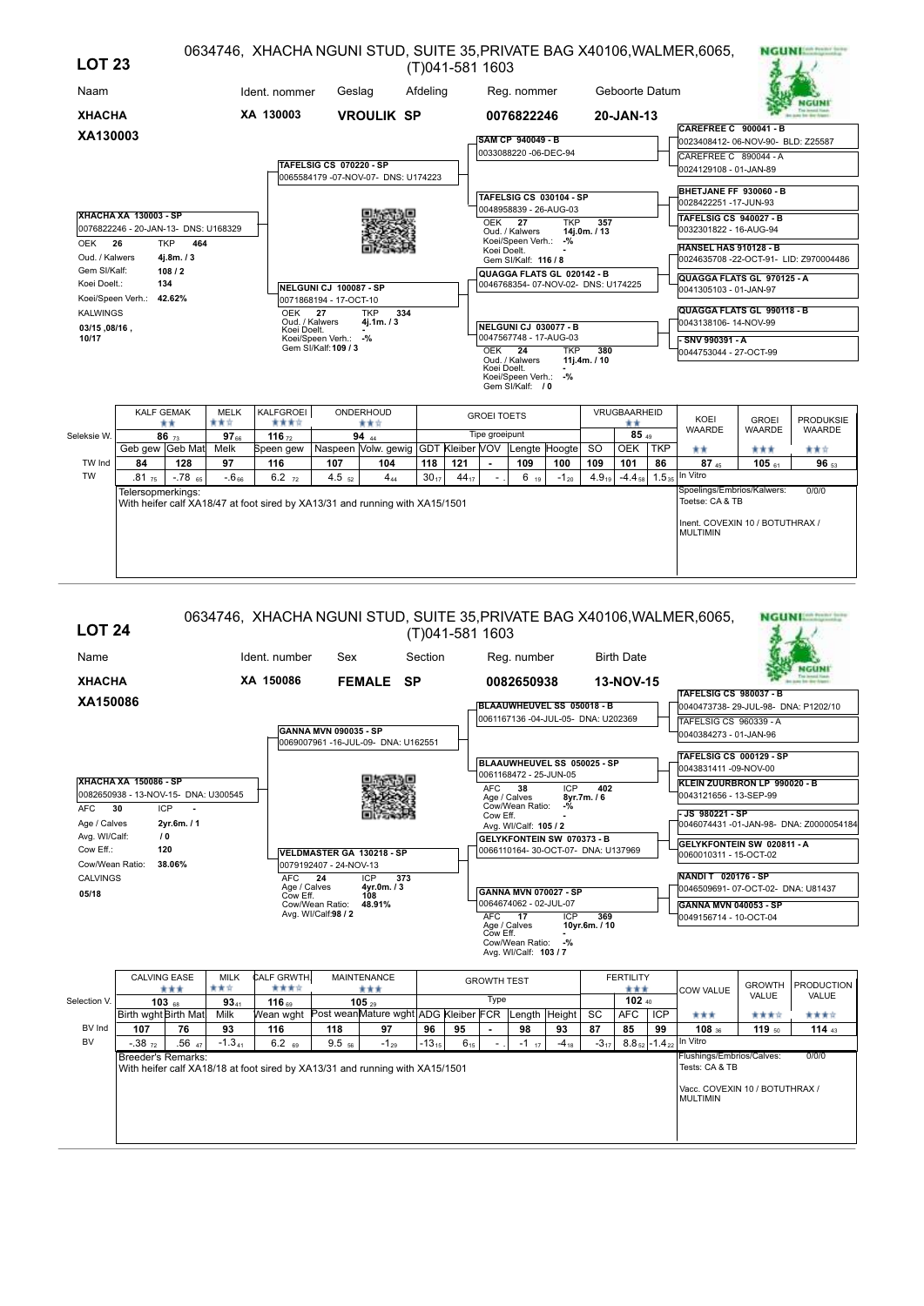## LOT 23

0634746, XHACHA NGUNI STUD, SUITE 35,PRIVATE BAG X40106,WALMER,6065, (T)041-581 1603

| Naam | Ident. nommer | Geslag | Afdeling | Reg. nommer | Geboorte Datum |
|---|---|---|---|---|---|
| XHACHA | XA 130003 | VROULIK | SP | 0076822246 | 20-JAN-13 |

**XHACHA XA130003**

**XHACHA XA 130003 - SP**
0076822246 - 20-JAN-13- DNS: U168329
OEK 26 TKP 464
Oud. / Kalwers 4j.8m. / 3
Gem SI/Kalf: 108 / 2
Koei Doelt.: 134
Koei/Speen Verh.: 42.62%
KALWINGS
03/15 ,08/16 , 10/17

**Pedigree:**

- Sire: **TAFELSIG CS 070220 - SP** 0065584179 -07-NOV-07- DNS: U174223
  - **SAM CP 940049 - B** 0033088220 -06-DEC-94
    - CAREFREE C 900041 - B 0023408412- 06-NOV-90- BLD: Z25587
    - CAREFREE C 890044 - A 0024129108 - 01-JAN-89
  - **TAFELSIG CS 030104 - SP** 0048958839 - 26-AUG-03; OEK 27, TKP 357, Oud. / Kalwers 14j.0m. / 13, Koei/Speen Verh.: -%, Koei Doelt. -, Gem SI/Kalf: 116 / 8
    - BHETJANE FF 930060 - B 0028422251 -17-JUN-93
    - TAFELSIG CS 940027 - B 0032301822 - 16-AUG-94
- Dam: **NELGUNI CJ 100087 - SP** 0071868194 - 17-OCT-10; OEK 27, TKP 334, Oud. / Kalwers 4j.1m. / 3, Koei Doelt. -, Koei/Speen Verh.: -%, Gem SI/Kalf: 109 / 3
  - **QUAGGA FLATS GL 020142 - B** 0046768354- 07-NOV-02- DNS: U174225
    - HANSEL HAS 910128 - B 0024635708 -22-OCT-91- LID: Z970004486
    - QUAGGA FLATS GL 970125 - A 0041305103 - 01-JAN-97
  - **NELGUNI CJ 030077 - B** 0047567748 - 17-AUG-03; OEK 24, TKP 380, Oud. / Kalwers 11j.4m. / 10, Koei Doelt. -, Koei/Speen Verh.: -%, Gem SI/Kalf: / 0
    - QUAGGA FLATS GL 990118 - B 0043138106- 14-NOV-99
    - - SNV 990391 - A 0044753044 - 27-OCT-99

| | KALF GEMAK ★★ | | MELK ★★☆ | KALFGROEI ★★★☆ | ONDERHOUD ★★☆ | | GROEI TOETS | | | | | VRUGBAARHEID ★★ | | | KOEI WAARDE | GROEI WAARDE | PRODUKSIE WAARDE |
|---|---|---|---|---|---|---|---|---|---|---|---|---|---|---|---|---|---|
| Seleksie W. | 86 73 | | 97 66 | 116 72 | 94 44 | | Tipe groeipunt | | | | | 85 49 | | | | | |
| | Geb gew | Geb Mat | Melk | Speen gew | Naspeen | Volw. gewig | GDT | Kleiber | VOV | Lengte | Hoogte | SO | OEK | TKP | ★★ | ★★★ | ★★☆ |
| TW Ind | 84 | 128 | 97 | 116 | 107 | 104 | 118 | 121 | - | 109 | 100 | 109 | 101 | 86 | 87 45 | 105 61 | 96 53 |
| TW | .81 75 | -.78 65 | -.6 66 | 6.2 72 | 4.5 52 | 4 44 | 30 17 | 44 17 | - | 6 19 | -1 20 | 4.9 19 | -4.4 58 | 1.5 35 | In Vitro | | |

Telersopmerkings:
With heifer calf XA18/47 at foot sired by XA13/31 and running with XA15/1501

Spoelings/Embrios/Kalwers: 0/0/0
Toetse: CA & TB

Inent. COVEXIN 10 / BOTUTHRAX / MULTIMIN

## LOT 24

0634746, XHACHA NGUNI STUD, SUITE 35,PRIVATE BAG X40106,WALMER,6065, (T)041-581 1603

| Name | Ident. number | Sex | Section | Reg. number | Birth Date |
|---|---|---|---|---|---|
| XHACHA | XA 150086 | FEMALE | SP | 0082650938 | 13-NOV-15 |

**XHACHA XA150086**

**XHACHA XA 150086 - SP**
0082650938 - 13-NOV-15- DNA: U300545
AFC 30 ICP -
Age / Calves 2yr.6m. / 1
Avg. WI/Calf: / 0
Cow Eff.: 120
Cow/Wean Ratio: 38.06%
CALVINGS
05/18

**Pedigree:**

- Sire: **GANNA MVN 090035 - SP** 0069007961 -16-JUL-09- DNA: U162551
  - **BLAAUWHEUVEL SS 050018 - B** 0061177136 -04-JUL-05- DNA: U202369
    - TAFELSIG CS 980037 - B 0040473738- 29-JUL-98- DNA: P1202/10
    - TAFELSIG CS 960339 - A 0040384273 - 01-JAN-96
  - **BLAAUWHEUVEL SS 050025 - SP** 0061168472 - 25-JUN-05; AFC 38, ICP 402, Age / Calves 8yr.7m. / 6, Cow/Wean Ratio: -%, Cow Eff. -, Avg. WI/Calf: 105 / 2
    - TAFELSIG CS 000129 - SP 0043831411 -09-NOV-00
    - KLEIN ZUURBRON LP 990020 - B 0043121656 - 13-SEP-99
- Dam: **VELDMASTER GA 130218 - SP** 0079192407 - 24-NOV-13; AFC 24, ICP 373, Age / Calves 4yr.0m. / 3, Cow Eff. 108, Cow/Wean Ratio: 48.91%, Avg. WI/Calf: 98 / 2
  - **GELYKFONTEIN SW 070373 - B** 0066110164- 30-OCT-07- DNA: U137969
    - - JS 980221 - SP 0046074431 -01-JAN-98- DNA: Z0000054184
    - GELYKFONTEIN SW 020811 - A 0060010311 - 15-OCT-02
  - **GANNA MVN 070027 - SP** 0064674062 - 02-JUL-07; AFC 17, ICP 369, Age / Calves 10yr.6m. / 10, Cow Eff. -, Cow/Wean Ratio: -%, Avg. WI/Calf: 103 / 7
    - NANDI T 020176 - SP 0046509691- 07-OCT-02- DNA: U81437
    - GANNA MVN 040053 - SP 0049156714 - 10-OCT-04

| | CALVING EASE ★★★ | | MILK ★★☆ | CALF GRWTH ★★★☆ | MAINTENANCE ★★★ | | GROWTH TEST | | | | | FERTILITY ★★★ | | | COW VALUE | GROWTH VALUE | PRODUCTION VALUE |
|---|---|---|---|---|---|---|---|---|---|---|---|---|---|---|---|---|---|
| Selection V. | 103 68 | | 93 41 | 116 69 | 105 29 | | Type | | | | | 102 40 | | | | | |
| | Birth wght | Birth Mat | Milk | Wean wght | Post wean | Mature wght | ADG | Kleiber | FCR | Length | Height | SC | AFC | ICP | ★★★ | ★★★☆ | ★★★☆ |
| BV Ind | 107 | 76 | 93 | 116 | 118 | 97 | 96 | 95 | - | 98 | 93 | 87 | 85 | 99 | 108 36 | 119 50 | 114 43 |
| BV | -.38 72 | .56 47 | -1.3 41 | 6.2 69 | 9.5 56 | -1 29 | -13 15 | 6 15 | - | -1 17 | -4 18 | -3 17 | 8.8 52 | -1.4 22 | In Vitro | | |

Breeder's Remarks:
With heifer calf XA18/18 at foot sired by XA13/31 and running with XA15/1501

Flushings/Embrios/Calves: 0/0/0
Tests: CA & TB

Vacc. COVEXIN 10 / BOTUTHRAX / MULTIMIN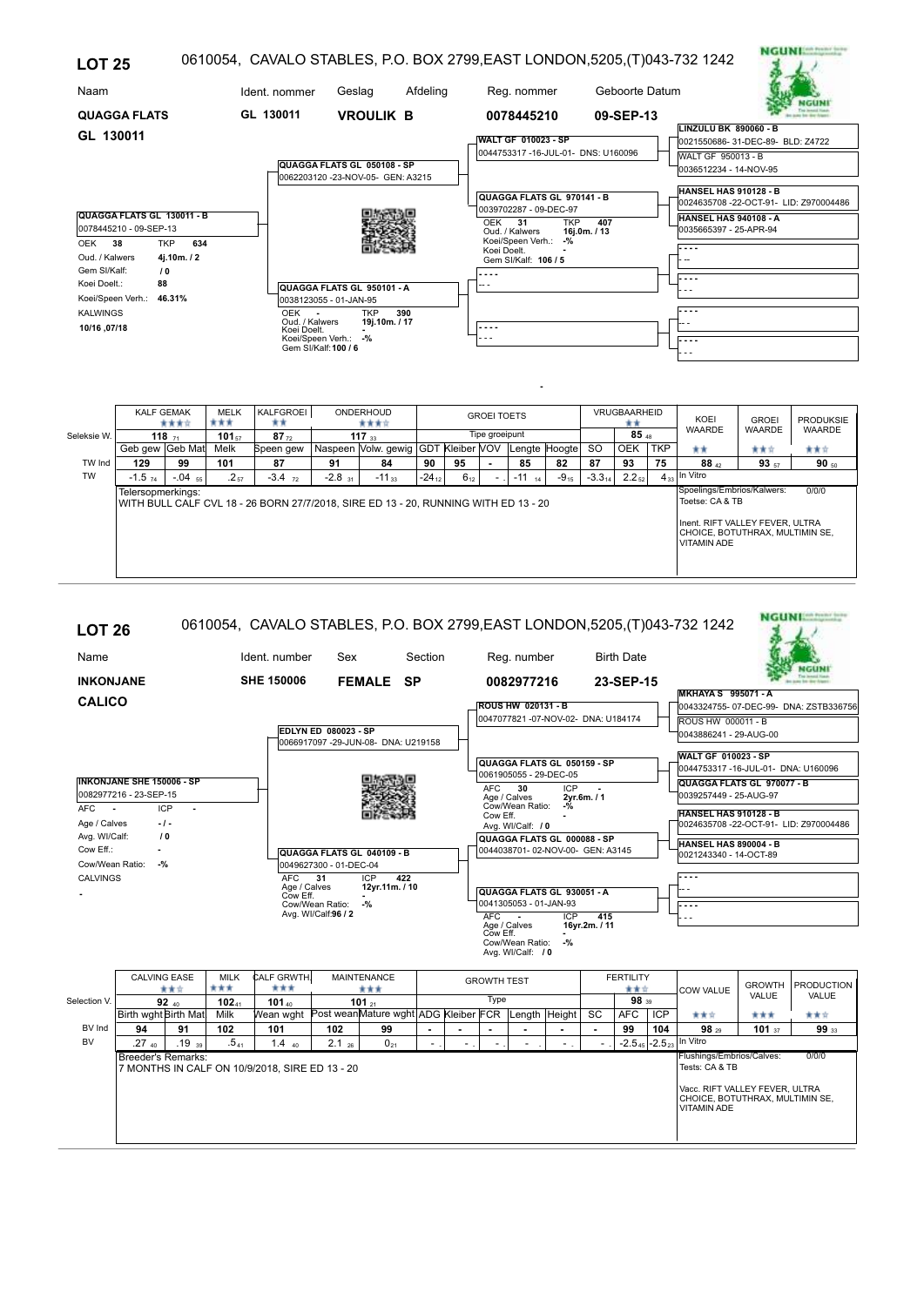## LOT 25

0610054, CAVALO STABLES, P.O. BOX 2799,EAST LONDON,5205,(T)043-732 1242

| Naam | Ident. nommer | Geslag | Afdeling | Reg. nommer | Geboorte Datum |
|---|---|---|---|---|---|
| **QUAGGA FLATS GL 130011** | **GL 130011** | **VROULIK B** | | **0078445210** | **09-SEP-13** |

**QUAGGA FLATS GL 130011 - B**
0078445210 - 09-SEP-13
OEK **38** TKP **634**
Oud. / Kalwers **4j.10m. / 2**
Gem Sl/Kalf: **/ 0**
Koei Doelt.: **88**
Koei/Speen Verh.: **46.31%**
KALWINGS
**10/16 ,07/18**

**Pedigree:**

- Sire: **QUAGGA FLATS GL 050108 - SP** — 0062203120 -23-NOV-05- GEN: A3215
  - **WALT GF 010023 - SP** — 0044753317 -16-JUL-01- DNS: U160096
    - **LINZULU BK 890060 - B** — 0021550686- 31-DEC-89- BLD: Z4722
    - WALT GF 950013 - B — 0036512234 - 14-NOV-95
  - **QUAGGA FLATS GL 970141 - B** — 0039702287 - 09-DEC-97 — OEK **31** TKP **407**; Oud. / Kalwers **16j.0m. / 13**; Koei/Speen Verh.: **-%**; Koei Doelt. **-**; Gem Sl/Kalf: **106 / 5**
    - **HANSEL HAS 910128 - B** — 0024635708 -22-OCT-91- LID: Z970004486
    - **HANSEL HAS 940108 - A** — 0035665397 - 25-APR-94
- Dam: **QUAGGA FLATS GL 950101 - A** — 0038123055 - 01-JAN-95 — OEK **-** TKP **390**; Oud. / Kalwers **19j.10m. / 17**; Koei Doelt. **-**; Koei/Speen Verh.: **-%**; Gem Sl/Kalf: **100 / 6**

| | KALF GEMAK ★★★☆ | | MELK ★★★ | KALFGROEI ★★ | ONDERHOUD ★★★☆ | | GROEI TOETS | | | | | | VRUGBAARHEID ★★ | | | KOEI WAARDE | GROEI WAARDE | PRODUKSIE WAARDE |
|---|---|---|---|---|---|---|---|---|---|---|---|---|---|---|---|---|---|---|
| Seleksie W. | 118 $_{71}$ | | 101 $_{57}$ | 87 $_{72}$ | 117 $_{33}$ | | Tipe groeipunt | | | | | | 85 $_{48}$ | | | | | |
| | Geb gew | Geb Mat | Melk | Speen gew | Naspeen | Volw. gewig | GDT | Kleiber | VOV | Lengte | Hoogte | SO | OEK | TKP | ★★ | ★★☆ | ★★☆ |
| TW Ind | 129 | 99 | 101 | 87 | 91 | 84 | 90 | 95 | - | 85 | 82 | 87 | 93 | 75 | 88 $_{42}$ | 93 $_{57}$ | 90 $_{50}$ |
| TW | -1.5 $_{74}$ | -.04 $_{55}$ | .2 $_{57}$ | -3.4 $_{72}$ | -2.8 $_{31}$ | -11 $_{33}$ | -24 $_{12}$ | 6 $_{12}$ | - | -11 $_{14}$ | -9 $_{15}$ | -3.3 $_{14}$ | 2.2 $_{52}$ | 4 $_{33}$ | In Vitro | | |

Telersopmerkings:
WITH BULL CALF CVL 18 - 26 BORN 27/7/2018, SIRE ED 13 - 20, RUNNING WITH ED 13 - 20

Spoelings/Embrios/Kalwers: 0/0/0
Toetse: CA & TB

Inent. RIFT VALLEY FEVER, ULTRA CHOICE, BOTUTHRAX, MULTIMIN SE, VITAMIN ADE

## LOT 26

0610054, CAVALO STABLES, P.O. BOX 2799,EAST LONDON,5205,(T)043-732 1242

| Name | Ident. number | Sex | Section | Reg. number | Birth Date |
|---|---|---|---|---|---|
| **INKONJANE CALICO** | **SHE 150006** | **FEMALE** | **SP** | **0082977216** | **23-SEP-15** |

**INKONJANE SHE 150006 - SP**
0082977216 - 23-SEP-15
AFC **-** ICP **-**
Age / Calves **- / -**
Avg. Wl/Calf: **/ 0**
Cow Eff.: **-**
Cow/Wean Ratio: **-%**
CALVINGS
**-**

**Pedigree:**

- Sire: **EDLYN ED 080023 - SP** — 0066917097 -29-JUN-08- DNA: U219158
  - **ROUS HW 020131 - B** — 0047077821 -07-NOV-02- DNA: U184174
    - **MKHAYA S 995071 - A** — 0043324755- 07-DEC-99- DNA: ZSTB336756
    - ROUS HW 000011 - B — 0043886241 - 29-AUG-00
  - **QUAGGA FLATS GL 050159 - SP** — 0061905055 - 29-DEC-05 — AFC **30** ICP **-**; Age / Calves **2yr.6m. / 1**; Cow/Wean Ratio: **-%**; Cow Eff. **-**; Avg. Wl/Calf: **/ 0**
    - **WALT GF 010023 - SP** — 0044753317 -16-JUL-01- DNA: U160096
    - **QUAGGA FLATS GL 970077 - B** — 0039257449 - 25-AUG-97
- Dam: **QUAGGA FLATS GL 040109 - B** — 0049627300 - 01-DEC-04 — AFC **31** ICP **422**; Age / Calves **12yr.11m. / 10**; Cow Eff. **-**; Cow/Wean Ratio: **-%**; Avg. Wl/Calf: **96 / 2**
  - **QUAGGA FLATS GL 000088 - SP** — 0044038701- 02-NOV-00- GEN: A3145
    - **HANSEL HAS 910128 - B** — 0024635708 -22-OCT-91- LID: Z970004486
    - **HANSEL HAS 890004 - B** — 0021243340 - 14-OCT-89
  - **QUAGGA FLATS GL 930051 - A** — 0041305053 - 01-JAN-93 — AFC **-** ICP **415**; Age / Calves **16yr.2m. / 11**; Cow Eff. **-**; Cow/Wean Ratio: **-%**; Avg. Wl/Calf: **/ 0**

| | CALVING EASE ★★☆ | | MILK ★★★ | CALF GRWTH ★★★ | MAINTENANCE ★★★ | | GROWTH TEST | | | | | | FERTILITY ★★☆ | | | COW VALUE | GROWTH VALUE | PRODUCTION VALUE |
|---|---|---|---|---|---|---|---|---|---|---|---|---|---|---|---|---|---|---|
| Selection V. | 92 $_{40}$ | | 102 $_{41}$ | 101 $_{40}$ | 101 $_{21}$ | | Type | | | | | | 98 $_{39}$ | | | | | |
| | Birth wght | Birth Mat | Milk | Wean wght | Post wean | Mature wght | ADG | Kleiber | FCR | Length | Height | SC | AFC | ICP | ★★☆ | ★★★ | ★★☆ |
| BV Ind | 94 | 91 | 102 | 101 | 102 | 99 | - | - | - | - | - | - | 99 | 104 | 98 $_{29}$ | 101 $_{37}$ | 99 $_{33}$ |
| BV | .27 $_{40}$ | .19 $_{39}$ | .5 $_{41}$ | 1.4 $_{40}$ | 2.1 $_{26}$ | 0 $_{21}$ | - | - | - | - | - | - | -2.5 $_{45}$ | -2.5 $_{23}$ | In Vitro | | |

Breeder's Remarks:
7 MONTHS IN CALF ON 10/9/2018, SIRE ED 13 - 20

Flushings/Embrios/Calves: 0/0/0
Tests: CA & TB

Vacc. RIFT VALLEY FEVER, ULTRA CHOICE, BOTUTHRAX, MULTIMIN SE, VITAMIN ADE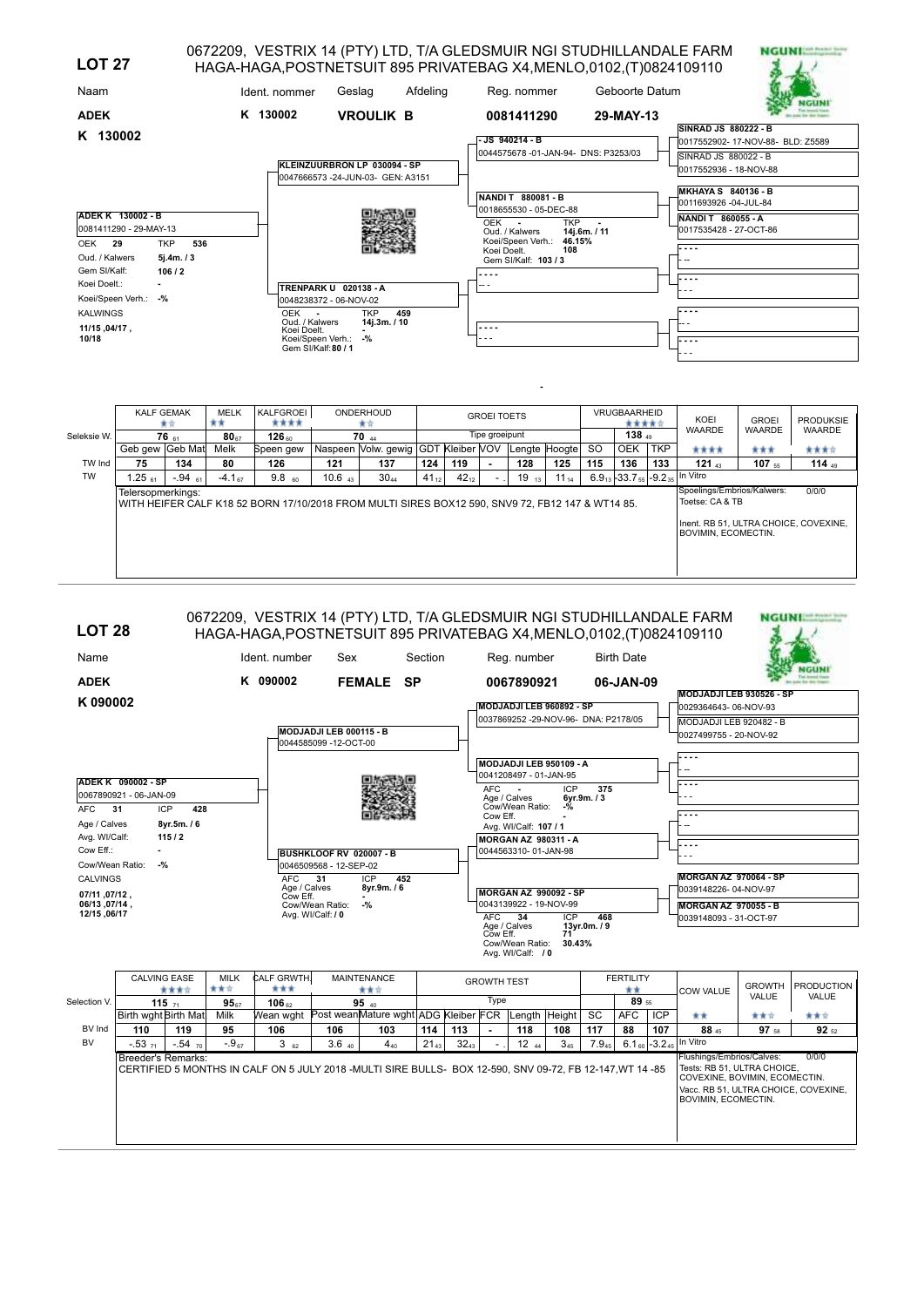## LOT 27

0672209, VESTRIX 14 (PTY) LTD, T/A GLEDSMUIR NGI STUDHILLANDALE FARM
HAGA-HAGA,POSTNETSUIT 895 PRIVATEBAG X4,MENLO,0102,(T)0824109110

| Naam | Ident. nommer | Geslag | Afdeling | Reg. nommer | Geboorte Datum |
|---|---|---|---|---|---|
| **ADEK** | **K 130002** | **VROULIK** | **B** | **0081411290** | **29-MAY-13** |

**K 130002**

**ADEK K 130002 - B**
0081411290 - 29-MAY-13
OEK **29** TKP **536**
Oud. / Kalwers **5j.4m. / 3**
Gem SI/Kalf: **106 / 2**
Koei Doelt.: **-**
Koei/Speen Verh.: **-%**
KALWINGS
**11/15 ,04/17 , 10/18**

**Sire: KLEINZUURBRON LP 030094 - SP**
0047666573 -24-JUN-03- GEN: A3151

- **- JS 940214 - B**
  0044575678 -01-JAN-94- DNS: P3253/03
  - **SINRAD JS 880222 - B**
    0017552902- 17-NOV-88- BLD: Z5589
  - SINRAD JS 880022 - B
    0017552936 - 18-NOV-88
- **NANDI T 880081 - B**
  0018655530 - 05-DEC-88
  OEK - TKP -
  Oud. / Kalwers 14j.6m. / 11
  Koei/Speen Verh.: 46.15%
  Koei Doelt. 108
  Gem SI/Kalf: 103 / 3
  - **MKHAYA S 840136 - B**
    0011693926 -04-JUL-84
  - **NANDI T 860055 - A**
    0017535428 - 27-OCT-86

**Dam: TRENPARK U 020138 - A**
0048238372 - 06-NOV-02
OEK - TKP 459
Oud. / Kalwers 14j.3m. / 10
Koei Doelt. -
Koei/Speen Verh.: -%
Gem SI/Kalf: 80 / 1

| | KALF GEMAK | | MELK | KALFGROEI | ONDERHOUD | | GROEI TOETS | | | | | | VRUGBAARHEID | | | KOEI WAARDE | GROEI WAARDE | PRODUKSIE WAARDE |
|---|---|---|---|---|---|---|---|---|---|---|---|---|---|---|---|---|---|---|
| | ★★ | | ★★ | ★★★★ | ★★ | | | | | | | | ★★★★ | | | | | |
| Seleksie W. | 76 $_{61}$ | | 80 $_{67}$ | 126 $_{60}$ | 70 $_{44}$ | | Tipe groeipunt | | | | | | 138 $_{49}$ | | | ★★★★ | ★★★ | ★★★ |
| | Geb gew | Geb Mat | Melk | Speen gew | Naspeen | Volw. gewig | GDT | Kleiber | VOV | Lengte | Hoogte | SO | OEK | TKP | | | |
| TW Ind | 75 | 134 | 80 | 126 | 121 | 137 | 124 | 119 | - | 128 | 125 | 115 | 136 | 133 | 121 $_{43}$ | 107 $_{55}$ | 114 $_{49}$ |
| TW | 1.25 $_{61}$ | -.94 $_{61}$ | -4.1 $_{67}$ | 9.8 $_{60}$ | 10.6 $_{43}$ | 30 $_{44}$ | 41 $_{12}$ | 42 $_{12}$ | - | 19 $_{13}$ | 11 $_{14}$ | 6.9 $_{13}$ | -33.7 $_{55}$ | -9.2 $_{35}$ | In Vitro | | |

Telersopmerkings:
WITH HEIFER CALF K18 52 BORN 17/10/2018 FROM MULTI SIRES BOX12 590, SNV9 72, FB12 147 & WT14 85.

Spoelings/Embrios/Kalwers: 0/0/0
Toetse: CA & TB

Inent. RB 51, ULTRA CHOICE, COVEXINE, BOVIMIN, ECOMECTIN.

## LOT 28

0672209, VESTRIX 14 (PTY) LTD, T/A GLEDSMUIR NGI STUDHILLANDALE FARM
HAGA-HAGA,POSTNETSUIT 895 PRIVATEBAG X4,MENLO,0102,(T)0824109110

| Name | Ident. number | Sex | Section | Reg. number | Birth Date |
|---|---|---|---|---|---|
| **ADEK** | **K 090002** | **FEMALE** | **SP** | **0067890921** | **06-JAN-09** |

**K 090002**

**ADEK K 090002 - SP**
0067890921 - 06-JAN-09
AFC **31** ICP **428**
Age / Calves **8yr.5m. / 6**
Avg. WI/Calf: **115 / 2**
Cow Eff.: **-**
Cow/Wean Ratio: **-%**
CALVINGS
**07/11 ,07/12 , 06/13 ,07/14 , 12/15 ,06/17**

**Sire: MODJADJI LEB 000115 - B**
0044585099 -12-OCT-00

- **MODJADJI LEB 960892 - SP**
  0037869252 -29-NOV-96- DNA: P2178/05
  - **MODJADJI LEB 930526 - SP**
    0029364643- 06-NOV-93
  - MODJADJI LEB 920482 - B
    0027499755 - 20-NOV-92
- **MODJADJI LEB 950109 - A**
  0041208497 - 01-JAN-95
  AFC - ICP 375
  Age / Calves 6yr.9m. / 3
  Cow/Wean Ratio: -%
  Cow Eff. -
  Avg. WI/Calf: 107 / 1

**Dam: BUSHKLOOF RV 020007 - B**
0046509568 - 12-SEP-02
AFC 31 ICP 452
Age / Calves 8yr.9m. / 6
Cow Eff. -
Cow/Wean Ratio: -%
Avg. WI/Calf: / 0

- **MORGAN AZ 980311 - A**
  0044563310- 01-JAN-98
- **MORGAN AZ 990092 - SP**
  0043139922 - 19-NOV-99
  AFC 34 ICP 468
  Age / Calves 13yr.0m. / 9
  Cow Eff. 71
  Cow/Wean Ratio: 30.43%
  Avg. WI/Calf: / 0
  - **MORGAN AZ 970064 - SP**
    0039148226- 04-NOV-97
  - **MORGAN AZ 970055 - B**
    0039148093 - 31-OCT-97

| | CALVING EASE | | MILK | CALF GRWTH | MAINTENANCE | | GROWTH TEST | | | | | | FERTILITY | | | COW VALUE | GROWTH VALUE | PRODUCTION VALUE |
|---|---|---|---|---|---|---|---|---|---|---|---|---|---|---|---|---|---|---|
| | ★★★ | | ★★ | ★★★ | ★★ | | | | | | | | ★★ | | | | | |
| Selection V. | 115 $_{71}$ | | 95 $_{67}$ | 106 $_{62}$ | 95 $_{40}$ | | Type | | | | | | 89 $_{55}$ | | | ★★ | ★★ | ★★ |
| | Birth wght | Birth Mat | Milk | Wean wght | Post wean | Mature wght | ADG | Kleiber | FCR | Length | Height | SC | AFC | ICP | | | |
| BV Ind | 110 | 119 | 95 | 106 | 106 | 103 | 114 | 113 | - | 118 | 108 | 117 | 88 | 107 | 88 $_{45}$ | 97 $_{58}$ | 92 $_{52}$ |
| BV | -.53 $_{71}$ | -.54 $_{70}$ | -.9 $_{67}$ | 3 $_{62}$ | 3.6 $_{40}$ | 4 $_{40}$ | 21 $_{43}$ | 32 $_{43}$ | - | 12 $_{44}$ | 3 $_{45}$ | 7.9 $_{45}$ | 6.1 $_{60}$ | -3.2 $_{45}$ | In Vitro | | |

Breeder's Remarks:
CERTIFIED 5 MONTHS IN CALF ON 5 JULY 2018 -MULTI SIRE BULLS- BOX 12-590, SNV 09-72, FB 12-147,WT 14 -85

Flushings/Embrios/Calves: 0/0/0
Tests: RB 51, ULTRA CHOICE, COVEXINE, BOVIMIN, ECOMECTIN.
Vacc. RB 51, ULTRA CHOICE, COVEXINE, BOVIMIN, ECOMECTIN.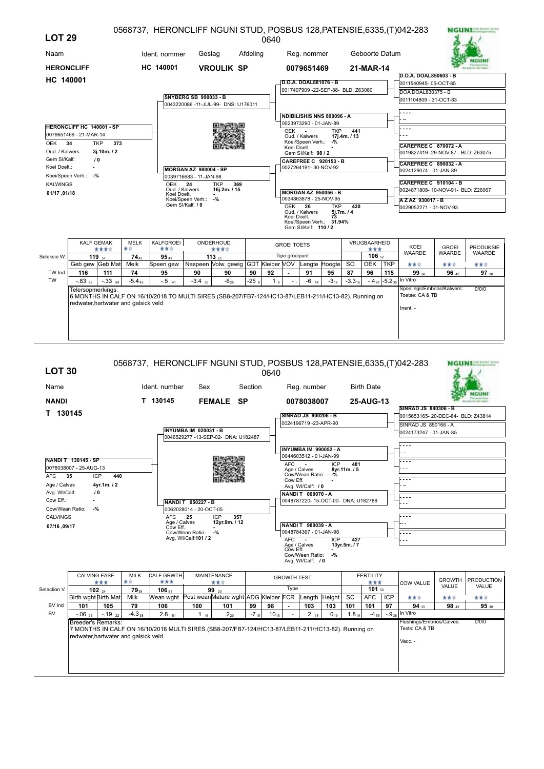## LOT 29

0568737, HERONCLIFF NGUNI STUD, POSBUS 128,PATENSIE,6335,(T)042-283 0640

| Naam | Ident. nommer | Geslag | Afdeling | Reg. nommer | Geboorte Datum |
|---|---|---|---|---|---|
| **HERONCLIFF** | **HC 140001** | **VROULIK** | **SP** | **0079651469** | **21-MAR-14** |

**HC 140001**

**HERONCLIFF HC 140001 - SP**
0079651469 - 21-MAR-14
OEK 34 TKP 373
Oud. / Kalwers 3j.10m. / 2
Gem Sl/Kalf: / 0
Koei Doelt.: -
Koei/Speen Verh.: -%
KALWINGS
01/17 ,01/18

**Stamboom:**

- Vader: **SNYBERG SB 990033 - B** — 0043220086 -11-JUL-99- DNS: U176011
  - **D.O.A. DOAL881076 - B** — 0017407909 -22-SEP-88- BLD: Z63080
    - **D.O.A. DOAL850603 - B** — 0011540945- 05-OCT-85
    - DOA DOAL830375 - B — 0011104809 - 31-OCT-83
  - **NDIBILISHIS NNS 890096 - A** — 0023973290 - 01-JAN-89; OEK - TKP 441; Oud. / Kalwers 17j.4m. / 13; Koei/Speen Verh.: -%; Koei Doelt. -; Gem Sl/Kalf: 98 / 2
    - - - -
    - - - -
- Moeder: **MORGAN AZ 980004 - SP** — 0039716683 - 11-JAN-98; OEK 24 TKP 369; Oud. / Kalwers 16j.2m. / 15; Koei Doelt. -; Koei/Speen Verh.: -%; Gem Sl/Kalf: / 0
  - **CAREFREE C 920153 - B** — 0027264191- 30-NOV-92
    - **CAREFREE C 870072 - A** — 0019827419 -29-NOV-87- BLD: Z63075
    - **CAREFREE C 890032 - A** — 0024129074 - 01-JAN-89
  - **MORGAN AZ 950056 - B** — 0034863878 - 25-NOV-95; OEK 26 TKP 430; Oud. / Kalwers 5j.7m. / 4; Koei Doelt. 73; Koei/Speen Verh.: 31.94%; Gem Sl/Kalf: 110 / 2
    - **CAREFREE C 910104 - B** — 0024871808- 10-NOV-91- BLD: Z26067
    - **A Z AZ 930017 - B** — 0029052271 - 01-NOV-93

| | KALF GEMAK ★★★☆ | | MELK ★☆ | KALFGROEI ★★☆ | ONDERHOUD ★★★☆ | | GROEI TOETS | | | | | | VRUGBAARHEID ★★★ | | | KOEI WAARDE | GROEI WAARDE | PRODUKSIE WAARDE |
|---|---|---|---|---|---|---|---|---|---|---|---|---|---|---|---|---|---|---|
| Seleksie W. | 119 57 | | 74 43 | 95 41 | 113 25 | | Tipe groeipunt | | | | | | | 106 52 | | ★★☆ | ★★☆ | ★★☆ |
| | Geb gew | Geb Mat | Melk | Speen gew | Naspeen | Volw. gewig | GDT | Kleiber | VOV | Lengte | Hoogte | SO | OEK | TKP | | | |
| TW Ind | 116 | 111 | 74 | 95 | 90 | 90 | 90 | 92 | - | 91 | 95 | 87 | 96 | 115 | 99 34 | 96 42 | 97 38 |
| TW | -.83 58 | -.33 54 | -5.4 43 | -.5 41 | -3.4 30 | -6 25 | -25 8 | 1 8 | - | -6 14 | -3 16 | -3.3 15 | -.4 61 | -5.2 35 | In Vitro | | |

Telersopmerkings:
6 MONTHS IN CALF ON 16/10/2018 TO MULTI SIRES (SB8-207/FB7-124/HC13-87/LEB11-211/HC13-82). Running on redwater,hartwater and galsick veld

Spoelings/Embrios/Kalwers: 0/0/0
Toetse: CA & TB
Inent. -

---

## LOT 30

0568737, HERONCLIFF NGUNI STUD, POSBUS 128,PATENSIE,6335,(T)042-283 0640

| Name | Ident. number | Sex | Section | Reg. number | Birth Date |
|---|---|---|---|---|---|
| **NANDI** | **T 130145** | **FEMALE** | **SP** | **0078038007** | **25-AUG-13** |

**T 130145**

**NANDI T 130145 - SP**
0078038007 - 25-AUG-13
AFC 35 ICP 440
Age / Calves 4yr.1m. / 2
Avg. Wl/Calf: / 0
Cow Eff.: -
Cow/Wean Ratio: -%
CALVINGS
07/16 ,09/17

**Pedigree:**

- Sire: **INYUMBA IM 020031 - B** — 0046529277 -13-SEP-02- DNA: U182487
  - **SINRAD JS 900206 - B** — 0024196719 -23-APR-90
    - **SINRAD JS 840306 - B** — 0015653165- 20-DEC-84- BLD: Z43814
    - SINRAD JS 850166 - A — 0024173247 - 01-JAN-85
  - **INYUMBA IM 990052 - A** — 0044603512 - 01-JAN-99; AFC - ICP 481; Age / Calves 8yr.11m. / 5; Cow/Wean Ratio: -%; Cow Eff. -; Avg. Wl/Calf: / 0
    - - - -
    - - - -
- Dam: **NANDI T 050227 - B** — 0062028014 - 20-OCT-05; AFC 25 ICP 357; Age / Calves 12yr.9m. / 12; Cow Eff. -; Cow/Wean Ratio: -%; Avg. Wl/Calf: 101 / 2
  - **NANDI T 000070 - A** — 0048787220- 15-OCT-00- DNA: U182788
    - - - -
    - - - -
  - **NANDI T 980039 - A** — 0048784367 - 01-JAN-98; AFC - ICP 427; Age / Calves 13yr.5m. / 7; Cow Eff. -; Cow/Wean Ratio: -%; Avg. Wl/Calf: / 0
    - - - -
    - - - -

| | CALVING EASE ★★★ | | MILK ★☆ | CALF GRWTH ★★★ | MAINTENANCE ★★☆ | | GROWTH TEST | | | | | | FERTILITY ★★★ | | | COW VALUE | GROWTH VALUE | PRODUCTION VALUE |
|---|---|---|---|---|---|---|---|---|---|---|---|---|---|---|---|---|---|---|
| Selection V. | 102 24 | | 79 38 | 106 51 | 99 20 | | Type | | | | | | | 101 50 | | ★★☆ | ★★☆ | ★★☆ |
| | Birth wght | Birth Mat | Milk | Wean wght | Post wean | Mature wght | ADG | Kleiber | FCR | Length | Height | SC | AFC | ICP | | | |
| BV Ind | 101 | 105 | 79 | 106 | 100 | 101 | 99 | 98 | - | 103 | 103 | 101 | 101 | 97 | 94 33 | 98 43 | 95 38 |
| BV | -.06 25 | -.19 22 | -4.3 38 | 2.8 51 | 1 16 | 2 20 | -7 15 | 10 15 | - | 2 18 | 0 19 | 1.8 19 | -4 55 | -.9 36 | In Vitro | | |

Breeder's Remarks:
7 MONTHS IN CALF ON 16/10/2018 TO MULTI SIRES (SB8-207/FB7-124/HC13-87/LEB11-211/HC13-82). Running on redwater,hartwater and galsick veld

Flushings/Embrios/Calves: 0/0/0
Tests: CA & TB
Vacc. -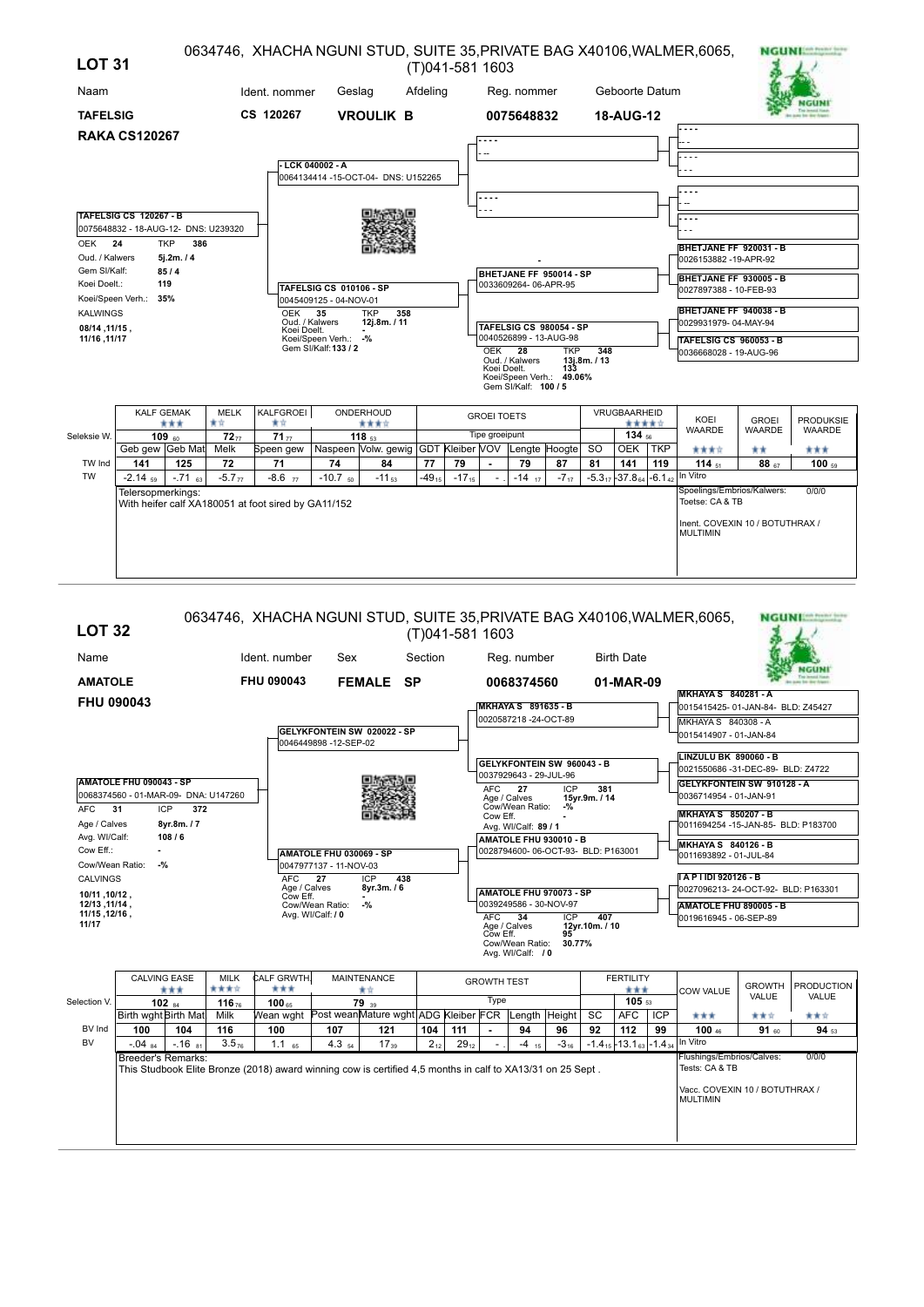## LOT 31

0634746, XHACHA NGUNI STUD, SUITE 35,PRIVATE BAG X40106,WALMER,6065, (T)041-581 1603

| Naam | Ident. nommer | Geslag | Afdeling | Reg. nommer | Geboorte Datum |
|---|---|---|---|---|---|
| **TAFELSIG RAKA CS120267** | **CS 120267** | **VROULIK B** | | **0075648832** | **18-AUG-12** |

**TAFELSIG CS 120267 - B**
0075648832 - 18-AUG-12- DNS: U239320

OEK 24 TKP 386
Oud. / Kalwers 5j.2m. / 4
Gem SI/Kalf: 85 / 4
Koei Doelt.: 119
Koei/Speen Verh.: 35%
KALWINGS
08/14 ,11/15 , 11/16 ,11/17

**Stamboom:**

- Vader: **- LCK 040002 - A** — 0064134414 -15-OCT-04- DNS: U152265
  - ----
  - ----
- Moeder: **TAFELSIG CS 010106 - SP** — 0045409125 - 04-NOV-01
  - OEK 35, TKP 358, Oud. / Kalwers 12j.8m. / 11, Koei Doelt. -, Koei/Speen Verh.: -%, Gem SI/Kalf: 133 / 2
  - Vader: **BHETJANE FF 950014 - SP** — 0033609264- 06-APR-95
    - **BHETJANE FF 920031 - B** — 0026153882 -19-APR-92
    - **BHETJANE FF 930005 - B** — 0027897388 - 10-FEB-93
  - Moeder: **TAFELSIG CS 980054 - SP** — 0040526899 - 13-AUG-98
    - OEK 28, TKP 348, Oud. / Kalwers 13j.8m. / 13, Koei Doelt. 133, Koei/Speen Verh.: 49.06%, Gem SI/Kalf: 100 / 5
    - **BHETJANE FF 940038 - B** — 0029931979- 04-MAY-94
    - **TAFELSIG CS 960053 - B** — 0036668028 - 19-AUG-96

| | KALF GEMAK ★★★ | | MELK ★☆ | KALFGROEI ★☆ | ONDERHOUD ★★★☆ | | GROEI TOETS | | | | | VRUGBAARHEID ★★★★☆ | | | KOEI WAARDE | GROEI WAARDE | PRODUKSIE WAARDE |
|---|---|---|---|---|---|---|---|---|---|---|---|---|---|---|---|---|---|
| Seleksie W. | 109 ₆₀ | | 72 ₇₇ | 71 ₇₇ | 118 ₅₃ | | Tipe groeipunt | | | | | | 134 ₅₆ | | ★★★☆ | ★★ | ★★★ |
| | Geb gew | Geb Mat | Melk | Speen gew | Naspeen | Volw. gewig | GDT | Kleiber | VOV | Lengte | Hoogte | SO | OEK | TKP | | | |
| TW Ind | 141 | 125 | 72 | 71 | 74 | 84 | 77 | 79 | - | 79 | 87 | 81 | 141 | 119 | 114 ₅₁ | 88 ₆₇ | 100 ₅₉ |
| TW | -2.14 ₅₉ | -.71 ₆₃ | -5.7 ₇₇ | -8.6 ₇₇ | -10.7 ₅₀ | -11 ₅₃ | -49 ₁₅ | -17 ₁₅ | - | -14 ₁₇ | -7 ₁₇ | -5.3 ₁₇ | -37.8 ₆₄ | -6.1 ₄₂ | In Vitro | | |

Telersopmerkings:
With heifer calf XA180051 at foot sired by GA11/152

Spoelings/Embrios/Kalwers: 0/0/0
Toetse: CA & TB
Inent. COVEXIN 10 / BOTUTHRAX / MULTIMIN

## LOT 32

0634746, XHACHA NGUNI STUD, SUITE 35,PRIVATE BAG X40106,WALMER,6065, (T)041-581 1603

| Name | Ident. number | Sex | Section | Reg. number | Birth Date |
|---|---|---|---|---|---|
| **AMATOLE FHU 090043** | **FHU 090043** | **FEMALE** | **SP** | **0068374560** | **01-MAR-09** |

**AMATOLE FHU 090043 - SP**
0068374560 - 01-MAR-09- DNA: U147260

AFC 31 ICP 372
Age / Calves 8yr.8m. / 7
Avg. WI/Calf: 108 / 6
Cow Eff.: -
Cow/Wean Ratio: -%
CALVINGS
10/11 ,10/12 , 12/13 ,11/14 , 11/15 ,12/16 , 11/17

**Pedigree:**

- Sire: **GELYKFONTEIN SW 020022 - SP** — 0046449898 -12-SEP-02
  - Sire: **MKHAYA S 891635 - B** — 0020587218 -24-OCT-89
    - **MKHAYA S 840281 - A** — 0015415425- 01-JAN-84- BLD: Z45427
    - **MKHAYA S 840308 - A** — 0015414907 - 01-JAN-84
  - Dam: **GELYKFONTEIN SW 960043 - B** — 0037929643 - 29-JUL-96
    - AFC 27, ICP 381, Age / Calves 15yr.9m. / 14, Cow/Wean Ratio: -%, Cow Eff. -, Avg. WI/Calf: 89 / 1
    - **LINZULU BK 890060 - B** — 0021550686 -31-DEC-89- BLD: Z4722
    - **GELYKFONTEIN SW 910128 - A** — 0036714954 - 01-JAN-91
- Dam: **AMATOLE FHU 030069 - SP** — 0047977137 - 11-NOV-03
  - AFC 27, ICP 438, Age / Calves 8yr.3m. / 6, Cow Eff. -, Cow/Wean Ratio: -%, Avg. WI/Calf: / 0
  - Sire: **AMATOLE FHU 930010 - B** — 0028794600- 06-OCT-93- BLD: P163001
    - **MKHAYA S 850207 - B** — 0011694254 -15-JAN-85- BLD: P183700
    - **MKHAYA S 840126 - B** — 0011693892 - 01-JUL-84
  - Dam: **AMATOLE FHU 970073 - SP** — 0039249586 - 30-NOV-97
    - AFC 34, ICP 407, Age / Calves 12yr.10m. / 10, Cow Eff. 95, Cow/Wean Ratio: 30.77%, Avg. WI/Calf: / 0
    - **I A P I IDI 920126 - B** — 0027096213- 24-OCT-92- BLD: P163301
    - **AMATOLE FHU 890005 - B** — 0019616945 - 06-SEP-89

| | CALVING EASE ★★★ | | MILK ★★★☆ | CALF GRWTH. ★★★ | MAINTENANCE ★☆ | | GROWTH TEST | | | | | FERTILITY ★★★ | | | COW VALUE | GROWTH VALUE | PRODUCTION VALUE |
|---|---|---|---|---|---|---|---|---|---|---|---|---|---|---|---|---|---|
| Selection V. | 102 ₈₄ | | 116 ₇₆ | 100 ₆₅ | 79 ₃₉ | | Type | | | | | | 105 ₅₃ | | ★★★ | ★★☆ | ★★☆ |
| | Birth wght | Birth Mat | Milk | Wean wght | Post wean | Mature wght | ADG | Kleiber | FCR | Length | Height | SC | AFC | ICP | | | |
| BV Ind | 100 | 104 | 116 | 100 | 107 | 121 | 104 | 111 | - | 94 | 96 | 92 | 112 | 99 | 100 ₄₆ | 91 ₆₀ | 94 ₅₃ |
| BV | -.04 ₈₄ | -.16 ₈₁ | 3.5 ₇₆ | 1.1 ₆₅ | 4.3 ₅₄ | 17 ₃₉ | 2 ₁₂ | 29 ₁₂ | - | -4 ₁₅ | -3 ₁₆ | -1.4 ₁₅ | -13.1 ₆₃ | -1.4 ₃₄ | In Vitro | | |

Breeder's Remarks:
This Studbook Elite Bronze (2018) award winning cow is certified 4,5 months in calf to XA13/31 on 25 Sept .

Flushings/Embrios/Calves: 0/0/0
Tests: CA & TB
Vacc. COVEXIN 10 / BOTUTHRAX / MULTIMIN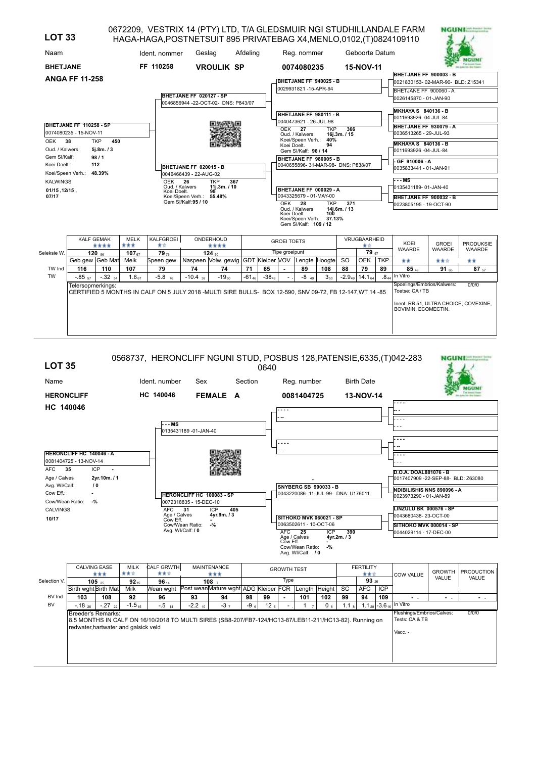## LOT 33

0672209, VESTRIX 14 (PTY) LTD, T/A GLEDSMUIR NGI STUDHILLANDALE FARM HAGA-HAGA,POSTNETSUIT 895 PRIVATEBAG X4,MENLO,0102,(T)0824109110

| Naam | Ident. nommer | Geslag | Afdeling | Reg. nommer | Geboorte Datum |
|---|---|---|---|---|---|
| **BHETJANE ANGA FF 11-258** | **FF 110258** | **VROULIK** | **SP** | **0074080235** | **15-NOV-11** |

**BHETJANE FF 110258 - SP**
0074080235 - 15-NOV-11
OEK 38 TKP 450
Oud. / Kalwers 5j.8m. / 3
Gem Sl/Kalf: 98 / 1
Koei Doelt.: 112
Koei/Speen Verh.: 48.39%
KALWINGS
01/15 ,12/15 , 07/17

**Pedigree:**

- Sire: **BHETJANE FF 020127 - SP** 0046856944 -22-OCT-02- DNS: P843/07
  - **BHETJANE FF 940025 - B** 0029931821 -15-APR-94
    - **BHETJANE FF 900003 - B** 0021830153- 02-MAR-90- BLD: Z15341
    - BHETJANE FF 900060 - A 0026145870 - 01-JAN-90
  - **BHETJANE FF 980111 - B** 0040473621 - 26-JUL-98; OEK 27, TKP 366, Oud. / Kalwers 16j.3m. / 15, Koei/Speen Verh.: 40%, Koei Doelt. 94, Gem Sl/Kalf: 96 / 14
    - **MKHAYA S 840136 - B** 0011693926 -04-JUL-84
    - **BHETJANE FF 930079 - A** 0036513265 - 29-JUL-93
- Dam: **BHETJANE FF 020015 - B** 0046466439 - 22-AUG-02; OEK 26, TKP 367, Oud. / Kalwers 11j.3m. / 10, Koei Doelt. 98, Koei/Speen Verh.: 55.48%, Gem Sl/Kalf: 95 / 10
  - **BHETJANE FF 980005 - B** 0040655896- 31-MAR-98- DNS: P838/07
    - **MKHAYA S 840136 - B** 0011693926 -04-JUL-84
    - **- GF 910006 - A** 0035833441 - 01-JAN-91
  - **BHETJANE FF 000029 - A** 0043325679 - 01-MAY-00; OEK 28, TKP 371, Oud. / Kalwers 14j.6m. / 13, Koei Doelt. 100, Koei/Speen Verh.: 37.13%, Gem Sl/Kalf: 109 / 12
    - **- - - MS** 0135431189- 01-JAN-40
    - **BHETJANE FF 900032 - B** 0023805195 - 19-OCT-90

| | KALF GEMAK ★★★★ | | MELK ★★★ | KALFGROEI ★☆ | ONDERHOUD ★★★★ | | GROEI TOETS | | | | | VRUGBAARHEID ★☆ | | | KOEI WAARDE | GROEI WAARDE | PRODUKSIE WAARDE |
|---|---|---|---|---|---|---|---|---|---|---|---|---|---|---|---|---|---|
| Seleksie W. | 120 ₅₆ | | 107 ₆₇ | 79 ₇₆ | 124 ₅₀ | | Tipe groeipunt | | | | | 79 ₅₇ | | | ★★ | ★★☆ | ★★ |
| | Geb gew | Geb Mat | Melk | Speen gew | Naspeen | Volw. gewig | GDT | Kleiber | VOV | Lengte | Hoogte | SO | OEK | TKP | | | |
| TW Ind | 116 | 110 | 107 | 79 | 74 | 74 | 71 | 65 | - | 89 | 108 | 88 | 79 | 89 | 85 ₄₉ | 91 ₆₅ | 87 ₅₇ |
| TW | -.85 ₅₇ | -.32 ₅₄ | 1.6 ₆₇ | -5.8 ₇₆ | -10.4 ₃₈ | -19 ₅₀ | -61 ₄₆ | -38 ₄₆ | - | -8 ₄₉ | 3 ₅₀ | -2.9 ₄₉ | 14.1 ₆₄ | .8 ₄₄ | In Vitro | | |

Telersopmerkings:
CERTIFIED 5 MONTHS IN CALF ON 5 JULY 2018 -MULTI SIRE BULLS- BOX 12-590, SNV 09-72, FB 12-147,WT 14 -85

Spoelings/Embrios/Kalwers: 0/0/0
Toetse: CA / TB
Inent. RB 51, ULTRA CHOICE, COVEXINE, BOVIMIN, ECOMECTIN.

## LOT 35

0568737, HERONCLIFF NGUNI STUD, POSBUS 128,PATENSIE,6335,(T)042-283 0640

| Name | Ident. number | Sex | Section | Reg. number | Birth Date |
|---|---|---|---|---|---|
| **HERONCLIFF HC 140046** | **HC 140046** | **FEMALE** | **A** | **0081404725** | **13-NOV-14** |

**HERONCLIFF HC 140046 - A**
0081404725 - 13-NOV-14
AFC 35 ICP -
Age / Calves 2yr.10m. / 1
Avg. WI/Calf: / 0
Cow Eff.: -
Cow/Wean Ratio: -%
CALVINGS
10/17

**Pedigree:**

- Sire: **- - - MS** 0135431189 -01-JAN-40
  - **- - - -** - - -
    - - - - -
    - - - -
  - **- - - -** - - -
    - - - -
    - - - -
- Dam: **HERONCLIFF HC 100083 - SP** 0072318835 - 15-DEC-10; AFC 31, ICP 405, Age / Calves 4yr.9m. / 3, Cow Eff. -, Cow/Wean Ratio: -%, Avg. WI/Calf: / 0
  - **SNYBERG SB 990033 - B** 0043220086- 11-JUL-99- DNA: U176011
    - **D.O.A. DOAL881076 - B** 0017407909 -22-SEP-88- BLD: Z63080
    - **NDIBILISHIS NNS 890096 - A** 0023973290 - 01-JAN-89
  - **SITHOKO MVK 060021 - SP** 0063502611 - 10-OCT-06; AFC 25, ICP 390, Age / Calves 4yr.2m. / 3, Cow Eff. -, Cow/Wean Ratio: -%, Avg. WI/Calf: / 0
    - **LINZULU BK 000576 - SP** 0043680438- 23-OCT-00
    - **SITHOKO MVK 000014 - SP** 0044029114 - 17-DEC-00

| | CALVING EASE ★★★ | | MILK ★★☆ | CALF GRWTH ★★☆ | MAINTENANCE ★★★ | | GROWTH TEST | | | | | FERTILITY ★★☆ | | | COW VALUE | GROWTH VALUE | PRODUCTION VALUE |
|---|---|---|---|---|---|---|---|---|---|---|---|---|---|---|---|---|---|
| Selection V. | 105 ₂₅ | | 92 ₁₅ | 96 ₁₄ | 108 ₇ | | Type | | | | | 93 ₂₆ | | | | | |
| | Birth wght | Birth Mat | Milk | Wean wght | Post wean | Mature wght | ADG | Kleiber | FCR | Length | Height | SC | AFC | ICP | | | |
| BV Ind | 103 | 108 | 92 | 96 | 93 | 94 | 98 | 99 | - | 101 | 102 | 99 | 94 | 109 | - | - | - |
| BV | -.18 ₂₆ | -.27 ₂₂ | -1.5 ₁₅ | -.5 ₁₄ | -2.2 ₁₀ | -3 ₇ | -9 ₆ | 12 ₆ | - | 1 ₇ | 0 ₈ | 1.1 ₈ | 1.1 ₂₈ | -3.6 ₁₆ | In Vitro | | |

Breeder's Remarks:
8.5 MONTHS IN CALF ON 16/10/2018 TO MULTI SIRES (SB8-207/FB7-124/HC13-87/LEB11-211/HC13-82). Running on redwater,hartwater and galsick veld

Flushings/Embrios/Calves: 0/0/0
Tests: CA & TB
Vacc. -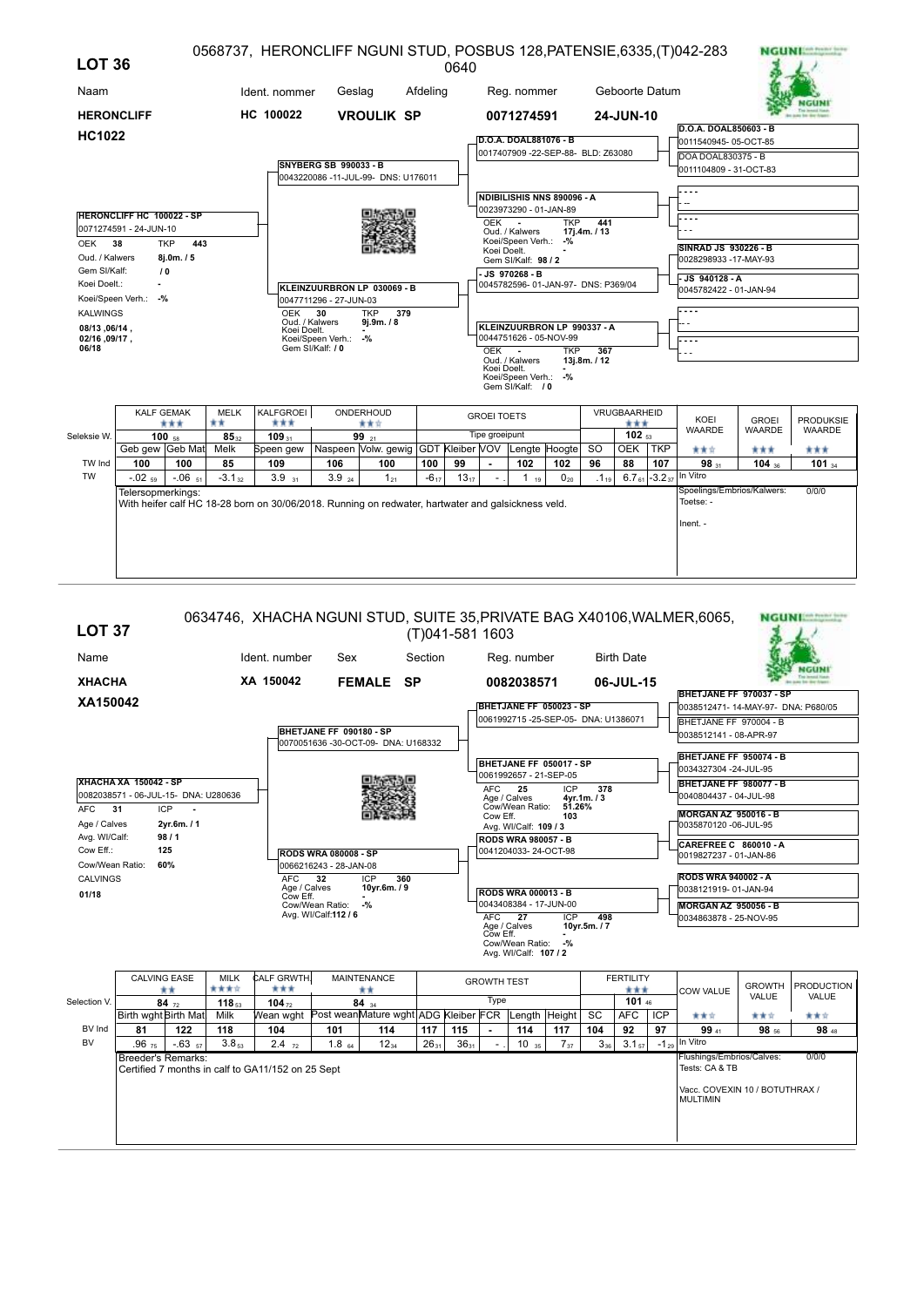# LOT 36

0568737, HERONCLIFF NGUNI STUD, POSBUS 128,PATENSIE,6335,(T)042-283 0640

| Naam | Ident. nommer | Geslag | Afdeling | Reg. nommer | Geboorte Datum |
|---|---|---|---|---|---|
| **HERONCLIFF HC1022** | **HC 100022** | **VROULIK** | **SP** | **0071274591** | **24-JUN-10** |

**HERONCLIFF HC 100022 - SP**
0071274591 - 24-JUN-10
OEK 38 TKP 443
Oud. / Kalwers 8j.0m. / 5
Gem Sl/Kalf: / 0
Koei Doelt.: -
Koei/Speen Verh.: -%
KALWINGS
08/13 ,06/14 , 02/16 ,09/17 , 06/18

**Stamboom:**

- Vader: **SNYBERG SB 990033 - B** 0043220086 -11-JUL-99- DNS: U176011
  - **D.O.A. DOAL881076 - B** 0017407909 -22-SEP-88- BLD: Z63080
    - **D.O.A. DOAL850603 - B** 0011540945- 05-OCT-85
    - DOA DOAL830375 - B 0011104809 - 31-OCT-83
  - **NDIBILISHIS NNS 890096 - A** 0023973290 - 01-JAN-89; OEK - TKP 441; Oud. / Kalwers 17j.4m. / 13; Koei/Speen Verh.: -%; Koei Doelt. -; Gem Sl/Kalf: 98 / 2
    - - - - -
    - - - - -
- Moeder: **KLEINZUURBRON LP 030069 - B** 0047711296 - 27-JUN-03; OEK 30 TKP 379; Oud. / Kalwers 9j.9m. / 8; Koei Doelt. -; Koei/Speen Verh.: -%; Gem Sl/Kalf: / 0
  - **- JS 970268 - B** 0045782596- 01-JAN-97- DNS: P369/04
    - **SINRAD JS 930226 - B** 0028298933 -17-MAY-93
    - **- JS 940128 - A** 0045782422 - 01-JAN-94
  - **KLEINZUURBRON LP 990337 - A** 0044751626 - 05-NOV-99; OEK - TKP 367; Oud. / Kalwers 13j.8m. / 12; Koei Doelt. -; Koei/Speen Verh.: -%; Gem Sl/Kalf: / 0
    - - - - -
    - - - - -

| | KALF GEMAK | | MELK | KALFGROEI | ONDERHOUD | | GROEI TOETS | | | | | | VRUGBAARHEID | | | KOEI WAARDE | GROEI WAARDE | PRODUKSIE WAARDE |
|---|---|---|---|---|---|---|---|---|---|---|---|---|---|---|---|---|---|---|
| | ★★★ | | ★★ | ★★★ | ★★☆ | | | | | | | | ★★★ | | | | | |
| Seleksie W. | 100 58 | | 85 32 | 109 31 | 99 21 | | Tipe groeipunt | | | | | | 102 53 | | | ★★☆ | ★★★ | ★★★ |
| | Geb gew | Geb Mat | Melk | Speen gew | Naspeen | Volw. gewig | GDT | Kleiber | VOV | Lengte | Hoogte | SO | OEK | TKP | | | |
| TW Ind | 100 | 100 | 85 | 109 | 106 | 100 | 100 | 99 | - | 102 | 102 | 96 | 88 | 107 | 98 31 | 104 36 | 101 34 |
| TW | -.02 59 | -.06 51 | -3.1 32 | 3.9 31 | 3.9 24 | 1 21 | -6 17 | 13 17 | - | 1 19 | 0 20 | .1 19 | 6.7 61 | -3.2 37 | In Vitro | | |

Telersopmerkings:
With heifer calf HC 18-28 born on 30/06/2018. Running on redwater, hartwater and galsickness veld.

Spoelings/Embrios/Kalwers: 0/0/0
Toetse: -
Inent. -

# LOT 37

0634746, XHACHA NGUNI STUD, SUITE 35,PRIVATE BAG X40106,WALMER,6065, (T)041-581 1603

| Name | Ident. number | Sex | Section | Reg. number | Birth Date |
|---|---|---|---|---|---|
| **XHACHA XA150042** | **XA 150042** | **FEMALE** | **SP** | **0082038571** | **06-JUL-15** |

**XHACHA XA 150042 - SP**
0082038571 - 06-JUL-15- DNA: U280636
AFC 31 ICP -
Age / Calves 2yr.6m. / 1
Avg. Wl/Calf: 98 / 1
Cow Eff.: 125
Cow/Wean Ratio: 60%
CALVINGS
01/18

**Pedigree:**

- Sire: **BHETJANE FF 090180 - SP** 0070051636 -30-OCT-09- DNA: U168332
  - **BHETJANE FF 050023 - SP** 0061992715 -25-SEP-05- DNA: U1386071
    - **BHETJANE FF 970037 - SP** 0038512471- 14-MAY-97- DNA: P680/05
    - BHETJANE FF 970004 - B 0038512141 - 08-APR-97
  - **BHETJANE FF 050017 - SP** 0061992657 - 21-SEP-05; AFC 25 ICP 378; Age / Calves 4yr.1m. / 3; Cow/Wean Ratio: 51.26%; Cow Eff. 103; Avg. Wl/Calf: 109 / 3
    - **BHETJANE FF 950074 - B** 0034327304 -24-JUL-95
    - **BHETJANE FF 980077 - B** 0040804437 - 04-JUL-98
- Dam: **RODS WRA 080008 - SP** 0066216243 - 28-JAN-08; AFC 32 ICP 360; Age / Calves 10yr.6m. / 9; Cow Eff. -; Cow/Wean Ratio: -%; Avg. Wl/Calf:112 / 6
  - **RODS WRA 980057 - B** 0041204033- 24-OCT-98
    - **MORGAN AZ 950016 - B** 0035870120 -06-JUL-95
    - **CAREFREE C 860010 - A** 0019827237 - 01-JAN-86
  - **RODS WRA 000013 - B** 0043408384 - 17-JUN-00; AFC 27 ICP 498; Age / Calves 10yr.5m. / 7; Cow Eff. -; Cow/Wean Ratio: -%; Avg. Wl/Calf: 107 / 2
    - **RODS WRA 940002 - A** 0038121919- 01-JAN-94
    - **MORGAN AZ 950056 - B** 0034863878 - 25-NOV-95

| | CALVING EASE | | MILK | CALF GRWTH | MAINTENANCE | | GROWTH TEST | | | | | | FERTILITY | | | COW VALUE | GROWTH VALUE | PRODUCTION VALUE |
|---|---|---|---|---|---|---|---|---|---|---|---|---|---|---|---|---|---|---|
| | ★★ | | ★★★☆ | ★★★ | ★★ | | | | | | | | ★★★ | | | | | |
| Selection V. | 84 72 | | 118 53 | 104 72 | 84 34 | | Type | | | | | | 101 46 | | | ★★☆ | ★★☆ | ★★☆ |
| | Birth wght | Birth Mat | Milk | Wean wght | Post wean | Mature wght | ADG | Kleiber | FCR | Length | Height | SC | AFC | ICP | | | |
| BV Ind | 81 | 122 | 118 | 104 | 101 | 114 | 117 | 115 | - | 114 | 117 | 104 | 92 | 97 | 99 41 | 98 56 | 98 48 |
| BV | .96 75 | -.63 57 | 3.8 53 | 2.4 72 | 1.8 64 | 12 34 | 26 31 | 36 31 | - | 10 35 | 7 37 | 3 36 | 3.1 57 | -1 29 | In Vitro | | |

Breeder's Remarks:
Certified 7 months in calf to GA11/152 on 25 Sept

Flushings/Embrios/Calves: 0/0/0
Tests: CA & TB

Vacc. COVEXIN 10 / BOTUTHRAX / MULTIMIN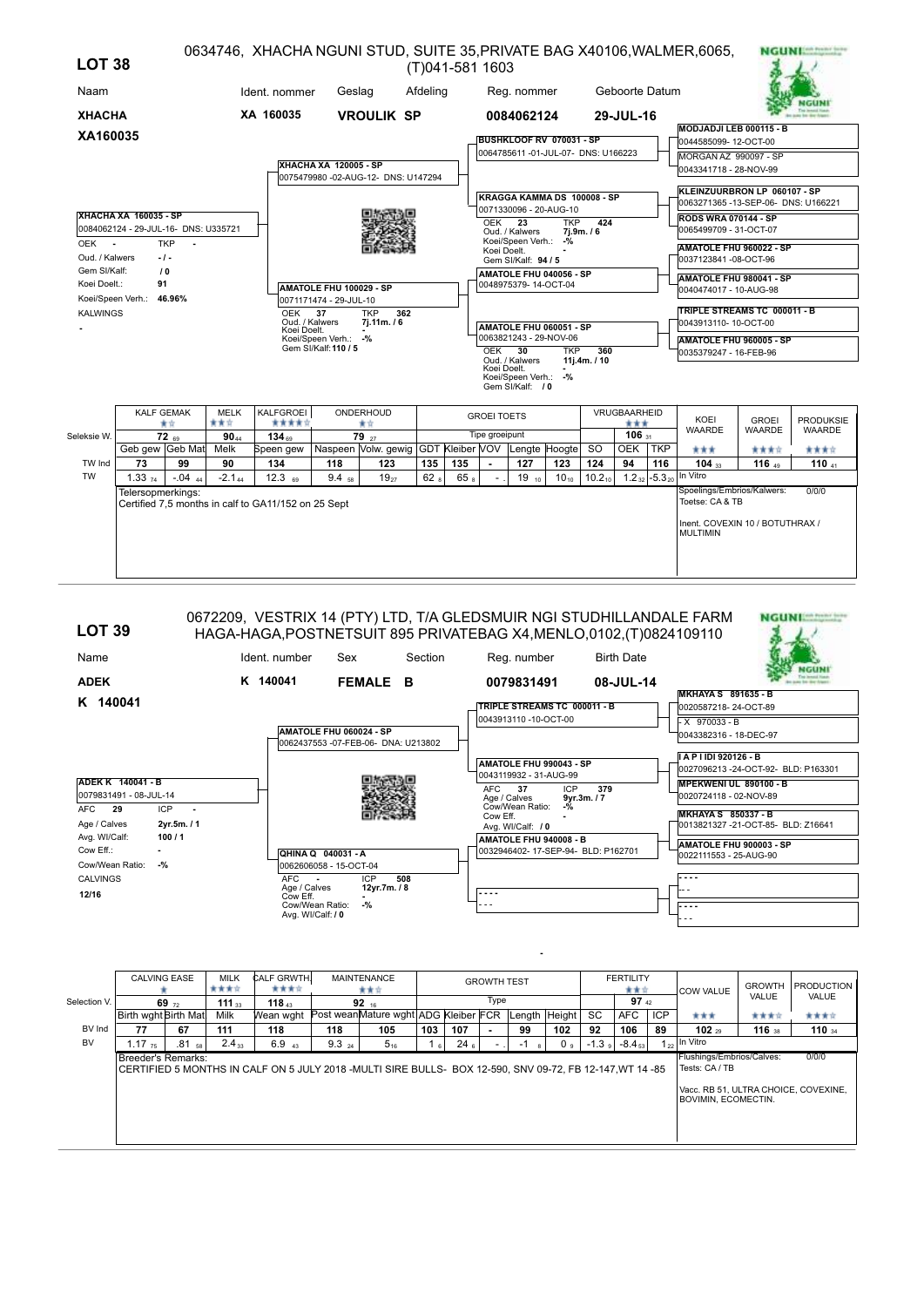## LOT 38

0634746, XHACHA NGUNI STUD, SUITE 35,PRIVATE BAG X40106,WALMER,6065, (T)041-581 1603

| Naam | Ident. nommer | Geslag | Afdeling | Reg. nommer | Geboorte Datum |
|---|---|---|---|---|---|
| **XHACHA** | **XA 160035** | **VROULIK SP** | | **0084062124** | **29-JUL-16** |

**XA160035**

**XHACHA XA 160035 - SP**
0084062124 - 29-JUL-16- DNS: U335721
OEK - TKP -
Oud. / Kalwers -/-
Gem SI/Kalf: /0
Koei Doelt.: 91
Koei/Speen Verh.: 46.96%
KALWINGS
-

**Stamboom:**

- **XHACHA XA 120005 - SP** — 0075479980 -02-AUG-12- DNS: U147294
  - **BUSHKLOOF RV 070031 - SP** — 0064785611 -01-JUL-07- DNS: U166223
    - **MODJADJI LEB 000115 - B** — 0044585099- 12-OCT-00
    - MORGAN AZ 990097 - SP — 0043341718 - 28-NOV-99
  - **KRAGGA KAMMA DS 100008 - SP** — 0071330096 - 20-AUG-10 — OEK 23, TKP 424, Oud. / Kalwers 7j.9m. / 6, Koei/Speen Verh.: -%, Koei Doelt. -, Gem SI/Kalf: 94 / 5
    - **KLEINZUURBRON LP 060107 - SP** — 0063271365 -13-SEP-06- DNS: U166221
    - **RODS WRA 070144 - SP** — 0065499709 - 31-OCT-07
- **AMATOLE FHU 100029 - SP** — 0071171474 - 29-JUL-10 — OEK 37, TKP 362, Oud. / Kalwers 7j.11m. / 6, Koei Doelt. -, Koei/Speen Verh.: -%, Gem SI/Kalf: 110 / 5
  - **AMATOLE FHU 040056 - SP** — 0048975379- 14-OCT-04
    - **AMATOLE FHU 960022 - SP** — 0037123841 -08-OCT-96
    - **AMATOLE FHU 980041 - SP** — 0040474017 - 10-AUG-98
  - **AMATOLE FHU 060051 - SP** — 0063821243 - 29-NOV-06 — OEK 30, TKP 360, Oud. / Kalwers 11j.4m. / 10, Koei Doelt. -, Koei/Speen Verh.: -%, Gem SI/Kalf: / 0
    - **TRIPLE STREAMS TC 000011 - B** — 0043913110- 10-OCT-00
    - **AMATOLE FHU 960005 - SP** — 0035379247 - 16-FEB-96

| | KALF GEMAK | | MELK | KALFGROEI | ONDERHOUD | | GROEI TOETS | | | | | | VRUGBAARHEID | | | KOEI WAARDE | GROEI WAARDE | PRODUKSIE WAARDE |
|---|---|---|---|---|---|---|---|---|---|---|---|---|---|---|---|---|---|---|
| | ★★ | | ★★★ | ★★★★★ | ★★ | | | | | | | | | ★★★ | | | | |
| Seleksie W. | 72 [69] | | 90 [44] | 134 [69] | 79 [27] | | Tipe groeipunt | | | | | | | 106 [31] | | | | |
| | Geb gew | Geb Mat | Melk | Speen gew | Naspeen | Volw. gewig | GDT | Kleiber | VOV | Lengte | Hoogte | SO | OEK | TKP | | ★★★ | ★★★★ | ★★★★ |
| TW Ind | 73 | 99 | 90 | 134 | 118 | 123 | 135 | 135 | - | 127 | 123 | 124 | 94 | 116 | | 104 [33] | 116 [49] | 110 [41] |
| TW | 1.33 [74] | -.04 [44] | -2.1 [44] | 12.3 [69] | 9.4 [58] | 19 [27] | 62 [8] | 65 [8] | - | 19 [10] | 10 [10] | 10.2 [10] | 1.2 [32] | -5.3 [20] | In Vitro | | | |

Telersopmerkings:
Certified 7,5 months in calf to GA11/152 on 25 Sept

Spoelings/Embrios/Kalwers: 0/0/0
Toetse: CA & TB

Inent. COVEXIN 10 / BOTUTHRAX / MULTIMIN

---

## LOT 39

0672209, VESTRIX 14 (PTY) LTD, T/A GLEDSMUIR NGI STUDHILLANDALE FARM HAGA-HAGA,POSTNETSUIT 895 PRIVATEBAG X4,MENLO,0102,(T)0824109110

| Name | Ident. number | Sex | Section | Reg. number | Birth Date |
|---|---|---|---|---|---|
| **ADEK** | **K 140041** | **FEMALE** | **B** | **0079831491** | **08-JUL-14** |

**K 140041**

**ADEK K 140041 - B**
0079831491 - 08-JUL-14
AFC 29 ICP -
Age / Calves 2yr.5m. / 1
Avg. Wl/Calf: 100 / 1
Cow Eff.: -
Cow/Wean Ratio: -%
CALVINGS
12/16

**Pedigree:**

- **AMATOLE FHU 060024 - SP** — 0062437553 -07-FEB-06- DNA: U213802
  - **TRIPLE STREAMS TC 000011 - B** — 0043913110 -10-OCT-00
    - **MKHAYA S 891635 - B** — 0020587218- 24-OCT-89
    - - X 970033 - B — 0043382316 - 18-DEC-97
  - **AMATOLE FHU 990043 - SP** — 0043119932 - 31-AUG-99 — AFC 37, ICP 379, Age / Calves 9yr.3m. / 7, Cow/Wean Ratio: -%, Cow Eff. -, Avg. Wl/Calf: / 0
    - **I A P I IDI 920126 - B** — 0027096213 -24-OCT-92- BLD: P163301
    - **MPEKWENI UL 890100 - B** — 0020724118 - 02-NOV-89
- **QHINA Q 040031 - A** — 0062606058 - 15-OCT-04 — AFC -, ICP 508, Age / Calves 12yr.7m. / 8, Cow Eff. -, Cow/Wean Ratio: -%, Avg. Wl/Calf: / 0
  - **AMATOLE FHU 940008 - B** — 0032946402- 17-SEP-94- BLD: P162701
    - **MKHAYA S 850337 - B** — 0013821327 -21-OCT-85- BLD: Z16641
    - **AMATOLE FHU 900003 - SP** — 0022111553 - 25-AUG-90
  - - - - -
    - - - - -
    - - - - -

| | CALVING EASE | | MILK | CALF GRWTH | MAINTENANCE | | GROWTH TEST | | | | | | FERTILITY | | | COW VALUE | GROWTH VALUE | PRODUCTION VALUE |
|---|---|---|---|---|---|---|---|---|---|---|---|---|---|---|---|---|---|---|
| | ★ | | ★★★★ | ★★★★ | ★★★ | | | | | | | | | ★★★ | | | | |
| Selection V. | 69 [72] | | 111 [33] | 118 [43] | 92 [16] | | Type | | | | | | | 97 [42] | | | | |
| | Birth wght | Birth Mat | Milk | Wean wght | Post wean | Mature wght | ADG | Kleiber | FCR | Length | Height | SC | AFC | ICP | | ★★★ | ★★★★ | ★★★★ |
| BV Ind | 77 | 67 | 111 | 118 | 118 | 105 | 103 | 107 | - | 99 | 102 | 92 | 106 | 89 | | 102 [29] | 116 [38] | 110 [34] |
| BV | 1.17 [75] | .81 [58] | 2.4 [33] | 6.9 [43] | 9.3 [24] | 5 [16] | 1 [6] | 24 [6] | - | -1 [8] | 0 [9] | -1.3 [9] | -8.4 [53] | 1 [22] | In Vitro | | | |

Breeder's Remarks:
CERTIFIED 5 MONTHS IN CALF ON 5 JULY 2018 -MULTI SIRE BULLS- BOX 12-590, SNV 09-72, FB 12-147,WT 14 -85

Flushings/Embrios/Calves: 0/0/0
Tests: CA / TB

Vacc. RB 51, ULTRA CHOICE, COVEXINE, BOVIMIN, ECOMECTIN.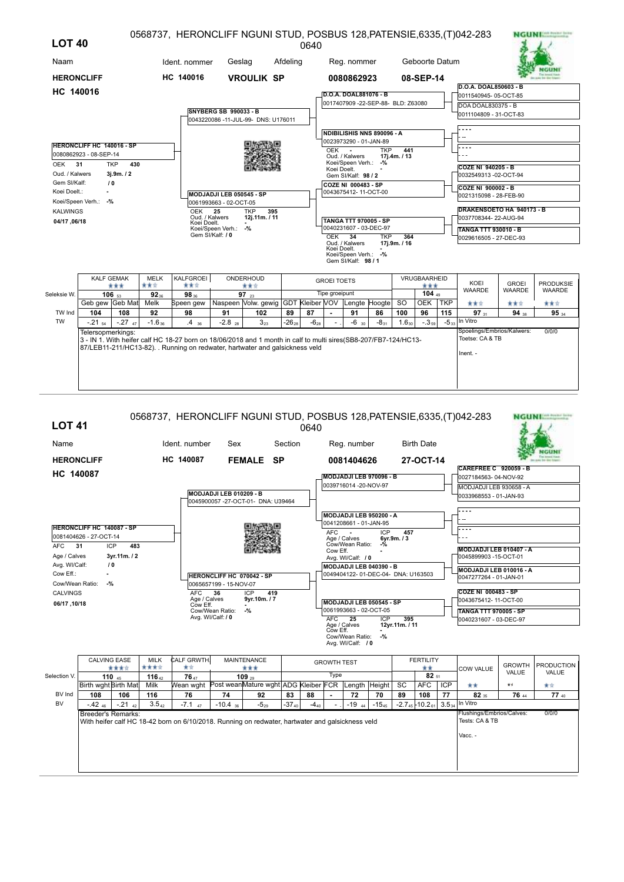## LOT 40

0568737, HERONCLIFF NGUNI STUD, POSBUS 128,PATENSIE,6335,(T)042-283 0640

| Naam | Ident. nommer | Geslag | Afdeling | Reg. nommer | Geboorte Datum |
|---|---|---|---|---|---|
| **HERONCLIFF HC 140016** | **HC 140016** | **VROULIK SP** | | **0080862923** | **08-SEP-14** |

**HERONCLIFF HC 140016 - SP**
0080862923 - 08-SEP-14
OEK 31 TKP 430
Oud. / Kalwers 3j.9m. / 2
Gem Sl/Kalf: / 0
Koei Doelt.: -
Koei/Speen Verh.: -%
KALWINGS
04/17 ,06/18

**Stamboom:**

- **SNYBERG SB 990033 - B** 0043220086 -11-JUL-99- DNS: U176011
  - **D.O.A. DOAL881076 - B** 0017407909 -22-SEP-88- BLD: Z63080
    - **D.O.A. DOAL850603 - B** 0011540945- 05-OCT-85
    - DOA DOAL830375 - B 0011104809 - 31-OCT-83
  - **NDIBILISHIS NNS 890096 - A** 0023973290 - 01-JAN-89
    - OEK - TKP 441; Oud. / Kalwers 17j.4m. / 13; Koei/Speen Verh.: -%; Koei Doelt. -; Gem Sl/Kalf: 98 / 2
    - - - - -
    - - - - -
- **MODJADJI LEB 050545 - SP** 0061993663 - 02-OCT-05
  - OEK 25 TKP 395; Oud. / Kalwers 12j.11m. / 11; Koei Doelt. -; Koei/Speen Verh.: -%; Gem Sl/Kalf: / 0
  - **COZE NI 000483 - SP** 0043675412- 11-OCT-00
    - **COZE NI 940205 - B** 0032549313 -02-OCT-94
    - **COZE NI 900002 - B** 0021315098 - 28-FEB-90
  - **TANGA TTT 970005 - SP** 0040231607 - 03-DEC-97
    - OEK 34 TKP 364; Oud. / Kalwers 17j.9m. / 16; Koei Doelt. -; Koei/Speen Verh.: -%; Gem Sl/Kalf: 98 / 1
    - **DRAKENSOETO HA 940173 - B** 0037708344- 22-AUG-94
    - **TANGA TTT 930010 - B** 0029616505 - 27-DEC-93

| | KALF GEMAK ★★★ | | MELK ★★☆ | KALFGROEI ★★☆ | ONDERHOUD ★★☆ | | GROEI TOETS | | | | | VRUGBAARHEID ★★★ | | | KOEI WAARDE | GROEI WAARDE | PRODUKSIE WAARDE |
|---|---|---|---|---|---|---|---|---|---|---|---|---|---|---|---|---|---|
| Seleksie W. | 106 ₅₃ | | 92 ₃₆ | 98 ₃₆ | 97 ₂₃ | | Tipe groeipunt | | | | | 104 ₄₉ | | | | | |
| | Geb gew | Geb Mat | Melk | Speen gew | Naspeen | Volw. gewig | GDT | Kleiber | VOV | Lengte | Hoogte | SO | OEK | TKP | ★★☆ | ★★☆ | ★★☆ |
| TW Ind | 104 | 108 | 92 | 98 | 91 | 102 | 89 | 87 | - | 91 | 86 | 100 | 96 | 115 | 97 ₃₁ | 94 ₃₈ | 95 ₃₄ |
| TW | -.21 ₅₄ | -.27 ₄₇ | -1.6 ₃₆ | .4 ₃₆ | -2.8 ₂₈ | 3 ₂₃ | -26 ₂₈ | -6 ₂₈ | - | -6 ₃₀ | -8 ₃₁ | 1.6 ₃₀ | -.3 ₅₉ | -5 ₃₃ | In Vitro | | |

Telersopmerkings:
3 - IN 1. With heifer calf HC 18-27 born on 18/06/2018 and 1 month in calf to multi sires(SB8-207/FB7-124/HC13-87/LEB11-211/HC13-82). . Running on redwater, hartwater and galsickness veld

Spoelings/Embrios/Kalwers: 0/0/0
Toetse: CA & TB
Inent. -

## LOT 41

0568737, HERONCLIFF NGUNI STUD, POSBUS 128,PATENSIE,6335,(T)042-283 0640

| Name | Ident. number | Sex | Section | Reg. number | Birth Date |
|---|---|---|---|---|---|
| **HERONCLIFF HC 140087** | **HC 140087** | **FEMALE** | **SP** | **0081404626** | **27-OCT-14** |

**HERONCLIFF HC 140087 - SP**
0081404626 - 27-OCT-14
AFC 31 ICP 483
Age / Calves 3yr.11m. / 2
Avg. Wl/Calf: / 0
Cow Eff.: -
Cow/Wean Ratio: -%
CALVINGS
06/17 ,10/18

**Pedigree:**

- **MODJADJI LEB 010209 - B** 0045900057 -27-OCT-01- DNA: U39464
  - **MODJADJI LEB 970096 - B** 0039716014 -20-NOV-97
    - **CAREFREE C 920059 - B** 0027184563- 04-NOV-92
    - MODJADJI LEB 930658 - A 0033968553 - 01-JAN-93
  - **MODJADJI LEB 950200 - A** 0041208661 - 01-JAN-95
    - AFC - ICP 457; Age / Calves 6yr.9m. / 3; Cow/Wean Ratio: -%; Cow Eff. -; Avg. Wl/Calf: / 0
    - - - - -
    - - - - -
- **HERONCLIFF HC 070042 - SP** 0065657199 - 15-NOV-07
  - AFC 36 ICP 419; Age / Calves 9yr.10m. / 7; Cow Eff. -; Cow/Wean Ratio: -%; Avg. Wl/Calf: / 0
  - **MODJADJI LEB 040390 - B** 0049404122- 01-DEC-04- DNA: U163503
    - **MODJADJI LEB 010407 - A** 0045899903 -15-OCT-01
    - **MODJADJI LEB 010016 - A** 0047277264 - 01-JAN-01
  - **MODJADJI LEB 050545 - SP** 0061993663 - 02-OCT-05
    - AFC 25 ICP 395; Age / Calves 12yr.11m. / 11; Cow Eff. -; Cow/Wean Ratio: -%; Avg. Wl/Calf: / 0
    - **COZE NI 000483 - SP** 0043675412- 11-OCT-00
    - **TANGA TTT 970005 - SP** 0040231607 - 03-DEC-97

| | CALVING EASE ★★★☆ | | MILK ★★★☆ | CALF GRWTH ★☆ | MAINTENANCE ★★★ | | GROWTH TEST | | | | | FERTILITY ★★ | | | COW VALUE | GROWTH VALUE | PRODUCTION VALUE |
|---|---|---|---|---|---|---|---|---|---|---|---|---|---|---|---|---|---|
| Selection V. | 110 ₄₅ | | 116 ₄₂ | 76 ₄₇ | 109 ₂₉ | | Type | | | | | 82 ₅₁ | | | | | |
| | Birth wght | Birth Mat | Milk | Wean wght | Post wean | Mature wght | ADG | Kleiber | FCR | Length | Height | SC | AFC | ICP | ★★ | ★ | ★☆ |
| BV Ind | 108 | 106 | 116 | 76 | 74 | 92 | 83 | 88 | - | 72 | 70 | 89 | 108 | 77 | 82 ₃₅ | 76 ₄₄ | 77 ₄₀ |
| BV | -.42 ₄₆ | -.21 ₄₂ | 3.5 ₄₂ | -7.1 ₄₇ | -10.4 ₃₆ | -5 ₂₉ | -37 ₄₀ | -4 ₄₀ | - | -19 ₄₄ | -15 ₄₅ | -2.7 ₄₅ | -10.2 ₆₁ | 3.5 ₃₄ | In Vitro | | |

Breeder's Remarks:
With heifer calf HC 18-42 born on 6/10/2018. Running on redwater, hartwater and galsickness veld

Flushings/Embrios/Calves: 0/0/0
Tests: CA & TB
Vacc. -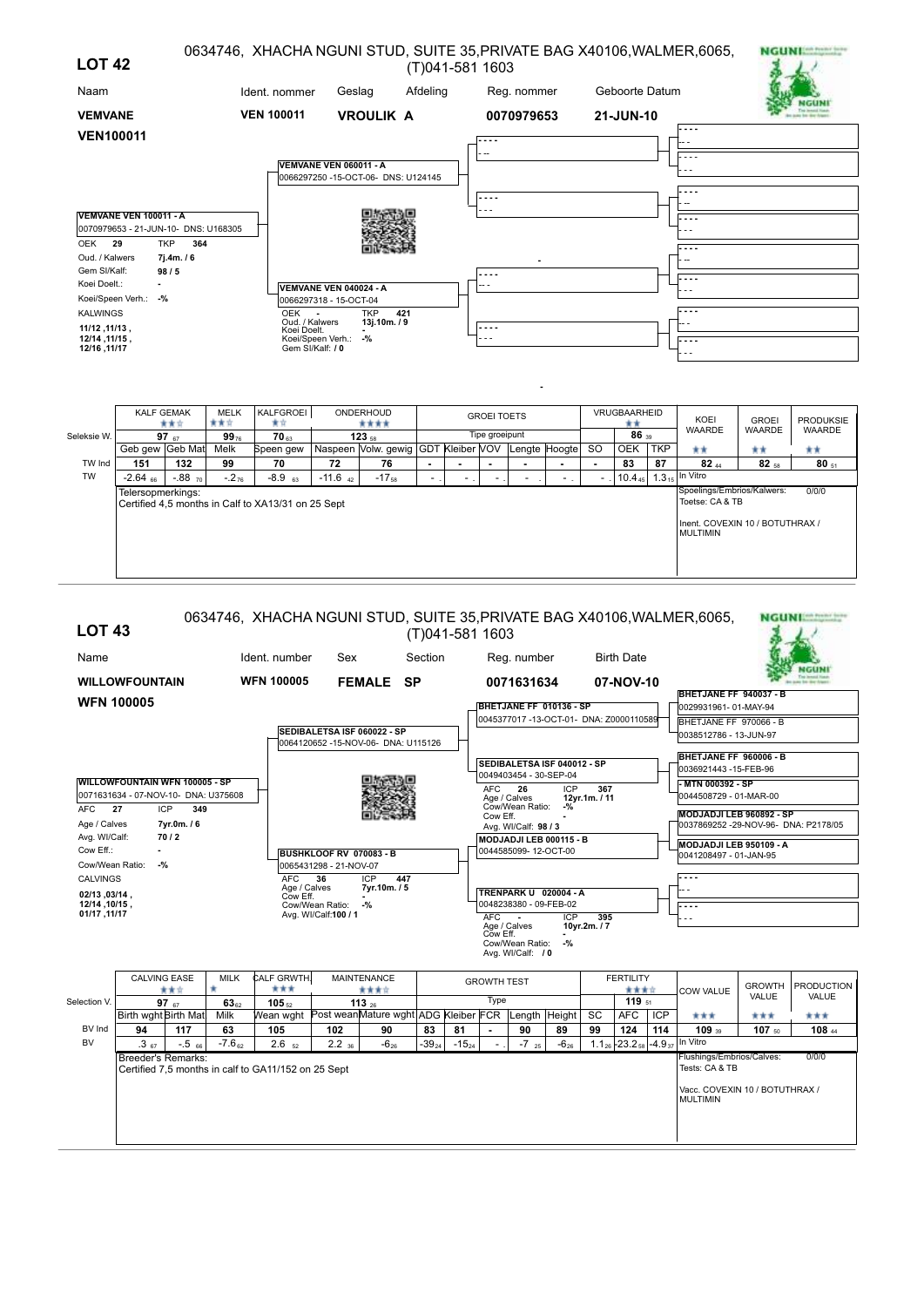## LOT 42

0634746, XHACHA NGUNI STUD, SUITE 35,PRIVATE BAG X40106,WALMER,6065, (T)041-581 1603

| Naam | Ident. nommer | Geslag | Afdeling | Reg. nommer | Geboorte Datum |
|---|---|---|---|---|---|
| **VEMVANE** | **VEN 100011** | **VROULIK A** | | **0070979653** | **21-JUN-10** |

**VEN100011**

**VEMVANE VEN 100011 - A**
0070979653 - 21-JUN-10- DNS: U168305
OEK **29** TKP **364**
Oud. / Kalwers **7j.4m. / 6**
Gem SI/Kalf: **98 / 5**
Koei Doelt.: **-**
Koei/Speen Verh.: **-%**
KALWINGS
**11/12 ,11/13 , 12/14 ,11/15 , 12/16 ,11/17**

Sire: **VEMVANE VEN 060011 - A**
0066297250 -15-OCT-06- DNS: U124145

Dam: **VEMVANE VEN 040024 - A**
0066297318 - 15-OCT-04
OEK - TKP **421**
Oud. / Kalwers **13j.10m. / 9**
Koei Doelt. -
Koei/Speen Verh.: -%
Gem SI/Kalf: **/ 0**

| | KALF GEMAK | | MELK | KALFGROEI | ONDERHOUD | | GROEI TOETS | | | | | VRUGBAARHEID | | | KOEI WAARDE | GROEI WAARDE | PRODUKSIE WAARDE |
|---|---|---|---|---|---|---|---|---|---|---|---|---|---|---|---|---|---|
| | ★★☆ | | ★★☆ | ★☆ | ★★★★ | | | | | | | ★★ | | | | | |
| Seleksie W. | 97 $_{67}$ | | 99 $_{76}$ | 70 $_{63}$ | 123 $_{58}$ | | Tipe groeipunt | | | | | 86 $_{39}$ | | | | | |
| | Geb gew | Geb Mat | Melk | Speen gew | Naspeen | Volw. gewig | GDT | Kleiber | VOV | Lengte | Hoogte | SO | OEK | TKP | ★★ | ★★ | ★★ |
| TW Ind | 151 | 132 | 99 | 70 | 72 | 76 | - | - | - | - | - | - | 83 | 87 | 82 $_{44}$ | 82 $_{58}$ | 80 $_{51}$ |
| TW | -2.64 $_{66}$ | -.88 $_{70}$ | -.2 $_{76}$ | -8.9 $_{63}$ | -11.6 $_{42}$ | -17 $_{58}$ | - | - | - | - | - | - | 10.4 $_{45}$ | 1.3 $_{15}$ | In Vitro | | |

Telersopmerkings:
Certified 4,5 months in Calf to XA13/31 on 25 Sept

Spoelings/Embrios/Kalwers: 0/0/0
Toetse: CA & TB

Inent. COVEXIN 10 / BOTUTHRAX / MULTIMIN

## LOT 43

0634746, XHACHA NGUNI STUD, SUITE 35,PRIVATE BAG X40106,WALMER,6065, (T)041-581 1603

| Name | Ident. number | Sex | Section | Reg. number | Birth Date |
|---|---|---|---|---|---|
| **WILLOWFOUNTAIN** | **WFN 100005** | **FEMALE** | **SP** | **0071631634** | **07-NOV-10** |

**WFN 100005**

**WILLOWFOUNTAIN WFN 100005 - SP**
0071631634 - 07-NOV-10- DNA: U375608
AFC **27** ICP **349**
Age / Calves **7yr.0m. / 6**
Avg. WI/Calf: **70 / 2**
Cow Eff.: **-**
Cow/Wean Ratio: **-%**
CALVINGS
**02/13 ,03/14 , 12/14 ,10/15 , 01/17 ,11/17**

Sire: **SEDIBALETSA ISF 060022 - SP**
0064120652 -15-NOV-06- DNA: U115126

- **BHETJANE FF 010136 - SP** — 0045377017 -13-OCT-01- DNA: Z0000110589
  - **BHETJANE FF 940037 - B** — 0029931961- 01-MAY-94
  - BHETJANE FF 970066 - B — 0038512786 - 13-JUN-97
- **SEDIBALETSA ISF 040012 - SP** — 0049403454 - 30-SEP-04
  AFC **26** ICP **367**; Age / Calves **12yr.1m. / 11**; Cow/Wean Ratio: **-%**; Cow Eff. **-**; Avg. WI/Calf: **98 / 3**
  - **BHETJANE FF 960006 - B** — 0036921443 -15-FEB-96
  - **- MTN 000392 - SP** — 0044508729 - 01-MAR-00

Dam: **BUSHKLOOF RV 070083 - B**
0065431298 - 21-NOV-07
AFC **36** ICP **447**
Age / Calves **7yr.10m. / 5**
Cow Eff. **-**
Cow/Wean Ratio: **-%**
Avg. WI/Calf: **100 / 1**

- **MODJADJI LEB 000115 - B** — 0044585099- 12-OCT-00
  - **MODJADJI LEB 960892 - SP** — 0037869252 -29-NOV-96- DNA: P2178/05
  - **MODJADJI LEB 950109 - A** — 0041208497 - 01-JAN-95
- **TRENPARK U 020004 - A** — 0048238380 - 09-FEB-02
  AFC **-** ICP **395**; Age / Calves **10yr.2m. / 7**; Cow Eff. **-**; Cow/Wean Ratio: **-%**; Avg. WI/Calf: **/ 0**

| | CALVING EASE | | MILK | CALF GRWTH | MAINTENANCE | | GROWTH TEST | | | | | | FERTILITY | | | COW VALUE | GROWTH VALUE | PRODUCTION VALUE |
|---|---|---|---|---|---|---|---|---|---|---|---|---|---|---|---|---|---|---|
| | ★★☆ | | ★ | ★★★ | ★★★☆ | | | | | | | | ★★★☆ | | | | | |
| Selection V. | 97 $_{67}$ | | 63 $_{62}$ | 105 $_{52}$ | 113 $_{26}$ | | Type | | | | | | 119 $_{51}$ | | | | | |
| | Birth wght | Birth Mat | Milk | Wean wght | Post wean | Mature wght | ADG | Kleiber | FCR | Length | Height | SC | AFC | ICP | ★★★ | ★★★ | ★★★ |
| BV Ind | 94 | 117 | 63 | 105 | 102 | 90 | 83 | 81 | - | 90 | 89 | 99 | 124 | 114 | 109 $_{39}$ | 107 $_{50}$ | 108 $_{44}$ |
| BV | .3 $_{67}$ | -.5 $_{66}$ | -7.6 $_{62}$ | 2.6 $_{52}$ | 2.2 $_{36}$ | -6 $_{26}$ | -39 $_{24}$ | -15 $_{24}$ | - | -7 $_{25}$ | -6 $_{26}$ | 1.1 $_{26}$ | -23.2 $_{58}$ | -4.9 $_{37}$ | In Vitro | | |

Breeder's Remarks:
Certified 7,5 months in calf to GA11/152 on 25 Sept

Flushings/Embrios/Calves: 0/0/0
Tests: CA & TB

Vacc. COVEXIN 10 / BOTUTHRAX / MULTIMIN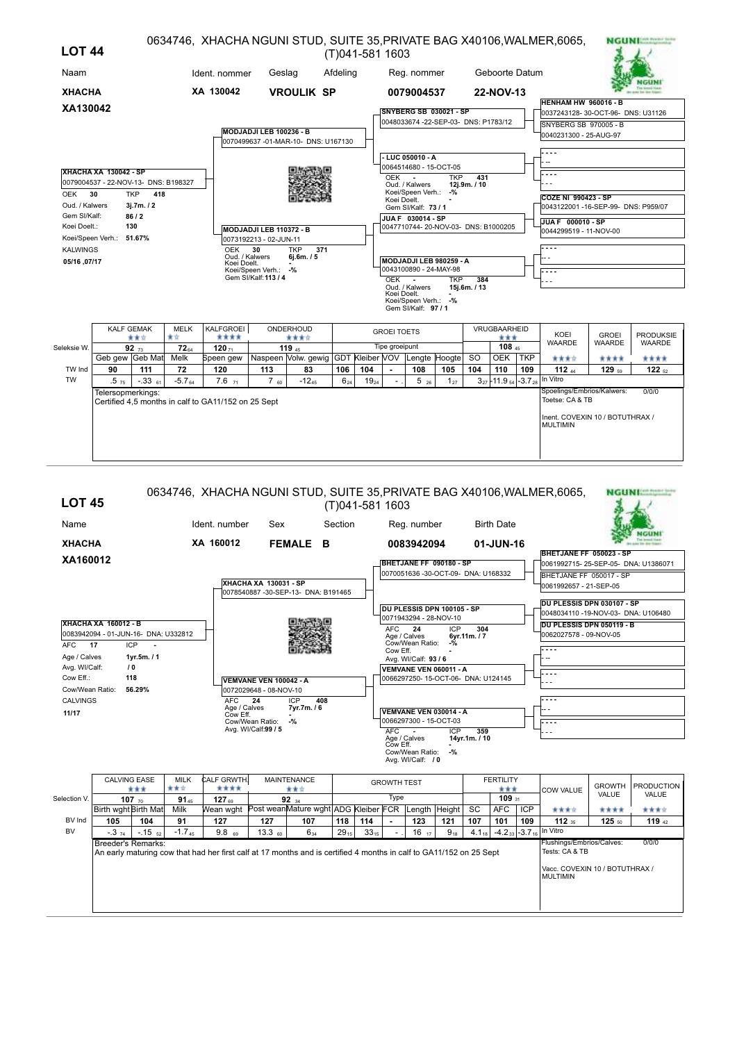## LOT 44

0634746, XHACHA NGUNI STUD, SUITE 35,PRIVATE BAG X40106,WALMER,6065, (T)041-581 1603

| Naam | Ident. nommer | Geslag | Afdeling | Reg. nommer | Geboorte Datum |
|---|---|---|---|---|---|
| XHACHA | XA 130042 | VROULIK | SP | 0079004537 | 22-NOV-13 |

**XA130042**

**XHACHA XA 130042 - SP**
0079004537 - 22-NOV-13- DNS: B198327
OEK 30 TKP 418
Oud. / Kalwers 3j.7m. / 2
Gem SI/Kalf: 86 / 2
Koei Doelt.: 130
Koei/Speen Verh.: 51.67%
KALWINGS
05/16 ,07/17

**Pedigree:**

- Sire: **MODJADJI LEB 100236 - B** 0070499637 -01-MAR-10- DNS: U167130
  - **SNYBERG SB 030021 - SP** 0048033674 -22-SEP-03- DNS: P1783/12
    - HENHAM HW 960016 - B 0037243128- 30-OCT-96- DNS: U31126
    - SNYBERG SB 970005 - B 0040231300 - 25-AUG-97
  - **- LUC 050010 - A** 0064514680 - 15-OCT-05; OEK - TKP 431; Oud. / Kalwers 12j.9m. / 10; Koei/Speen Verh.: -%; Koei Doelt. -; Gem SI/Kalf: 73 / 1
    - - - - -
    - - - - -
- Dam: **MODJADJI LEB 110372 - B** 0073192213 - 02-JUN-11; OEK 30 TKP 371; Oud. / Kalwers 6j.6m. / 5; Koei Doelt. -; Koei/Speen Verh.: -%; Gem SI/Kalf: 113 / 4
  - **JUA F 030014 - SP** 0047710744- 20-NOV-03- DNS: B1000205
    - COZE NI 990423 - SP 0043122001 -16-SEP-99- DNS: P959/07
    - JUA F 000010 - SP 0044299519 - 11-NOV-00
  - **MODJADJI LEB 980259 - A** 0043100890 - 24-MAY-98; OEK - TKP 384; Oud. / Kalwers 15j.6m. / 13; Koei Doelt. -; Koei/Speen Verh.: -%; Gem SI/Kalf: 97 / 1
    - - - - -
    - - - - -

| | KALF GEMAK ★★☆ | | MELK ★☆ | KALFGROEI ★★★★ | ONDERHOUD ★★★☆ | | GROEI TOETS | | | | | VRUGBAARHEID ★★★ | | | KOEI WAARDE | GROEI WAARDE | PRODUKSIE WAARDE |
|---|---|---|---|---|---|---|---|---|---|---|---|---|---|---|---|---|---|
| Seleksie W. | 92 73 | | 72 64 | 120 71 | 119 45 | | Tipe groeipunt | | | | | 108 45 | | | | | |
| | Geb gew | Geb Mat | Melk | Speen gew | Naspeen | Volw. gewig | GDT | Kleiber | VOV | Lengte | Hoogte | SO | OEK | TKP | ★★★☆ | ★★★★ | ★★★★ |
| TW Ind | 90 | 111 | 72 | 120 | 113 | 83 | 106 | 104 | - | 108 | 105 | 104 | 110 | 109 | 112 44 | 129 59 | 122 52 |
| TW | .5 75 | -.33 61 | -5.7 64 | 7.6 71 | 7 60 | -12 45 | 6 24 | 19 24 | - | 5 26 | 1 27 | 3 27 | -11.9 54 | -3.7 28 | In Vitro | | |

Telersopmerkings:
Certified 4,5 months in calf to GA11/152 on 25 Sept

Spoelings/Embrios/Kalwers: 0/0/0
Toetse: CA & TB

Inent. COVEXIN 10 / BOTUTHRAX / MULTIMIN

## LOT 45

0634746, XHACHA NGUNI STUD, SUITE 35,PRIVATE BAG X40106,WALMER,6065, (T)041-581 1603

| Name | Ident. number | Sex | Section | Reg. number | Birth Date |
|---|---|---|---|---|---|
| XHACHA | XA 160012 | FEMALE | B | 0083942094 | 01-JUN-16 |

**XA160012**

**XHACHA XA 160012 - B**
0083942094 - 01-JUN-16- DNA: U332812
AFC 17 ICP -
Age / Calves 1yr.5m. / 1
Avg. WI/Calf: / 0
Cow Eff.: 118
Cow/Wean Ratio: 56.29%
CALVINGS
11/17

**Pedigree:**

- Sire: **XHACHA XA 130031 - SP** 0078540887 -30-SEP-13- DNA: B191465
  - **BHETJANE FF 090180 - SP** 0070051636 -30-OCT-09- DNA: U168332
    - BHETJANE FF 050023 - SP 0061992715- 25-SEP-05- DNA: U1386071
    - BHETJANE FF 050017 - SP 0061992657 - 21-SEP-05
  - **DU PLESSIS DPN 100105 - SP** 0071943294 - 28-NOV-10; AFC 24 ICP 304; Age / Calves 6yr.11m. / 7; Cow/Wean Ratio: -%; Cow Eff. -; Avg. WI/Calf: 93 / 6
    - DU PLESSIS DPN 030107 - SP 0048034110 -19-NOV-03- DNA: U106480
    - DU PLESSIS DPN 050119 - B 0062027578 - 09-NOV-05
- Dam: **VEMVANE VEN 100042 - A** 0072029648 - 08-NOV-10; AFC 24 ICP 408; Age / Calves 7yr.7m. / 6; Cow Eff. -; Cow/Wean Ratio: -%; Avg. WI/Calf: 99 / 5
  - **VEMVANE VEN 060011 - A** 0066297250- 15-OCT-06- DNA: U124145
    - - - - -
    - - - - -
  - **VEMVANE VEN 030014 - A** 0066297300 - 15-OCT-03; AFC - ICP 359; Age / Calves 14yr.1m. / 10; Cow Eff. -; Cow/Wean Ratio: -%; Avg. WI/Calf: / 0
    - - - - -
    - - - - -

| | CALVING EASE ★★★ | | MILK ★★☆ | CALF GRWTH ★★★★ | MAINTENANCE ★★☆ | | GROWTH TEST | | | | | FERTILITY ★★★ | | | COW VALUE | GROWTH VALUE | PRODUCTION VALUE |
|---|---|---|---|---|---|---|---|---|---|---|---|---|---|---|---|---|---|
| Selection V. | 107 70 | | 91 45 | 127 69 | 92 34 | | Type | | | | | 109 31 | | | | | |
| | Birth wght | Birth Mat | Milk | Wean wght | Post wean | Mature wght | ADG | Kleiber | FCR | Length | Height | SC | AFC | ICP | ★★★☆ | ★★★★ | ★★★☆ |
| BV Ind | 105 | 104 | 91 | 127 | 127 | 107 | 118 | 114 | - | 123 | 121 | 107 | 101 | 109 | 112 35 | 125 50 | 119 42 |
| BV | -.3 74 | -.15 52 | -1.7 45 | 9.8 69 | 13.3 60 | 6 34 | 29 15 | 33 15 | - | 16 17 | 9 18 | 4.1 18 | -4.2 33 | -3.7 16 | In Vitro | | |

Breeder's Remarks:
An early maturing cow that had her first calf at 17 months and is certified 4 months in calf to GA11/152 on 25 Sept

Flushings/Embrios/Calves: 0/0/0
Tests: CA & TB

Vacc. COVEXIN 10 / BOTUTHRAX / MULTIMIN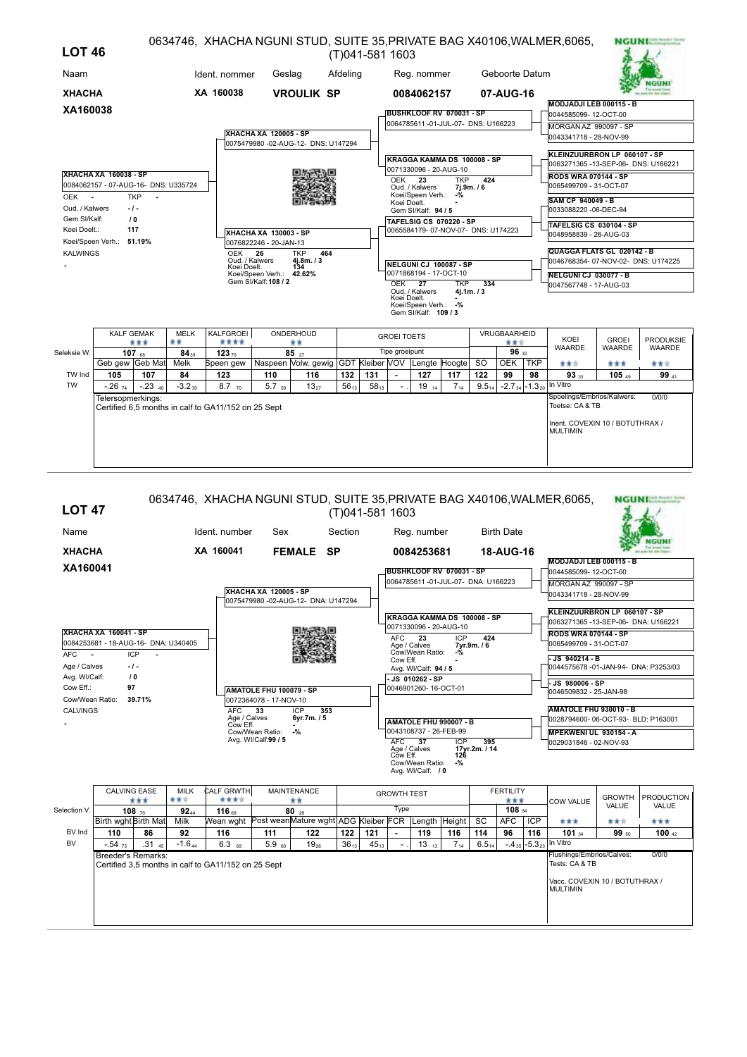# LOT 46

0634746, XHACHA NGUNI STUD, SUITE 35,PRIVATE BAG X40106,WALMER,6065, (T)041-581 1603

| Naam | Ident. nommer | Geslag | Afdeling | Reg. nommer | Geboorte Datum |
|---|---|---|---|---|---|
| XHACHA | XA 160038 | VROULIK | SP | 0084062157 | 07-AUG-16 |

**XHACHA XA160038**

**XHACHA XA 160038 - SP**
0084062157 - 07-AUG-16- DNS: U335724
OEK - TKP -
Oud. / Kalwers -/-
Gem SI/Kalf: /0
Koei Doelt.: 117
Koei/Speen Verh.: 51.19%
KALWINGS
-

**Pedigree:**

- Sire: **XHACHA XA 120005 - SP** 0075479980 -02-AUG-12- DNS: U147294
  - **BUSHKLOOF RV 070031 - SP** 0064785611 -01-JUL-07- DNS: U166223
    - **MODJADJI LEB 000115 - B** 0044585099- 12-OCT-00
    - MORGAN AZ 990097 - SP 0043341718 - 28-NOV-99
  - **KRAGGA KAMMA DS 100008 - SP** 0071330096 - 20-AUG-10
    OEK 23 TKP 424; Oud. / Kalwers 7j.9m. / 6; Koei/Speen Verh.: -%; Koei Doelt. -; Gem SI/Kalf: 94 / 5
    - **KLEINZUURBRON LP 060107 - SP** 0063271365 -13-SEP-06- DNS: U166221
    - **RODS WRA 070144 - SP** 0065499709 - 31-OCT-07
- Dam: **XHACHA XA 130003 - SP** 0076822246 - 20-JAN-13
  OEK 26 TKP 464; Oud. / Kalwers 4j.8m. / 3; Koei Doelt. 134; Koei/Speen Verh.: 42.62%; Gem SI/Kalf: 108 / 2
  - **TAFELSIG CS 070220 - SP** 0065584179- 07-NOV-07- DNS: U174223
    - **SAM CP 940049 - B** 0033088220 -06-DEC-94
    - **TAFELSIG CS 030104 - SP** 0048958839 - 26-AUG-03
  - **NELGUNI CJ 100087 - SP** 0071868194 - 17-OCT-10
    OEK 27 TKP 334; Oud. / Kalwers 4j.1m. / 3; Koei Doelt. -; Koei/Speen Verh.: -%; Gem SI/Kalf: 109 / 3
    - **QUAGGA FLATS GL 020142 - B** 0046768354- 07-NOV-02- DNS: U174225
    - **NELGUNI CJ 030077 - B** 0047567748 - 17-AUG-03

| | KALF GEMAK ★★★ | | MELK ★★ | KALFGROEI ★★★★ | ONDERHOUD ★★ | | GROEI TOETS | | | | | VRUGBAARHEID ★★☆ | | | KOEI WAARDE | GROEI WAARDE | PRODUKSIE WAARDE |
|---|---|---|---|---|---|---|---|---|---|---|---|---|---|---|---|---|---|
| Seleksie W. | 107 ₆₈ | | 84 ₃₉ | 123 ₇₀ | 85 ₂₇ | | Tipe groeipunt | | | | | | 96 ₃₂ | | | | |
| | Geb gew | Geb Mat | Melk | Speen gew | Naspeen | Volw. gewig | GDT | Kleiber | VOV | Lengte | Hoogte | SO | OEK | TKP | ★★☆ | ★★★ | ★★☆ |
| TW Ind | 105 | 107 | 84 | 123 | 110 | 116 | 132 | 131 | - | 127 | 117 | 122 | 99 | 98 | 93 ₃₃ | 105 ₄₉ | 99 ₄₁ |
| TW | -.26 ₇₄ | -.23 ₄₀ | -3.2 ₃₉ | 8.7 ₇₀ | 5.7 ₅₉ | 13 ₂₇ | 56 ₁₃ | 58 ₁₃ | - | 19 ₁₄ | 7 ₁₄ | 9.5 ₁₄ | -2.7 ₃₄ | -1.3 ₂₀ | In Vitro | | |

Telersopmerkings:
Certified 6,5 months in calf to GA11/152 on 25 Sept

Spoelings/Embrios/Kalwers: 0/0/0
Toetse: CA & TB
Inent. COVEXIN 10 / BOTUTHRAX / MULTIMIN

# LOT 47

0634746, XHACHA NGUNI STUD, SUITE 35,PRIVATE BAG X40106,WALMER,6065, (T)041-581 1603

| Name | Ident. number | Sex | Section | Reg. number | Birth Date |
|---|---|---|---|---|---|
| XHACHA | XA 160041 | FEMALE | SP | 0084253681 | 18-AUG-16 |

**XHACHA XA160041**

**XHACHA XA 160041 - SP**
0084253681 - 18-AUG-16- DNA: U340405
AFC - ICP -
Age / Calves -/-
Avg. WI/Calf: /0
Cow Eff.: 97
Cow/Wean Ratio: 39.71%
CALVINGS
-

**Pedigree:**

- Sire: **XHACHA XA 120005 - SP** 0075479980 -02-AUG-12- DNA: U147294
  - **BUSHKLOOF RV 070031 - SP** 0064785611 -01-JUL-07- DNA: U166223
    - **MODJADJI LEB 000115 - B** 0044585099- 12-OCT-00
    - MORGAN AZ 990097 - SP 0043341718 - 28-NOV-99
  - **KRAGGA KAMMA DS 100008 - SP** 0071330096 - 20-AUG-10
    AFC 23 ICP 424; Age / Calves 7yr.9m. / 6; Cow/Wean Ratio: -%; Cow Eff. -; Avg. WI/Calf: 94 / 5
    - **KLEINZUURBRON LP 060107 - SP** 0063271365 -13-SEP-06- DNA: U166221
    - **RODS WRA 070144 - SP** 0065499709 - 31-OCT-07
- Dam: **AMATOLE FHU 100079 - SP** 0072364078 - 17-NOV-10
  AFC 33 ICP 353; Age / Calves 6yr.7m. / 5; Cow Eff. -; Cow/Wean Ratio: -%; Avg. WI/Calf: 99 / 5
  - **- JS 010262 - SP** 0046901260- 16-OCT-01
    - **- JS 940214 - B** 0044575678 -01-JAN-94- DNA: P3253/03
    - **- JS 980006 - SP** 0046509832 - 25-JAN-98
  - **AMATOLE FHU 990007 - B** 0043108737 - 26-FEB-99
    AFC 37 ICP 395; Age / Calves 17yr.2m. / 14; Cow Eff. 126; Cow/Wean Ratio: -%; Avg. WI/Calf: / 0
    - **AMATOLE FHU 930010 - B** 0028794600- 06-OCT-93- BLD: P163001
    - **MPEKWENI UL 930154 - A** 0029031846 - 02-NOV-93

| | CALVING EASE ★★★ | | MILK ★★☆ | CALF GRWTH ★★★☆ | MAINTENANCE ★★ | | GROWTH TEST | | | | | FERTILITY ★★★ | | | COW VALUE | GROWTH VALUE | PRODUCTION VALUE |
|---|---|---|---|---|---|---|---|---|---|---|---|---|---|---|---|---|---|
| Selection V. | 108 ₇₀ | | 92 ₄₄ | 116 ₆₉ | 80 ₂₆ | | Type | | | | | | 108 ₃₄ | | | | |
| | Birth wght | Birth Mat | Milk | Wean wght | Post wean | Mature wght | ADG | Kleiber | FCR | Length | Height | SC | AFC | ICP | ★★★ | ★★☆ | ★★★ |
| BV Ind | 110 | 86 | 92 | 116 | 111 | 122 | 122 | 121 | - | 119 | 116 | 114 | 96 | 116 | 101 ₃₄ | 99 ₅₀ | 100 ₄₂ |
| BV | -.54 ₇₅ | .31 ₄₅ | -1.6 ₄₄ | 6.3 ₆₉ | 5.9 ₆₀ | 19 ₂₆ | 36 ₁₃ | 45 ₁₃ | - | 13 ₁₃ | 7 ₁₄ | 6.5 ₁₄ | -.4 ₃₅ | -5.3 ₂₃ | In Vitro | | |

Breeder's Remarks:
Certified 3,5 months in calf to GA11/152 on 25 Sept

Flushings/Embrios/Calves: 0/0/0
Tests: CA & TB
Vacc. COVEXIN 10 / BOTUTHRAX / MULTIMIN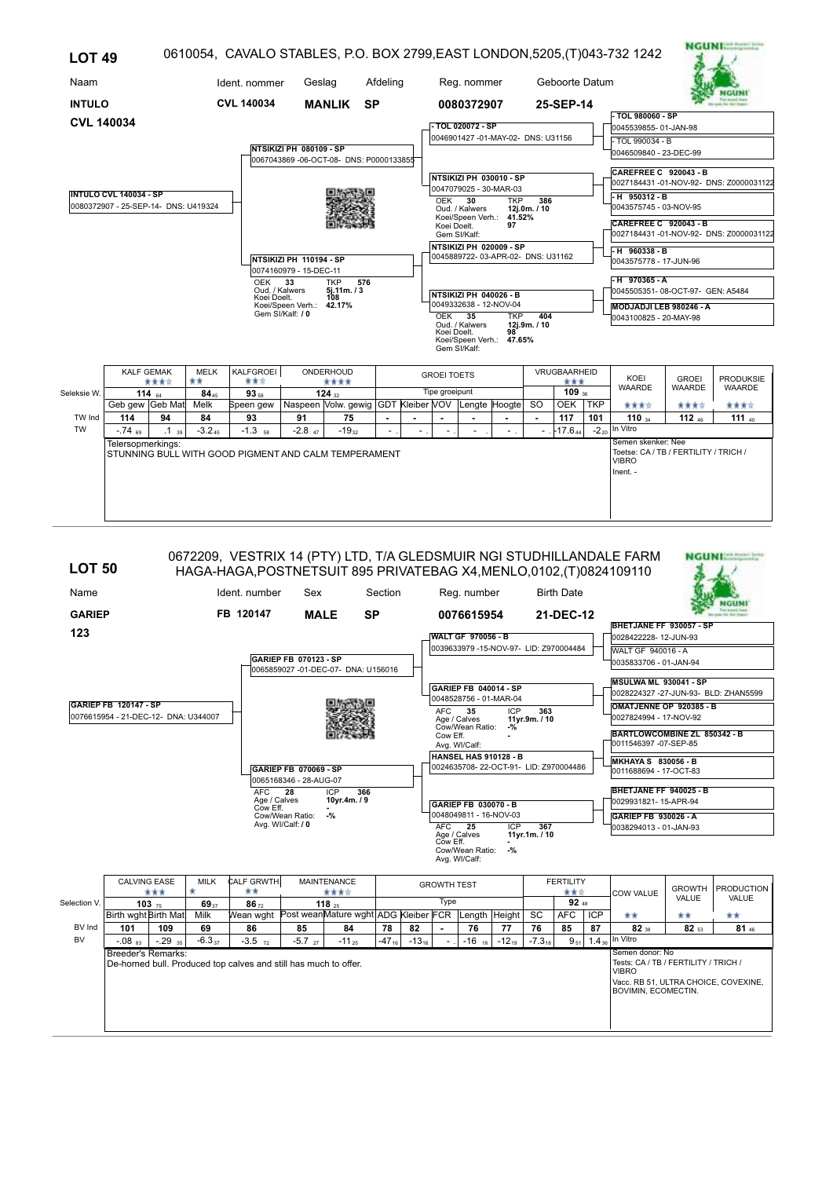# LOT 49

0610054, CAVALO STABLES, P.O. BOX 2799,EAST LONDON,5205,(T)043-732 1242

| Naam | Ident. nommer | Geslag | Afdeling | Reg. nommer | Geboorte Datum |
|---|---|---|---|---|---|
| **INTULO** | **CVL 140034** | **MANLIK** | **SP** | **0080372907** | **25-SEP-14** |

**CVL 140034**

**Stamboom:**

- **INTULO CVL 140034 - SP** — 0080372907 - 25-SEP-14- DNS: U419324
  - **NTSIKIZI PH 080109 - SP** — 0067043869 -06-OCT-08- DNS: P0000133855
    - **TOL 020072 - SP** — 0046901427 -01-MAY-02- DNS: U31156
      - TOL 980060 - SP — 0045539855- 01-JAN-98
      - TOL 990034 - B — 0046509840 - 23-DEC-99
    - **NTSIKIZI PH 030010 - SP** — 0047079025 - 30-MAR-03 — OEK 30, TKP 386, Oud. / Kalwers 12j.0m. / 10, Koei/Speen Verh.: 41.52%, Koei Doelt. 97, Gem Sl/Kalf:
      - CAREFREE C 920043 - B — 0027184431 -01-NOV-92- DNS: Z0000031122
      - H 950312 - B — 0043575745 - 03-NOV-95
  - **NTSIKIZI PH 110194 - SP** — 0074160979 - 15-DEC-11 — OEK 33, TKP 576, Oud. / Kalwers 5j.11m. / 3, Koei Doelt. 108, Koei/Speen Verh.: 42.17%, Gem Sl/Kalf: / 0
    - **NTSIKIZI PH 020009 - SP** — 0045889722- 03-APR-02- DNS: U31162
      - CAREFREE C 920043 - B — 0027184431 -01-NOV-92- DNS: Z0000031122
      - H 960338 - B — 0043575778 - 17-JUN-96
    - **NTSIKIZI PH 040026 - B** — 0049332638 - 12-NOV-04 — OEK 35, TKP 404, Oud. / Kalwers 12j.9m. / 10, Koei Doelt. 98, Koei/Speen Verh.: 47.65%, Gem Sl/Kalf:
      - H 970365 - A — 0045505351- 08-OCT-97- GEN: A5484
      - MODJADJI LEB 980246 - A — 0043100825 - 20-MAY-98

| | KALF GEMAK ★★★☆ | | MELK ★★ | KALFGROEI ★★☆ | ONDERHOUD ★★★★ | | GROEI TOETS | | | | | VRUGBAARHEID ★★★ | | | KOEI WAARDE | GROEI WAARDE | PRODUKSIE WAARDE |
|---|---|---|---|---|---|---|---|---|---|---|---|---|---|---|---|---|---|
| Seleksie W. | 114 $_{64}$ | | 84 $_{45}$ | 93 $_{58}$ | 124 $_{32}$ | | Tipe groeipunt | | | | | | 109 $_{36}$ | | ★★★☆ | ★★★☆ | ★★★☆ |
| | Geb gew | Geb Mat | Melk | Speen gew | Naspeen | Volw. gewig | GDT | Kleiber | VOV | Lengte | Hoogte | SO | OEK | TKP | | | |
| TW Ind | 114 | 94 | 84 | 93 | 91 | 75 | - | - | - | - | - | - | 117 | 101 | 110 $_{34}$ | 112 $_{46}$ | 111 $_{40}$ |
| TW | -.74 $_{69}$ | .1 $_{39}$ | -3.2 $_{45}$ | -1.3 $_{58}$ | -2.8 $_{47}$ | -19 $_{32}$ | - | - | - | - | - | - | -17.6 $_{44}$ | -2 $_{20}$ | In Vitro | | |

Telersopmerkings:
STUNNING BULL WITH GOOD PIGMENT AND CALM TEMPERAMENT

Semen skenker: Nee
Toetse: CA / TB / FERTILITY / TRICH / VIBRO
Inent. -

---

# LOT 50

0672209, VESTRIX 14 (PTY) LTD, T/A GLEDSMUIR NGI STUDHILLANDALE FARM HAGA-HAGA,POSTNETSUIT 895 PRIVATEBAG X4,MENLO,0102,(T)0824109110

| Name | Ident. number | Sex | Section | Reg. number | Birth Date |
|---|---|---|---|---|---|
| **GARIEP** | **FB 120147** | **MALE** | **SP** | **0076615954** | **21-DEC-12** |

**123**

**Pedigree:**

- **GARIEP FB 120147 - SP** — 0076615954 - 21-DEC-12- DNA: U344007
  - **GARIEP FB 070123 - SP** — 0065859027 -01-DEC-07- DNA: U156016
    - **WALT GF 970056 - B** — 0039633979 -15-NOV-97- LID: Z970004484
      - BHETJANE FF 930057 - SP — 0028422228- 12-JUN-93
      - WALT GF 940016 - A — 0035833706 - 01-JAN-94
    - **GARIEP FB 040014 - SP** — 0048528756 - 01-MAR-04 — AFC 35, ICP 363, Age / Calves 11yr.9m. / 10, Cow/Wean Ratio: -%, Cow Eff. -, Avg. Wl/Calf:
      - MSULWA ML 930041 - SP — 0028224327 -27-JUN-93- BLD: ZHAN5599
      - OMATJENNE OP 920385 - B — 0027824994 - 17-NOV-92
  - **GARIEP FB 070069 - SP** — 0065168346 - 28-AUG-07 — AFC 28, ICP 366, Age / Calves 10yr.4m. / 9, Cow Eff. -, Cow/Wean Ratio: -%, Avg. Wl/Calf: / 0
    - **HANSEL HAS 910128 - B** — 0024635708- 22-OCT-91- LID: Z970004486
      - BARTLOWCOMBINE ZL 850342 - B — 0011546397 -07-SEP-85
      - MKHAYA S 830056 - B — 0011688694 - 17-OCT-83
    - **GARIEP FB 030070 - B** — 0048049811 - 16-NOV-03 — AFC 25, ICP 367, Age / Calves 11yr.1m. / 10, Cow Eff. -, Cow/Wean Ratio: -%, Avg. Wl/Calf:
      - BHETJANE FF 940025 - B — 0029931821- 15-APR-94
      - GARIEP FB 930026 - A — 0038294013 - 01-JAN-93

| | CALVING EASE ★★★ | | MILK ★ | CALF GRWTH ★★ | MAINTENANCE ★★★☆ | | GROWTH TEST | | | | | FERTILITY ★★☆ | | | COW VALUE | GROWTH VALUE | PRODUCTION VALUE |
|---|---|---|---|---|---|---|---|---|---|---|---|---|---|---|---|---|---|
| Selection V. | 103 $_{75}$ | | 69 $_{37}$ | 86 $_{72}$ | 118 $_{25}$ | | Type | | | | | | 92 $_{48}$ | | ★★ | ★★ | ★★ |
| | Birth wght | Birth Mat | Milk | Wean wght | Post wean | Mature wght | ADG | Kleiber | FCR | Length | Height | SC | AFC | ICP | | | |
| BV Ind | 101 | 109 | 69 | 86 | 85 | 84 | 78 | 82 | - | 76 | 77 | 76 | 85 | 87 | 82 $_{38}$ | 82 $_{53}$ | 81 $_{46}$ |
| BV | -.08 $_{83}$ | -.29 $_{35}$ | -6.3 $_{37}$ | -3.5 $_{72}$ | -5.7 $_{27}$ | -11 $_{25}$ | -47 $_{16}$ | -13 $_{16}$ | - | -16 $_{18}$ | -12 $_{19}$ | -7.3 $_{18}$ | 9 $_{51}$ | 1.4 $_{36}$ | In Vitro | | |

Breeder's Remarks:
De-horned bull. Produced top calves and still has much to offer.

Semen donor: No
Tests: CA / TB / FERTILITY / TRICH / VIBRO
Vacc. RB 51, ULTRA CHOICE, COVEXINE, BOVIMIN, ECOMECTIN.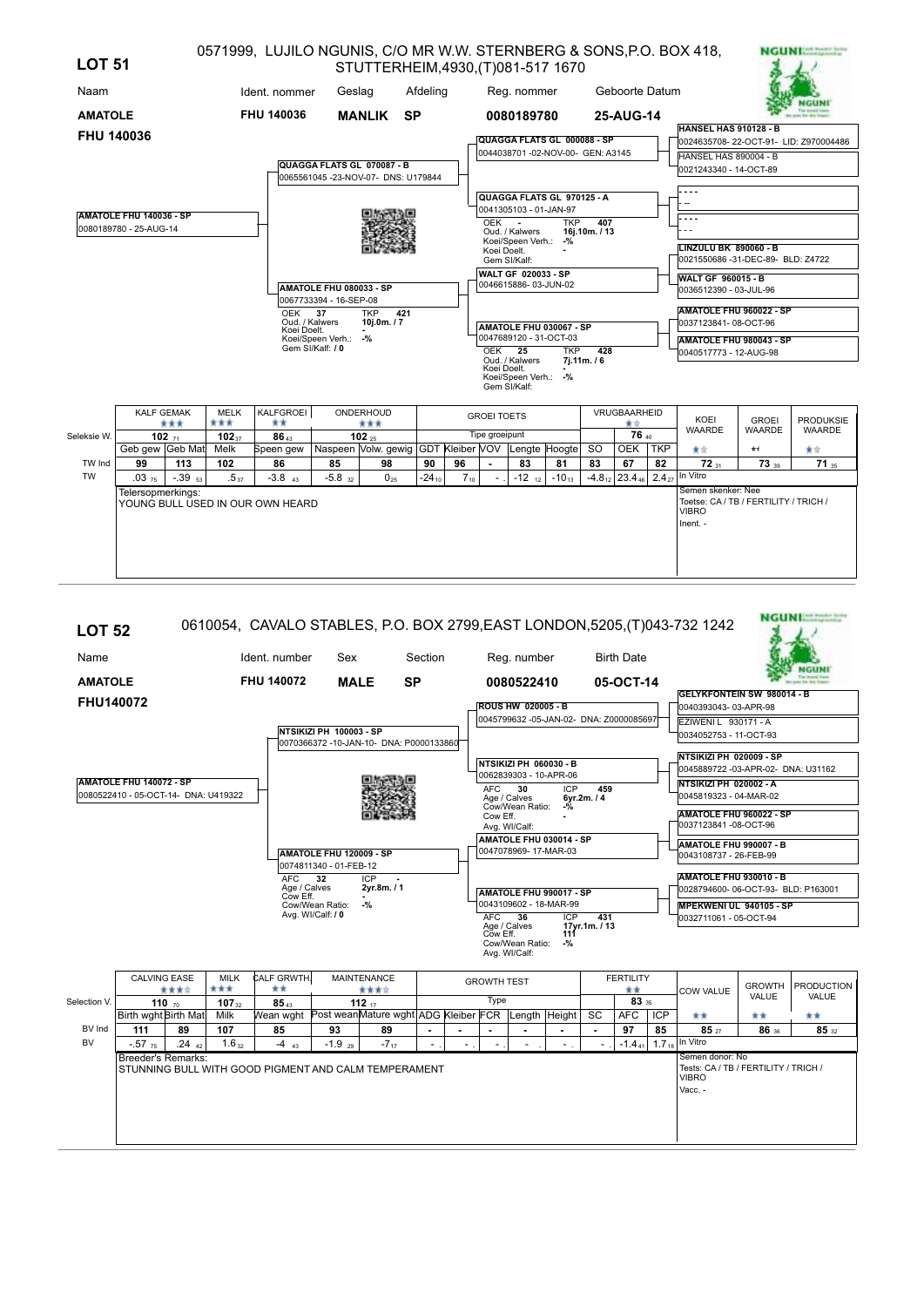## LOT 51

0571999, LUJILO NGUNIS, C/O MR W.W. STERNBERG & SONS,P.O. BOX 418, STUTTERHEIM,4930,(T)081-517 1670

| Naam | Ident. nommer | Geslag | Afdeling | Reg. nommer | Geboorte Datum |
|---|---|---|---|---|---|
| AMATOLE FHU 140036 | FHU 140036 | MANLIK | SP | 0080189780 | 25-AUG-14 |

**Pedigree:**

AMATOLE FHU 140036 - SP
0080189780 - 25-AUG-14

- QUAGGA FLATS GL 070087 - B
  0065561045 -23-NOV-07- DNS: U179844
  - QUAGGA FLATS GL 000088 - SP
    0044038701 -02-NOV-00- GEN: A3145
    - HANSEL HAS 910128 - B
      0024635708- 22-OCT-91- LID: Z970004486
    - HANSEL HAS 890004 - B
      0021243340 - 14-OCT-89
  - QUAGGA FLATS GL 970125 - A
    0041305103 - 01-JAN-97
    OEK - TKP 407; Oud. / Kalwers 16j.10m. / 13; Koei/Speen Verh.: -%; Koei Doelt. -; Gem Sl/Kalf:
    - - - -
    - - - -
- AMATOLE FHU 080033 - SP
  0067733394 - 16-SEP-08
  OEK 37 TKP 421; Oud. / Kalwers 10j.0m. / 7; Koei Doelt. -; Koei/Speen Verh.: -%; Gem Sl/Kalf: / 0
  - WALT GF 020033 - SP
    0046615886- 03-JUN-02
    - LINZULU BK 890060 - B
      0021550686 -31-DEC-89- BLD: Z4722
    - WALT GF 960015 - B
      0036512390 - 03-JUL-96
  - AMATOLE FHU 030067 - SP
    0047689120 - 31-OCT-03
    OEK 25 TKP 428; Oud. / Kalwers 7j.11m. / 6; Koei Doelt. -; Koei/Speen Verh.: -%; Gem Sl/Kalf:
    - AMATOLE FHU 960022 - SP
      0037123841- 08-OCT-96
    - AMATOLE FHU 980043 - SP
      0040517773 - 12-AUG-98

| | KALF GEMAK ★★★ | | MELK ★★★ | KALFGROEI ★★ | ONDERHOUD ★★★ | | GROEI TOETS | | | | | VRUGBAARHEID ★☆ | | | KOEI WAARDE | GROEI WAARDE | PRODUKSIE WAARDE |
|---|---|---|---|---|---|---|---|---|---|---|---|---|---|---|---|---|---|
| Seleksie W. | 102 $_{71}$ | | 102 $_{37}$ | 86 $_{43}$ | 102 $_{25}$ | | Tipe groeipunt | | | | | | 76 $_{40}$ | | | | |
| | Geb gew | Geb Mat | Melk | Speen gew | Naspeen | Volw. gewig | GDT | Kleiber | VOV | Lengte | Hoogte | SO | OEK | TKP | ★☆ | ★ | ★☆ |
| TW Ind | 99 | 113 | 102 | 86 | 85 | 98 | 90 | 96 | - | 83 | 81 | 83 | 67 | 82 | 72 $_{31}$ | 73 $_{39}$ | 71 $_{35}$ |
| TW | .03 $_{75}$ | -.39 $_{53}$ | .5 $_{37}$ | -3.8 $_{43}$ | -5.8 $_{32}$ | 0 $_{25}$ | -24 $_{10}$ | 7 $_{10}$ | - | -12 $_{12}$ | -10 $_{13}$ | -4.8 $_{12}$ | 23.4 $_{46}$ | 2.4 $_{27}$ | In Vitro | | |

Telersopmerkings:
YOUNG BULL USED IN OUR OWN HEARD

Semen skenker: Nee
Toetse: CA / TB / FERTILITY / TRICH / VIBRO
Inent. -

## LOT 52

0610054, CAVALO STABLES, P.O. BOX 2799,EAST LONDON,5205,(T)043-732 1242

| Name | Ident. number | Sex | Section | Reg. number | Birth Date |
|---|---|---|---|---|---|
| AMATOLE FHU140072 | FHU 140072 | MALE | SP | 0080522410 | 05-OCT-14 |

**Pedigree:**

AMATOLE FHU 140072 - SP
0080522410 - 05-OCT-14- DNA: U419322

- NTSIKIZI PH 100003 - SP
  0070366372 -10-JAN-10- DNA: P0000133860
  - ROUS HW 020005 - B
    0045799632 -05-JAN-02- DNA: Z0000085697
    - GELYKFONTEIN SW 980014 - B
      0040393043- 03-APR-98
    - EZIWENI L 930171 - A
      0034052753 - 11-OCT-93
  - NTSIKIZI PH 060030 - B
    0062839303 - 10-APR-06
    AFC 30 ICP 459; Age / Calves 6yr.2m. / 4; Cow/Wean Ratio: -%; Cow Eff. -; Avg. Wl/Calf:
    - NTSIKIZI PH 020009 - SP
      0045889722 -03-APR-02- DNA: U31162
    - NTSIKIZI PH 020002 - A
      0045819323 - 04-MAR-02
- AMATOLE FHU 120009 - SP
  0074811340 - 01-FEB-12
  AFC 32 ICP -; Age / Calves 2yr.8m. / 1; Cow Eff. -; Cow/Wean Ratio: -%; Avg. Wl/Calf: / 0
  - AMATOLE FHU 030014 - SP
    0047078969- 17-MAR-03
    - AMATOLE FHU 960022 - SP
      0037123841 -08-OCT-96
    - AMATOLE FHU 990007 - B
      0043108737 - 26-FEB-99
  - AMATOLE FHU 990017 - SP
    0043109602 - 18-MAR-99
    AFC 36 ICP 431; Age / Calves 17yr.1m. / 13; Cow Eff. 111; Cow/Wean Ratio: -%; Avg. Wl/Calf:
    - AMATOLE FHU 930010 - B
      0028794600- 06-OCT-93- BLD: P163001
    - MPEKWENI UL 940105 - SP
      0032711061 - 05-OCT-94

| | CALVING EASE ★★★☆ | | MILK ★★★ | CALF GRWTH ★★ | MAINTENANCE ★★★☆ | | GROWTH TEST | | | | | FERTILITY ★★ | | | COW VALUE | GROWTH VALUE | PRODUCTION VALUE |
|---|---|---|---|---|---|---|---|---|---|---|---|---|---|---|---|---|---|
| Selection V. | 110 $_{70}$ | | 107 $_{32}$ | 85 $_{43}$ | 112 $_{17}$ | | Type | | | | | | 83 $_{35}$ | | | | |
| | Birth wght | Birth Mat | Milk | Wean wght | Post wean | Mature wght | ADG | Kleiber | FCR | Length | Height | SC | AFC | ICP | ★★ | ★★ | ★★ |
| BV Ind | 111 | 89 | 107 | 85 | 93 | 89 | - | - | - | - | - | - | 97 | 85 | 85 $_{27}$ | 86 $_{36}$ | 85 $_{32}$ |
| BV | -.57 $_{75}$ | .24 $_{42}$ | 1.6 $_{32}$ | -4 $_{43}$ | -1.9 $_{29}$ | -7 $_{17}$ | - | - | - | - | - | - | -1.4 $_{41}$ | 1.7 $_{18}$ | In Vitro | | |

Breeder's Remarks:
STUNNING BULL WITH GOOD PIGMENT AND CALM TEMPERAMENT

Semen donor: No
Tests: CA / TB / FERTILITY / TRICH / VIBRO
Vacc. -